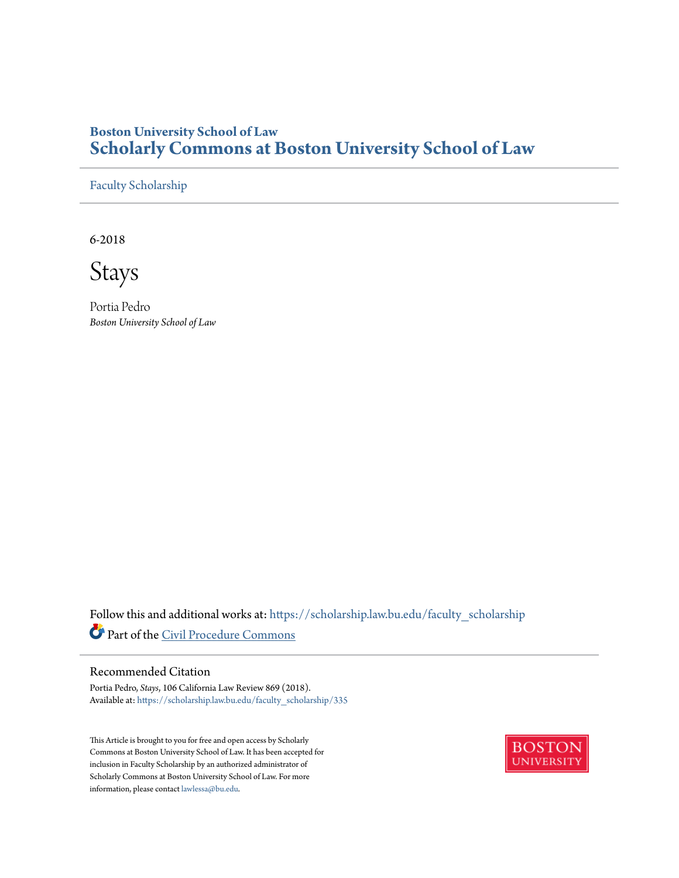**Boston University School of Law**

# Scholarly Commons at Boston University School of Law

Faculty Scholarship

6-2018

## Stays

Portia Pedro

*Boston University School of Law*

Follow this and additional works at: https://scholarship.law.bu.edu/faculty_scholarship

Part of the Civil Procedure Commons

### Recommended Citation

Portia Pedro, *Stays*, 106 California Law Review 869 (2018).
Available at: https://scholarship.law.bu.edu/faculty_scholarship/335

This Article is brought to you for free and open access by Scholarly Commons at Boston University School of Law. It has been accepted for inclusion in Faculty Scholarship by an authorized administrator of Scholarly Commons at Boston University School of Law. For more information, please contact lawlessa@bu.edu.

BOSTON UNIVERSITY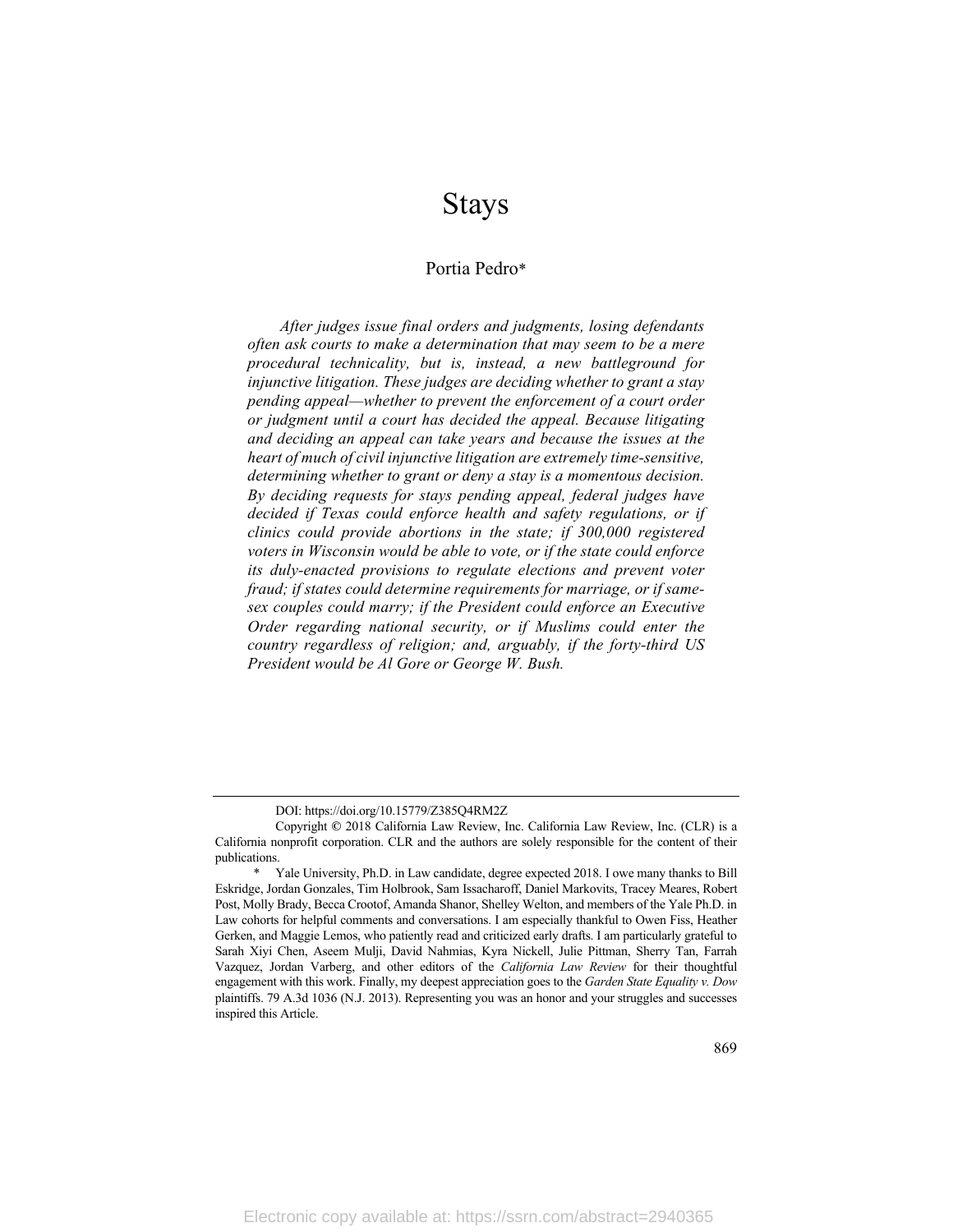# Stays

Portia Pedro*

*After judges issue final orders and judgments, losing defendants often ask courts to make a determination that may seem to be a mere procedural technicality, but is, instead, a new battleground for injunctive litigation. These judges are deciding whether to grant a stay pending appeal—whether to prevent the enforcement of a court order or judgment until a court has decided the appeal. Because litigating and deciding an appeal can take years and because the issues at the heart of much of civil injunctive litigation are extremely time-sensitive, determining whether to grant or deny a stay is a momentous decision. By deciding requests for stays pending appeal, federal judges have decided if Texas could enforce health and safety regulations, or if clinics could provide abortions in the state; if 300,000 registered voters in Wisconsin would be able to vote, or if the state could enforce its duly-enacted provisions to regulate elections and prevent voter fraud; if states could determine requirements for marriage, or if same-sex couples could marry; if the President could enforce an Executive Order regarding national security, or if Muslims could enter the country regardless of religion; and, arguably, if the forty-third US President would be Al Gore or George W. Bush.*

---

DOI: https://doi.org/10.15779/Z385Q4RM2Z

Copyright © 2018 California Law Review, Inc. California Law Review, Inc. (CLR) is a California nonprofit corporation. CLR and the authors are solely responsible for the content of their publications.

\* Yale University, Ph.D. in Law candidate, degree expected 2018. I owe many thanks to Bill Eskridge, Jordan Gonzales, Tim Holbrook, Sam Issacharoff, Daniel Markovits, Tracey Meares, Robert Post, Molly Brady, Becca Crootof, Amanda Shanor, Shelley Welton, and members of the Yale Ph.D. in Law cohorts for helpful comments and conversations. I am especially thankful to Owen Fiss, Heather Gerken, and Maggie Lemos, who patiently read and criticized early drafts. I am particularly grateful to Sarah Xiyi Chen, Aseem Mulji, David Nahmias, Kyra Nickell, Julie Pittman, Sherry Tan, Farrah Vazquez, Jordan Varberg, and other editors of the *California Law Review* for their thoughtful engagement with this work. Finally, my deepest appreciation goes to the *Garden State Equality v. Dow* plaintiffs. 79 A.3d 1036 (N.J. 2013). Representing you was an honor and your struggles and successes inspired this Article.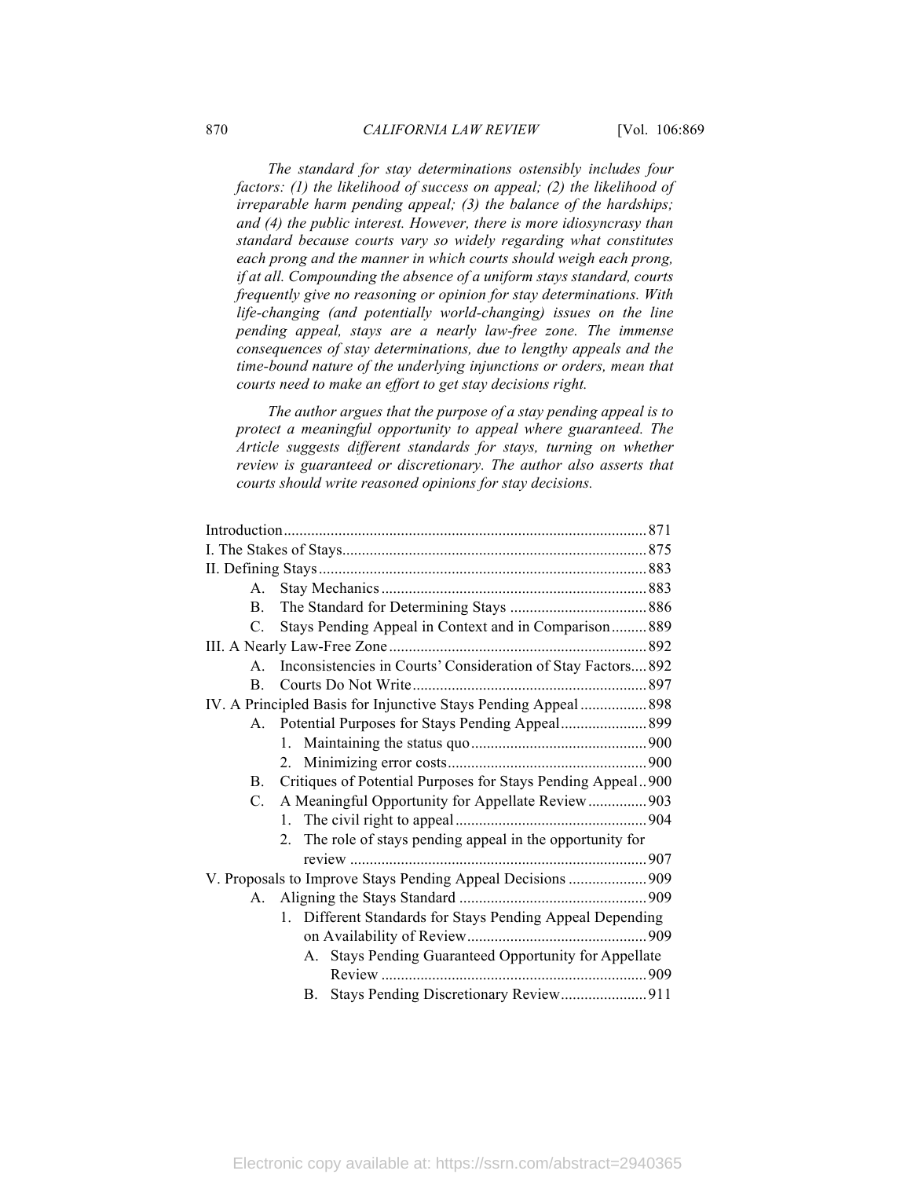*The standard for stay determinations ostensibly includes four factors: (1) the likelihood of success on appeal; (2) the likelihood of irreparable harm pending appeal; (3) the balance of the hardships; and (4) the public interest. However, there is more idiosyncrasy than standard because courts vary so widely regarding what constitutes each prong and the manner in which courts should weigh each prong, if at all. Compounding the absence of a uniform stays standard, courts frequently give no reasoning or opinion for stay determinations. With life-changing (and potentially world-changing) issues on the line pending appeal, stays are a nearly law-free zone. The immense consequences of stay determinations, due to lengthy appeals and the time-bound nature of the underlying injunctions or orders, mean that courts need to make an effort to get stay decisions right.*

*The author argues that the purpose of a stay pending appeal is to protect a meaningful opportunity to appeal where guaranteed. The Article suggests different standards for stays, turning on whether review is guaranteed or discretionary. The author also asserts that courts should write reasoned opinions for stay decisions.*

Introduction .......... 871
I. The Stakes of Stays .......... 875
II. Defining Stays .......... 883
  A. Stay Mechanics .......... 883
  B. The Standard for Determining Stays .......... 886
  C. Stays Pending Appeal in Context and in Comparison .......... 889
III. A Nearly Law-Free Zone .......... 892
  A. Inconsistencies in Courts' Consideration of Stay Factors .......... 892
  B. Courts Do Not Write .......... 897
IV. A Principled Basis for Injunctive Stays Pending Appeal .......... 898
  A. Potential Purposes for Stays Pending Appeal .......... 899
    1. Maintaining the status quo .......... 900
    2. Minimizing error costs .......... 900
  B. Critiques of Potential Purposes for Stays Pending Appeal .......... 900
  C. A Meaningful Opportunity for Appellate Review .......... 903
    1. The civil right to appeal .......... 904
    2. The role of stays pending appeal in the opportunity for review .......... 907
V. Proposals to Improve Stays Pending Appeal Decisions .......... 909
  A. Aligning the Stays Standard .......... 909
    1. Different Standards for Stays Pending Appeal Depending on Availability of Review .......... 909
      A. Stays Pending Guaranteed Opportunity for Appellate Review .......... 909
      B. Stays Pending Discretionary Review .......... 911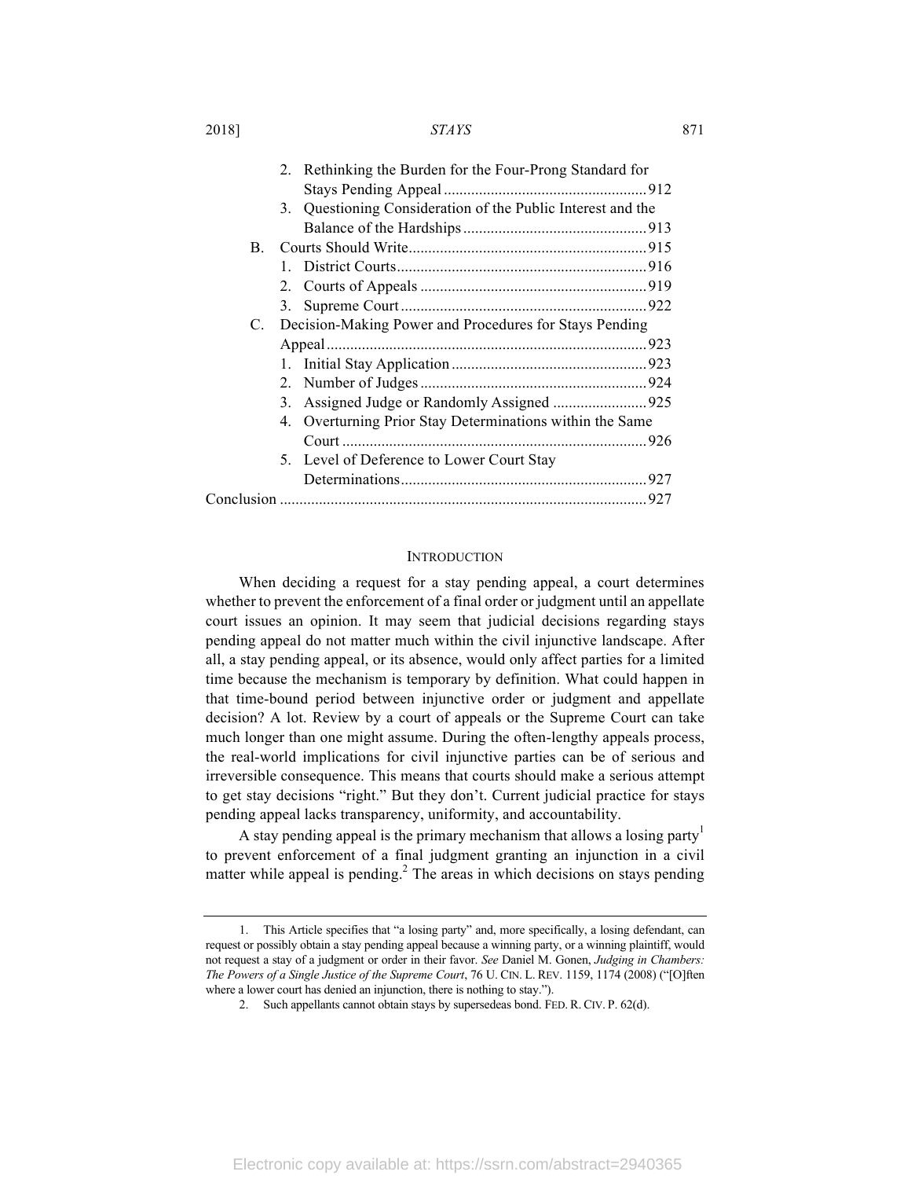2. Rethinking the Burden for the Four-Prong Standard for Stays Pending Appeal .................................................... 912
3. Questioning Consideration of the Public Interest and the Balance of the Hardships ............................................... 913

B. Courts Should Write ............................................................ 915
1. District Courts ................................................................ 916
2. Courts of Appeals .......................................................... 919
3. Supreme Court ............................................................... 922

C. Decision-Making Power and Procedures for Stays Pending Appeal .................................................................................. 923
1. Initial Stay Application ................................................. 923
2. Number of Judges .......................................................... 924
3. Assigned Judge or Randomly Assigned ........................ 925
4. Overturning Prior Stay Determinations within the Same Court ............................................................................. 926
5. Level of Deference to Lower Court Stay Determinations ............................................................... 927

Conclusion ............................................................................................ 927

## INTRODUCTION

When deciding a request for a stay pending appeal, a court determines whether to prevent the enforcement of a final order or judgment until an appellate court issues an opinion. It may seem that judicial decisions regarding stays pending appeal do not matter much within the civil injunctive landscape. After all, a stay pending appeal, or its absence, would only affect parties for a limited time because the mechanism is temporary by definition. What could happen in that time-bound period between injunctive order or judgment and appellate decision? A lot. Review by a court of appeals or the Supreme Court can take much longer than one might assume. During the often-lengthy appeals process, the real-world implications for civil injunctive parties can be of serious and irreversible consequence. This means that courts should make a serious attempt to get stay decisions "right." But they don't. Current judicial practice for stays pending appeal lacks transparency, uniformity, and accountability.

A stay pending appeal is the primary mechanism that allows a losing party[1] to prevent enforcement of a final judgment granting an injunction in a civil matter while appeal is pending.[2] The areas in which decisions on stays pending

---

1. This Article specifies that "a losing party" and, more specifically, a losing defendant, can request or possibly obtain a stay pending appeal because a winning party, or a winning plaintiff, would not request a stay of a judgment or order in their favor. *See* Daniel M. Gonen, *Judging in Chambers: The Powers of a Single Justice of the Supreme Court*, 76 U. CIN. L. REV. 1159, 1174 (2008) ("[O]ften where a lower court has denied an injunction, there is nothing to stay.").

2. Such appellants cannot obtain stays by supersedeas bond. FED. R. CIV. P. 62(d).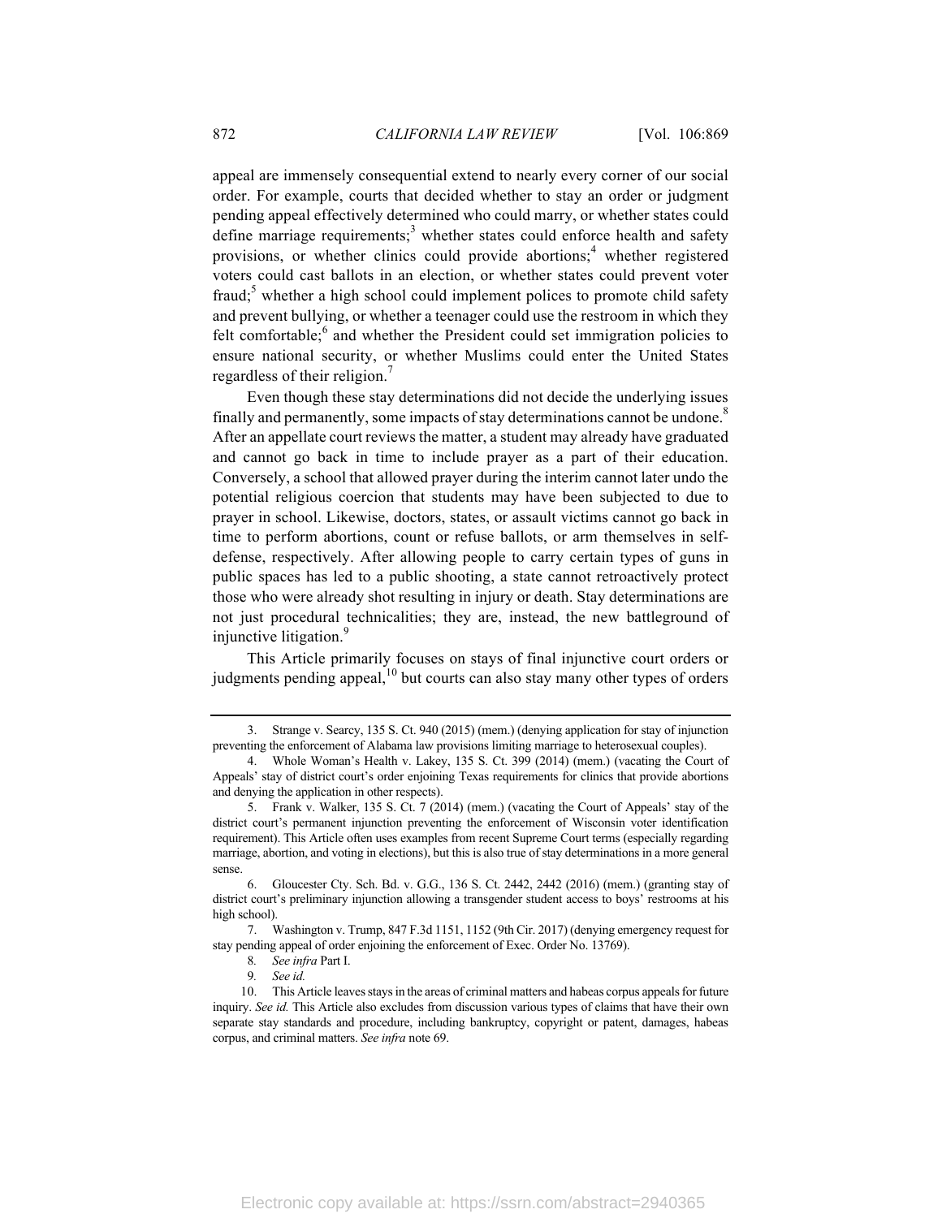appeal are immensely consequential extend to nearly every corner of our social order. For example, courts that decided whether to stay an order or judgment pending appeal effectively determined who could marry, or whether states could define marriage requirements;[3] whether states could enforce health and safety provisions, or whether clinics could provide abortions;[4] whether registered voters could cast ballots in an election, or whether states could prevent voter fraud;[5] whether a high school could implement polices to promote child safety and prevent bullying, or whether a teenager could use the restroom in which they felt comfortable;[6] and whether the President could set immigration policies to ensure national security, or whether Muslims could enter the United States regardless of their religion.[7]

Even though these stay determinations did not decide the underlying issues finally and permanently, some impacts of stay determinations cannot be undone.[8] After an appellate court reviews the matter, a student may already have graduated and cannot go back in time to include prayer as a part of their education. Conversely, a school that allowed prayer during the interim cannot later undo the potential religious coercion that students may have been subjected to due to prayer in school. Likewise, doctors, states, or assault victims cannot go back in time to perform abortions, count or refuse ballots, or arm themselves in self-defense, respectively. After allowing people to carry certain types of guns in public spaces has led to a public shooting, a state cannot retroactively protect those who were already shot resulting in injury or death. Stay determinations are not just procedural technicalities; they are, instead, the new battleground of injunctive litigation.[9]

This Article primarily focuses on stays of final injunctive court orders or judgments pending appeal,[10] but courts can also stay many other types of orders

---

3. Strange v. Searcy, 135 S. Ct. 940 (2015) (mem.) (denying application for stay of injunction preventing the enforcement of Alabama law provisions limiting marriage to heterosexual couples).

4. Whole Woman's Health v. Lakey, 135 S. Ct. 399 (2014) (mem.) (vacating the Court of Appeals' stay of district court's order enjoining Texas requirements for clinics that provide abortions and denying the application in other respects).

5. Frank v. Walker, 135 S. Ct. 7 (2014) (mem.) (vacating the Court of Appeals' stay of the district court's permanent injunction preventing the enforcement of Wisconsin voter identification requirement). This Article often uses examples from recent Supreme Court terms (especially regarding marriage, abortion, and voting in elections), but this is also true of stay determinations in a more general sense.

6. Gloucester Cty. Sch. Bd. v. G.G., 136 S. Ct. 2442, 2442 (2016) (mem.) (granting stay of district court's preliminary injunction allowing a transgender student access to boys' restrooms at his high school).

7. Washington v. Trump, 847 F.3d 1151, 1152 (9th Cir. 2017) (denying emergency request for stay pending appeal of order enjoining the enforcement of Exec. Order No. 13769).

8. *See infra* Part I.

9. *See id.*

10. This Article leaves stays in the areas of criminal matters and habeas corpus appeals for future inquiry. *See id.* This Article also excludes from discussion various types of claims that have their own separate stay standards and procedure, including bankruptcy, copyright or patent, damages, habeas corpus, and criminal matters. *See infra* note 69.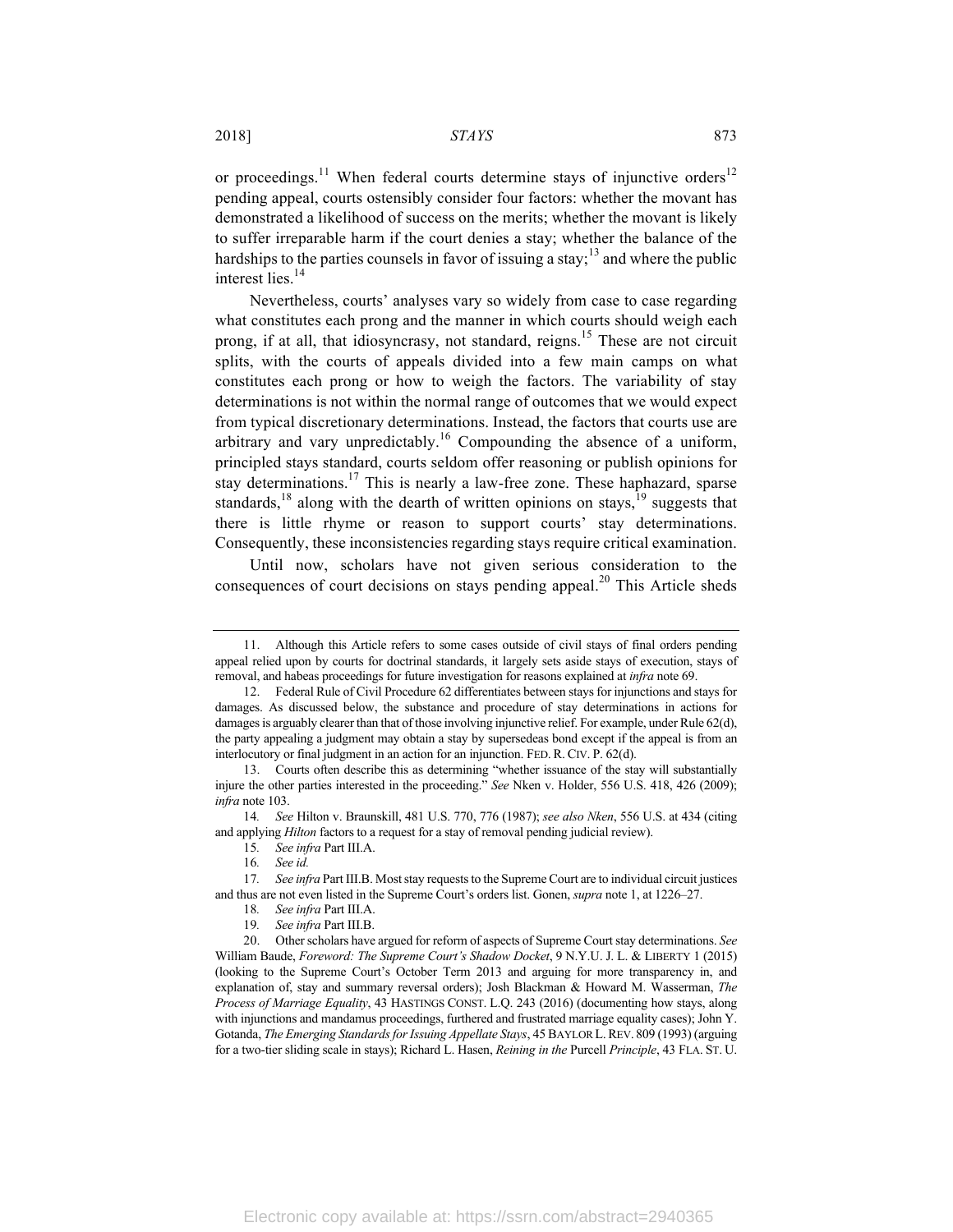or proceedings.[11] When federal courts determine stays of injunctive orders[12] pending appeal, courts ostensibly consider four factors: whether the movant has demonstrated a likelihood of success on the merits; whether the movant is likely to suffer irreparable harm if the court denies a stay; whether the balance of the hardships to the parties counsels in favor of issuing a stay;[13] and where the public interest lies.[14]

Nevertheless, courts' analyses vary so widely from case to case regarding what constitutes each prong and the manner in which courts should weigh each prong, if at all, that idiosyncrasy, not standard, reigns.[15] These are not circuit splits, with the courts of appeals divided into a few main camps on what constitutes each prong or how to weigh the factors. The variability of stay determinations is not within the normal range of outcomes that we would expect from typical discretionary determinations. Instead, the factors that courts use are arbitrary and vary unpredictably.[16] Compounding the absence of a uniform, principled stays standard, courts seldom offer reasoning or publish opinions for stay determinations.[17] This is nearly a law-free zone. These haphazard, sparse standards,[18] along with the dearth of written opinions on stays,[19] suggests that there is little rhyme or reason to support courts' stay determinations. Consequently, these inconsistencies regarding stays require critical examination.

Until now, scholars have not given serious consideration to the consequences of court decisions on stays pending appeal.[20] This Article sheds

---

11. Although this Article refers to some cases outside of civil stays of final orders pending appeal relied upon by courts for doctrinal standards, it largely sets aside stays of execution, stays of removal, and habeas proceedings for future investigation for reasons explained at *infra* note 69.

12. Federal Rule of Civil Procedure 62 differentiates between stays for injunctions and stays for damages. As discussed below, the substance and procedure of stay determinations in actions for damages is arguably clearer than that of those involving injunctive relief. For example, under Rule 62(d), the party appealing a judgment may obtain a stay by supersedeas bond except if the appeal is from an interlocutory or final judgment in an action for an injunction. FED. R. CIV. P. 62(d).

13. Courts often describe this as determining "whether issuance of the stay will substantially injure the other parties interested in the proceeding." *See* Nken v. Holder, 556 U.S. 418, 426 (2009); *infra* note 103.

14. *See* Hilton v. Braunskill, 481 U.S. 770, 776 (1987); *see also Nken*, 556 U.S. at 434 (citing and applying *Hilton* factors to a request for a stay of removal pending judicial review).

15. *See infra* Part III.A.

16. *See id.*

17. *See infra* Part III.B. Most stay requests to the Supreme Court are to individual circuit justices and thus are not even listed in the Supreme Court's orders list. Gonen, *supra* note 1, at 1226–27.

18. *See infra* Part III.A.

19. *See infra* Part III.B.

20. Other scholars have argued for reform of aspects of Supreme Court stay determinations. *See* William Baude, *Foreword: The Supreme Court's Shadow Docket*, 9 N.Y.U. J. L. & LIBERTY 1 (2015) (looking to the Supreme Court's October Term 2013 and arguing for more transparency in, and explanation of, stay and summary reversal orders); Josh Blackman & Howard M. Wasserman, *The Process of Marriage Equality*, 43 HASTINGS CONST. L.Q. 243 (2016) (documenting how stays, along with injunctions and mandamus proceedings, furthered and frustrated marriage equality cases); John Y. Gotanda, *The Emerging Standards for Issuing Appellate Stays*, 45 BAYLOR L. REV. 809 (1993) (arguing for a two-tier sliding scale in stays); Richard L. Hasen, *Reining in the* Purcell *Principle*, 43 FLA. ST. U.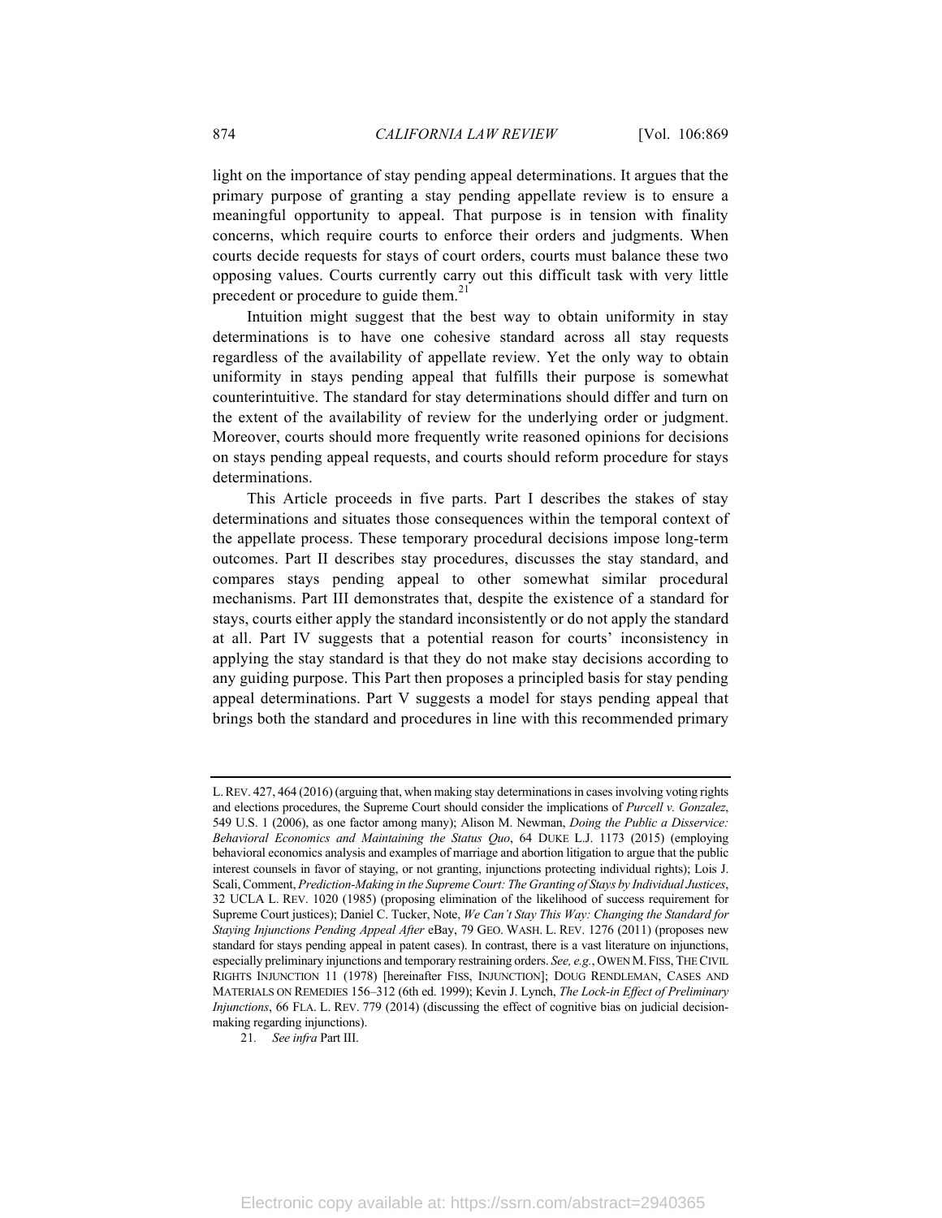light on the importance of stay pending appeal determinations. It argues that the primary purpose of granting a stay pending appellate review is to ensure a meaningful opportunity to appeal. That purpose is in tension with finality concerns, which require courts to enforce their orders and judgments. When courts decide requests for stays of court orders, courts must balance these two opposing values. Courts currently carry out this difficult task with very little precedent or procedure to guide them.[21]

Intuition might suggest that the best way to obtain uniformity in stay determinations is to have one cohesive standard across all stay requests regardless of the availability of appellate review. Yet the only way to obtain uniformity in stays pending appeal that fulfills their purpose is somewhat counterintuitive. The standard for stay determinations should differ and turn on the extent of the availability of review for the underlying order or judgment. Moreover, courts should more frequently write reasoned opinions for decisions on stays pending appeal requests, and courts should reform procedure for stays determinations.

This Article proceeds in five parts. Part I describes the stakes of stay determinations and situates those consequences within the temporal context of the appellate process. These temporary procedural decisions impose long-term outcomes. Part II describes stay procedures, discusses the stay standard, and compares stays pending appeal to other somewhat similar procedural mechanisms. Part III demonstrates that, despite the existence of a standard for stays, courts either apply the standard inconsistently or do not apply the standard at all. Part IV suggests that a potential reason for courts' inconsistency in applying the stay standard is that they do not make stay decisions according to any guiding purpose. This Part then proposes a principled basis for stay pending appeal determinations. Part V suggests a model for stays pending appeal that brings both the standard and procedures in line with this recommended primary

---

L. REV. 427, 464 (2016) (arguing that, when making stay determinations in cases involving voting rights and elections procedures, the Supreme Court should consider the implications of *Purcell v. Gonzalez*, 549 U.S. 1 (2006), as one factor among many); Alison M. Newman, *Doing the Public a Disservice: Behavioral Economics and Maintaining the Status Quo*, 64 DUKE L.J. 1173 (2015) (employing behavioral economics analysis and examples of marriage and abortion litigation to argue that the public interest counsels in favor of staying, or not granting, injunctions protecting individual rights); Lois J. Scali, Comment, *Prediction-Making in the Supreme Court: The Granting of Stays by Individual Justices*, 32 UCLA L. REV. 1020 (1985) (proposing elimination of the likelihood of success requirement for Supreme Court justices); Daniel C. Tucker, Note, *We Can't Stay This Way: Changing the Standard for Staying Injunctions Pending Appeal After* eBay, 79 GEO. WASH. L. REV. 1276 (2011) (proposes new standard for stays pending appeal in patent cases). In contrast, there is a vast literature on injunctions, especially preliminary injunctions and temporary restraining orders. *See, e.g.*, OWEN M. FISS, THE CIVIL RIGHTS INJUNCTION 11 (1978) [hereinafter FISS, INJUNCTION]; DOUG RENDLEMAN, CASES AND MATERIALS ON REMEDIES 156–312 (6th ed. 1999); Kevin J. Lynch, *The Lock-in Effect of Preliminary Injunctions*, 66 FLA. L. REV. 779 (2014) (discussing the effect of cognitive bias on judicial decision-making regarding injunctions).

21. *See infra* Part III.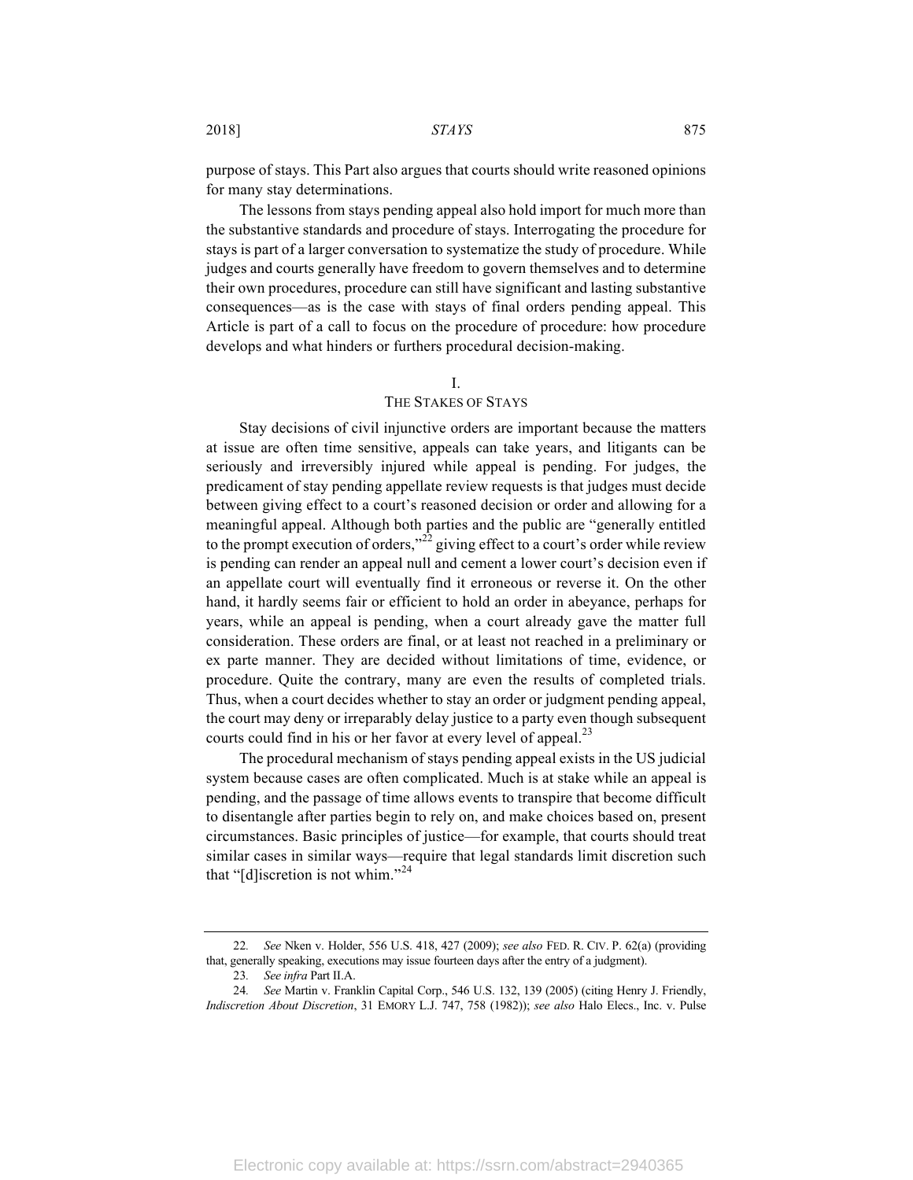purpose of stays. This Part also argues that courts should write reasoned opinions for many stay determinations.

The lessons from stays pending appeal also hold import for much more than the substantive standards and procedure of stays. Interrogating the procedure for stays is part of a larger conversation to systematize the study of procedure. While judges and courts generally have freedom to govern themselves and to determine their own procedures, procedure can still have significant and lasting substantive consequences—as is the case with stays of final orders pending appeal. This Article is part of a call to focus on the procedure of procedure: how procedure develops and what hinders or furthers procedural decision-making.

## I.
## THE STAKES OF STAYS

Stay decisions of civil injunctive orders are important because the matters at issue are often time sensitive, appeals can take years, and litigants can be seriously and irreversibly injured while appeal is pending. For judges, the predicament of stay pending appellate review requests is that judges must decide between giving effect to a court's reasoned decision or order and allowing for a meaningful appeal. Although both parties and the public are "generally entitled to the prompt execution of orders,"[22] giving effect to a court's order while review is pending can render an appeal null and cement a lower court's decision even if an appellate court will eventually find it erroneous or reverse it. On the other hand, it hardly seems fair or efficient to hold an order in abeyance, perhaps for years, while an appeal is pending, when a court already gave the matter full consideration. These orders are final, or at least not reached in a preliminary or ex parte manner. They are decided without limitations of time, evidence, or procedure. Quite the contrary, many are even the results of completed trials. Thus, when a court decides whether to stay an order or judgment pending appeal, the court may deny or irreparably delay justice to a party even though subsequent courts could find in his or her favor at every level of appeal.[23]

The procedural mechanism of stays pending appeal exists in the US judicial system because cases are often complicated. Much is at stake while an appeal is pending, and the passage of time allows events to transpire that become difficult to disentangle after parties begin to rely on, and make choices based on, present circumstances. Basic principles of justice—for example, that courts should treat similar cases in similar ways—require that legal standards limit discretion such that "[d]iscretion is not whim."[24]

---

22. *See* Nken v. Holder, 556 U.S. 418, 427 (2009); *see also* FED. R. CIV. P. 62(a) (providing that, generally speaking, executions may issue fourteen days after the entry of a judgment).

23. *See infra* Part II.A.

24. *See* Martin v. Franklin Capital Corp., 546 U.S. 132, 139 (2005) (citing Henry J. Friendly, *Indiscretion About Discretion*, 31 EMORY L.J. 747, 758 (1982)); *see also* Halo Elecs., Inc. v. Pulse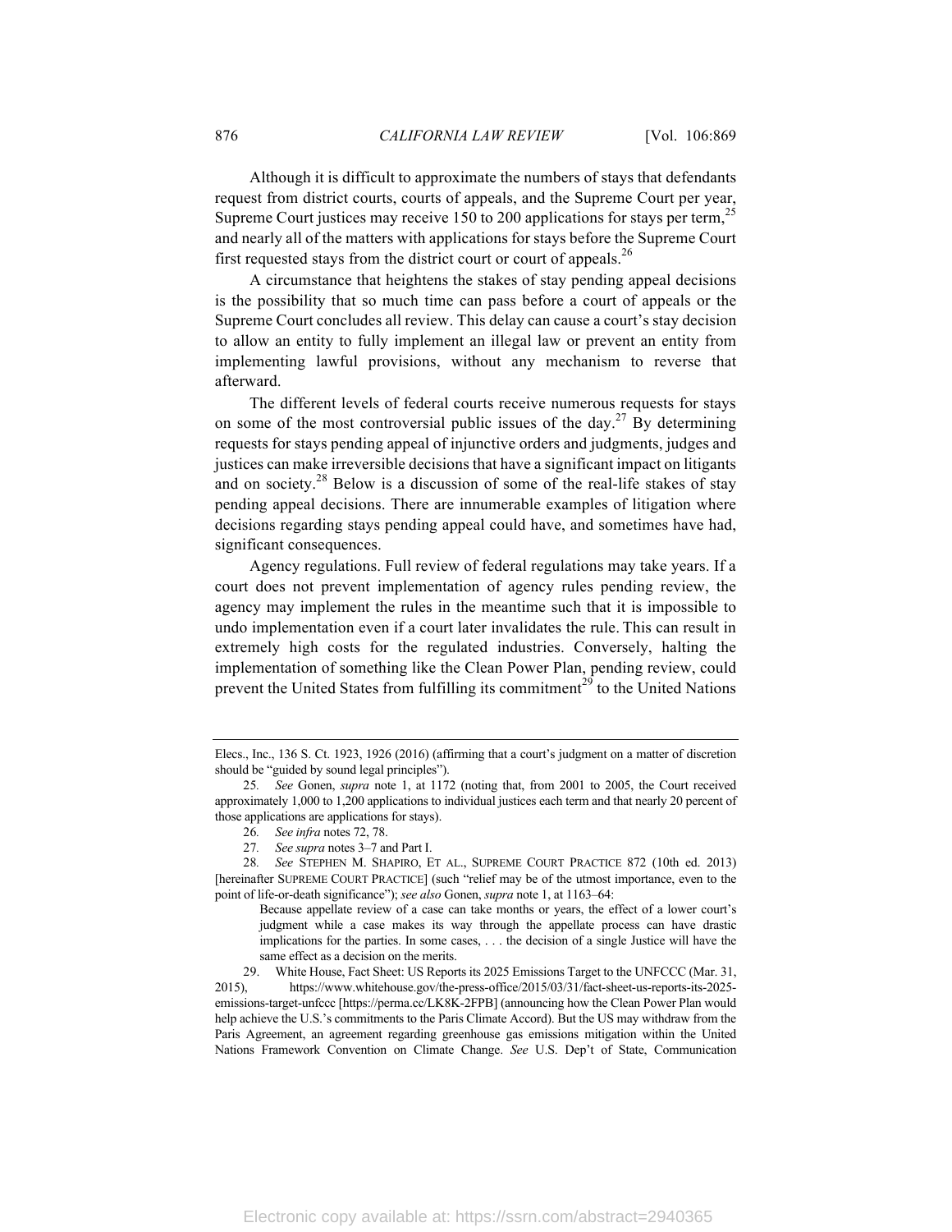Although it is difficult to approximate the numbers of stays that defendants request from district courts, courts of appeals, and the Supreme Court per year, Supreme Court justices may receive 150 to 200 applications for stays per term,[25] and nearly all of the matters with applications for stays before the Supreme Court first requested stays from the district court or court of appeals.[26]

A circumstance that heightens the stakes of stay pending appeal decisions is the possibility that so much time can pass before a court of appeals or the Supreme Court concludes all review. This delay can cause a court's stay decision to allow an entity to fully implement an illegal law or prevent an entity from implementing lawful provisions, without any mechanism to reverse that afterward.

The different levels of federal courts receive numerous requests for stays on some of the most controversial public issues of the day.[27] By determining requests for stays pending appeal of injunctive orders and judgments, judges and justices can make irreversible decisions that have a significant impact on litigants and on society.[28] Below is a discussion of some of the real-life stakes of stay pending appeal decisions. There are innumerable examples of litigation where decisions regarding stays pending appeal could have, and sometimes have had, significant consequences.

Agency regulations. Full review of federal regulations may take years. If a court does not prevent implementation of agency rules pending review, the agency may implement the rules in the meantime such that it is impossible to undo implementation even if a court later invalidates the rule. This can result in extremely high costs for the regulated industries. Conversely, halting the implementation of something like the Clean Power Plan, pending review, could prevent the United States from fulfilling its commitment[29] to the United Nations

---

Elecs., Inc., 136 S. Ct. 1923, 1926 (2016) (affirming that a court's judgment on a matter of discretion should be "guided by sound legal principles").

25. *See* Gonen, *supra* note 1, at 1172 (noting that, from 2001 to 2005, the Court received approximately 1,000 to 1,200 applications to individual justices each term and that nearly 20 percent of those applications are applications for stays).

26. *See infra* notes 72, 78.

27. *See supra* notes 3–7 and Part I.

28. *See* STEPHEN M. SHAPIRO, ET AL., SUPREME COURT PRACTICE 872 (10th ed. 2013) [hereinafter SUPREME COURT PRACTICE] (such "relief may be of the utmost importance, even to the point of life-or-death significance"); *see also* Gonen, *supra* note 1, at 1163–64:

> Because appellate review of a case can take months or years, the effect of a lower court's judgment while a case makes its way through the appellate process can have drastic implications for the parties. In some cases, . . . the decision of a single Justice will have the same effect as a decision on the merits.

29. White House, Fact Sheet: US Reports its 2025 Emissions Target to the UNFCCC (Mar. 31, 2015), https://www.whitehouse.gov/the-press-office/2015/03/31/fact-sheet-us-reports-its-2025-emissions-target-unfccc [https://perma.cc/LK8K-2FPB] (announcing how the Clean Power Plan would help achieve the U.S.'s commitments to the Paris Climate Accord). But the US may withdraw from the Paris Agreement, an agreement regarding greenhouse gas emissions mitigation within the United Nations Framework Convention on Climate Change. *See* U.S. Dep't of State, Communication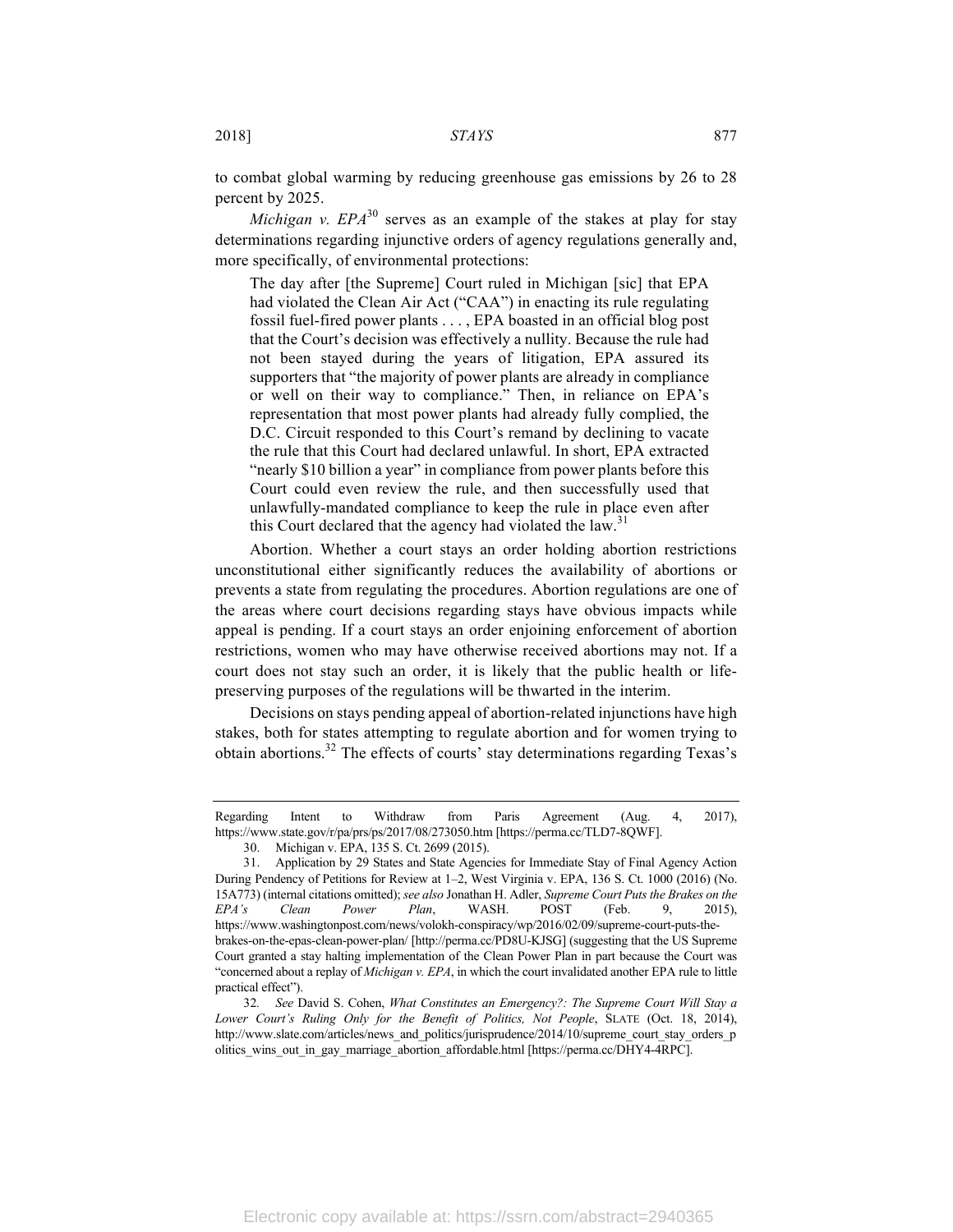to combat global warming by reducing greenhouse gas emissions by 26 to 28 percent by 2025.

*Michigan v. EPA*[30] serves as an example of the stakes at play for stay determinations regarding injunctive orders of agency regulations generally and, more specifically, of environmental protections:

> The day after [the Supreme] Court ruled in Michigan [sic] that EPA had violated the Clean Air Act ("CAA") in enacting its rule regulating fossil fuel-fired power plants . . . , EPA boasted in an official blog post that the Court's decision was effectively a nullity. Because the rule had not been stayed during the years of litigation, EPA assured its supporters that "the majority of power plants are already in compliance or well on their way to compliance." Then, in reliance on EPA's representation that most power plants had already fully complied, the D.C. Circuit responded to this Court's remand by declining to vacate the rule that this Court had declared unlawful. In short, EPA extracted "nearly $10 billion a year" in compliance from power plants before this Court could even review the rule, and then successfully used that unlawfully-mandated compliance to keep the rule in place even after this Court declared that the agency had violated the law.[31]

Abortion. Whether a court stays an order holding abortion restrictions unconstitutional either significantly reduces the availability of abortions or prevents a state from regulating the procedures. Abortion regulations are one of the areas where court decisions regarding stays have obvious impacts while appeal is pending. If a court stays an order enjoining enforcement of abortion restrictions, women who may have otherwise received abortions may not. If a court does not stay such an order, it is likely that the public health or life-preserving purposes of the regulations will be thwarted in the interim.

Decisions on stays pending appeal of abortion-related injunctions have high stakes, both for states attempting to regulate abortion and for women trying to obtain abortions.[32] The effects of courts' stay determinations regarding Texas's

---

Regarding Intent to Withdraw from Paris Agreement (Aug. 4, 2017), https://www.state.gov/r/pa/prs/ps/2017/08/273050.htm [https://perma.cc/TLD7-8QWF].

30. Michigan v. EPA, 135 S. Ct. 2699 (2015).

31. Application by 29 States and State Agencies for Immediate Stay of Final Agency Action During Pendency of Petitions for Review at 1–2, West Virginia v. EPA, 136 S. Ct. 1000 (2016) (No. 15A773) (internal citations omitted); *see also* Jonathan H. Adler, *Supreme Court Puts the Brakes on the EPA's Clean Power Plan*, WASH. POST (Feb. 9, 2015), https://www.washingtonpost.com/news/volokh-conspiracy/wp/2016/02/09/supreme-court-puts-the-brakes-on-the-epas-clean-power-plan/ [http://perma.cc/PD8U-KJSG] (suggesting that the US Supreme Court granted a stay halting implementation of the Clean Power Plan in part because the Court was "concerned about a replay of *Michigan v. EPA*, in which the court invalidated another EPA rule to little practical effect").

32. *See* David S. Cohen, *What Constitutes an Emergency?: The Supreme Court Will Stay a Lower Court's Ruling Only for the Benefit of Politics, Not People*, SLATE (Oct. 18, 2014), http://www.slate.com/articles/news_and_politics/jurisprudence/2014/10/supreme_court_stay_orders_politics_wins_out_in_gay_marriage_abortion_affordable.html [https://perma.cc/DHY4-4RPC].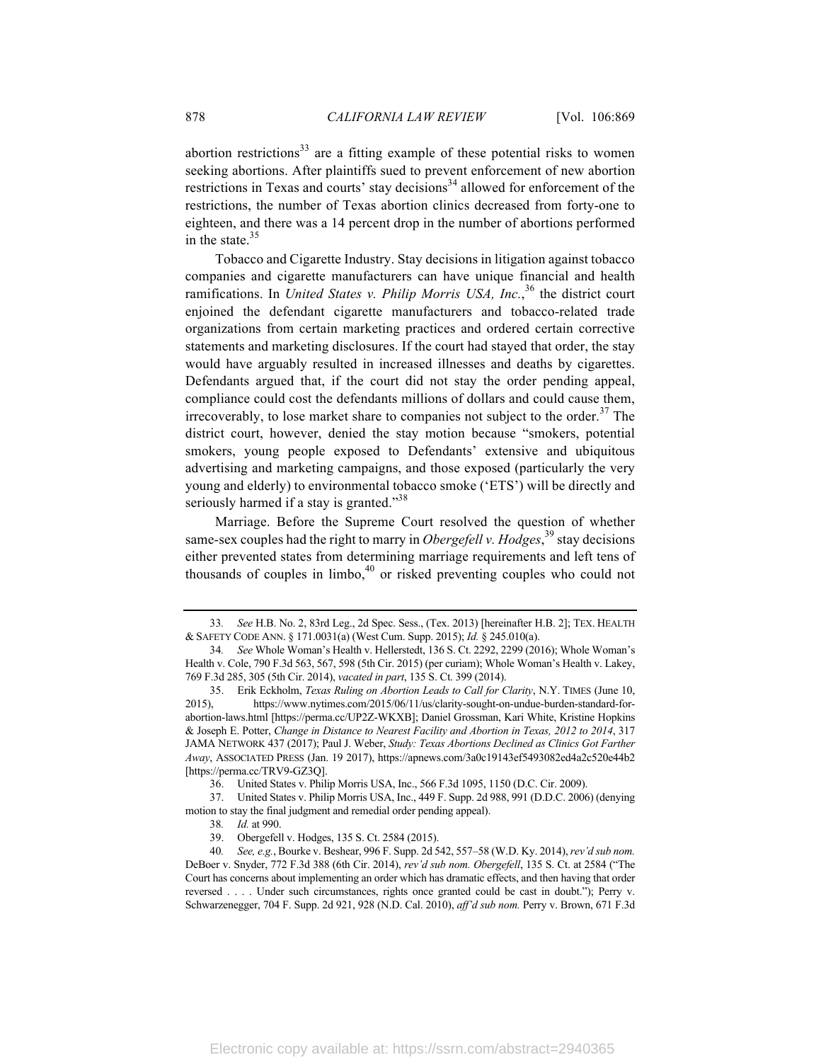abortion restrictions[33] are a fitting example of these potential risks to women seeking abortions. After plaintiffs sued to prevent enforcement of new abortion restrictions in Texas and courts' stay decisions[34] allowed for enforcement of the restrictions, the number of Texas abortion clinics decreased from forty-one to eighteen, and there was a 14 percent drop in the number of abortions performed in the state.[35]

Tobacco and Cigarette Industry. Stay decisions in litigation against tobacco companies and cigarette manufacturers can have unique financial and health ramifications. In *United States v. Philip Morris USA, Inc.*,[36] the district court enjoined the defendant cigarette manufacturers and tobacco-related trade organizations from certain marketing practices and ordered certain corrective statements and marketing disclosures. If the court had stayed that order, the stay would have arguably resulted in increased illnesses and deaths by cigarettes. Defendants argued that, if the court did not stay the order pending appeal, compliance could cost the defendants millions of dollars and could cause them, irrecoverably, to lose market share to companies not subject to the order.[37] The district court, however, denied the stay motion because "smokers, potential smokers, young people exposed to Defendants' extensive and ubiquitous advertising and marketing campaigns, and those exposed (particularly the very young and elderly) to environmental tobacco smoke ('ETS') will be directly and seriously harmed if a stay is granted."[38]

Marriage. Before the Supreme Court resolved the question of whether same-sex couples had the right to marry in *Obergefell v. Hodges*,[39] stay decisions either prevented states from determining marriage requirements and left tens of thousands of couples in limbo,[40] or risked preventing couples who could not

---

33. *See* H.B. No. 2, 83rd Leg., 2d Spec. Sess., (Tex. 2013) [hereinafter H.B. 2]; TEX. HEALTH & SAFETY CODE ANN. § 171.0031(a) (West Cum. Supp. 2015); *Id.* § 245.010(a).

34. *See* Whole Woman's Health v. Hellerstedt, 136 S. Ct. 2292, 2299 (2016); Whole Woman's Health v. Cole, 790 F.3d 563, 567, 598 (5th Cir. 2015) (per curiam); Whole Woman's Health v. Lakey, 769 F.3d 285, 305 (5th Cir. 2014), *vacated in part*, 135 S. Ct. 399 (2014).

35. Erik Eckholm, *Texas Ruling on Abortion Leads to Call for Clarity*, N.Y. TIMES (June 10, 2015), https://www.nytimes.com/2015/06/11/us/clarity-sought-on-undue-burden-standard-for-abortion-laws.html [https://perma.cc/UP2Z-WKXB]; Daniel Grossman, Kari White, Kristine Hopkins & Joseph E. Potter, *Change in Distance to Nearest Facility and Abortion in Texas, 2012 to 2014*, 317 JAMA NETWORK 437 (2017); Paul J. Weber, *Study: Texas Abortions Declined as Clinics Got Farther Away*, ASSOCIATED PRESS (Jan. 19 2017), https://apnews.com/3a0c19143ef5493082ed4a2c520e44b2 [https://perma.cc/TRV9-GZ3Q].

36. United States v. Philip Morris USA, Inc., 566 F.3d 1095, 1150 (D.C. Cir. 2009).

37. United States v. Philip Morris USA, Inc., 449 F. Supp. 2d 988, 991 (D.D.C. 2006) (denying motion to stay the final judgment and remedial order pending appeal).

38. *Id.* at 990.

39. Obergefell v. Hodges, 135 S. Ct. 2584 (2015).

40. *See, e.g.*, Bourke v. Beshear, 996 F. Supp. 2d 542, 557–58 (W.D. Ky. 2014), *rev'd sub nom.* DeBoer v. Snyder, 772 F.3d 388 (6th Cir. 2014), *rev'd sub nom. Obergefell*, 135 S. Ct. at 2584 ("The Court has concerns about implementing an order which has dramatic effects, and then having that order reversed . . . . Under such circumstances, rights once granted could be cast in doubt."); Perry v. Schwarzenegger, 704 F. Supp. 2d 921, 928 (N.D. Cal. 2010), *aff'd sub nom.* Perry v. Brown, 671 F.3d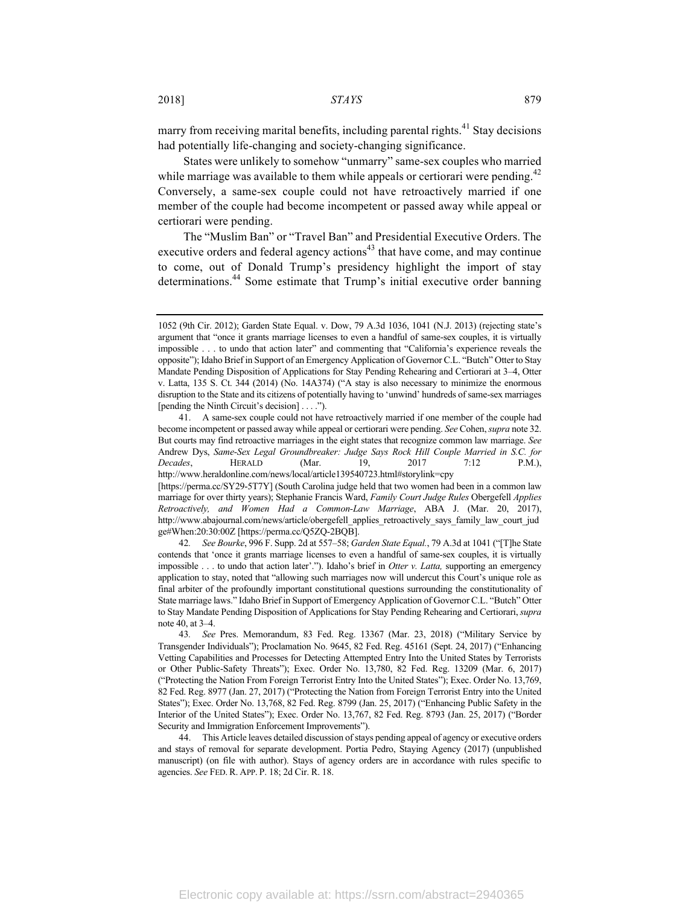marry from receiving marital benefits, including parental rights.[41] Stay decisions had potentially life-changing and society-changing significance.

States were unlikely to somehow "unmarry" same-sex couples who married while marriage was available to them while appeals or certiorari were pending.[42] Conversely, a same-sex couple could not have retroactively married if one member of the couple had become incompetent or passed away while appeal or certiorari were pending.

The "Muslim Ban" or "Travel Ban" and Presidential Executive Orders. The executive orders and federal agency actions[43] that have come, and may continue to come, out of Donald Trump's presidency highlight the import of stay determinations.[44] Some estimate that Trump's initial executive order banning

---

1052 (9th Cir. 2012); Garden State Equal. v. Dow, 79 A.3d 1036, 1041 (N.J. 2013) (rejecting state's argument that "once it grants marriage licenses to even a handful of same-sex couples, it is virtually impossible . . . to undo that action later" and commenting that "California's experience reveals the opposite"); Idaho Brief in Support of an Emergency Application of Governor C.L. "Butch" Otter to Stay Mandate Pending Disposition of Applications for Stay Pending Rehearing and Certiorari at 3–4, Otter v. Latta, 135 S. Ct. 344 (2014) (No. 14A374) ("A stay is also necessary to minimize the enormous disruption to the State and its citizens of potentially having to 'unwind' hundreds of same-sex marriages [pending the Ninth Circuit's decision] . . . .").

41. A same-sex couple could not have retroactively married if one member of the couple had become incompetent or passed away while appeal or certiorari were pending. *See* Cohen, *supra* note 32. But courts may find retroactive marriages in the eight states that recognize common law marriage. *See* Andrew Dys, *Same-Sex Legal Groundbreaker: Judge Says Rock Hill Couple Married in S.C. for Decades*, HERALD (Mar. 19, 2017 7:12 P.M.), http://www.heraldonline.com/news/local/article139540723.html#storylink=cpy [https://perma.cc/SY29-5T7Y] (South Carolina judge held that two women had been in a common law marriage for over thirty years); Stephanie Francis Ward, *Family Court Judge Rules* Obergefell *Applies Retroactively, and Women Had a Common-Law Marriage*, ABA J. (Mar. 20, 2017), http://www.abajournal.com/news/article/obergefell_applies_retroactively_says_family_law_court_judge#When:20:30:00Z [https://perma.cc/Q5ZQ-2BQB].

42. *See Bourke*, 996 F. Supp. 2d at 557–58; *Garden State Equal.*, 79 A.3d at 1041 ("[T]he State contends that 'once it grants marriage licenses to even a handful of same-sex couples, it is virtually impossible . . . to undo that action later'."). Idaho's brief in *Otter v. Latta,* supporting an emergency application to stay, noted that "allowing such marriages now will undercut this Court's unique role as final arbiter of the profoundly important constitutional questions surrounding the constitutionality of State marriage laws." Idaho Brief in Support of Emergency Application of Governor C.L. "Butch" Otter to Stay Mandate Pending Disposition of Applications for Stay Pending Rehearing and Certiorari, *supra* note 40, at 3–4.

43. *See* Pres. Memorandum, 83 Fed. Reg. 13367 (Mar. 23, 2018) ("Military Service by Transgender Individuals"); Proclamation No. 9645, 82 Fed. Reg. 45161 (Sept. 24, 2017) ("Enhancing Vetting Capabilities and Processes for Detecting Attempted Entry Into the United States by Terrorists or Other Public-Safety Threats"); Exec. Order No. 13,780, 82 Fed. Reg. 13209 (Mar. 6, 2017) ("Protecting the Nation From Foreign Terrorist Entry Into the United States"); Exec. Order No. 13,769, 82 Fed. Reg. 8977 (Jan. 27, 2017) ("Protecting the Nation from Foreign Terrorist Entry into the United States"); Exec. Order No. 13,768, 82 Fed. Reg. 8799 (Jan. 25, 2017) ("Enhancing Public Safety in the Interior of the United States"); Exec. Order No. 13,767, 82 Fed. Reg. 8793 (Jan. 25, 2017) ("Border Security and Immigration Enforcement Improvements").

44. This Article leaves detailed discussion of stays pending appeal of agency or executive orders and stays of removal for separate development. Portia Pedro, Staying Agency (2017) (unpublished manuscript) (on file with author). Stays of agency orders are in accordance with rules specific to agencies. *See* FED. R. APP. P. 18; 2d Cir. R. 18.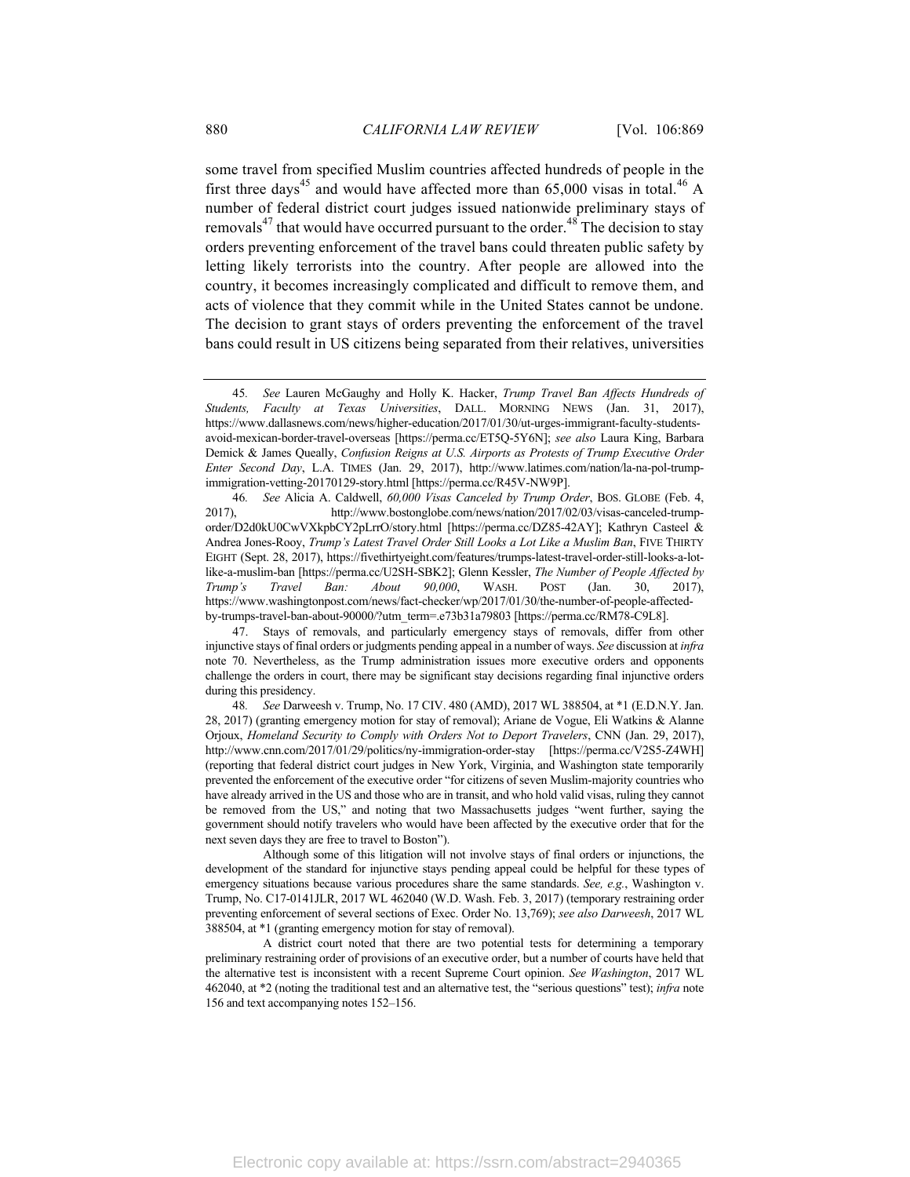some travel from specified Muslim countries affected hundreds of people in the first three days[45] and would have affected more than 65,000 visas in total.[46] A number of federal district court judges issued nationwide preliminary stays of removals[47] that would have occurred pursuant to the order.[48] The decision to stay orders preventing enforcement of the travel bans could threaten public safety by letting likely terrorists into the country. After people are allowed into the country, it becomes increasingly complicated and difficult to remove them, and acts of violence that they commit while in the United States cannot be undone. The decision to grant stays of orders preventing the enforcement of the travel bans could result in US citizens being separated from their relatives, universities

---

45. *See* Lauren McGaughy and Holly K. Hacker, *Trump Travel Ban Affects Hundreds of Students, Faculty at Texas Universities*, DALL. MORNING NEWS (Jan. 31, 2017), https://www.dallasnews.com/news/higher-education/2017/01/30/ut-urges-immigrant-faculty-students-avoid-mexican-border-travel-overseas [https://perma.cc/ET5Q-5Y6N]; *see also* Laura King, Barbara Demick & James Queally, *Confusion Reigns at U.S. Airports as Protests of Trump Executive Order Enter Second Day*, L.A. TIMES (Jan. 29, 2017), http://www.latimes.com/nation/la-na-pol-trump-immigration-vetting-20170129-story.html [https://perma.cc/R45V-NW9P].

46. *See* Alicia A. Caldwell, *60,000 Visas Canceled by Trump Order*, BOS. GLOBE (Feb. 4, 2017), http://www.bostonglobe.com/news/nation/2017/02/03/visas-canceled-trump-order/D2d0kU0CwVXkpbCY2pLrrO/story.html [https://perma.cc/DZ85-42AY]; Kathryn Casteel & Andrea Jones-Rooy, *Trump's Latest Travel Order Still Looks a Lot Like a Muslim Ban*, FIVE THIRTY EIGHT (Sept. 28, 2017), https://fivethirtyeight.com/features/trumps-latest-travel-order-still-looks-a-lot-like-a-muslim-ban [https://perma.cc/U2SH-SBK2]; Glenn Kessler, *The Number of People Affected by Trump's Travel Ban: About 90,000*, WASH. POST (Jan. 30, 2017), https://www.washingtonpost.com/news/fact-checker/wp/2017/01/30/the-number-of-people-affected-by-trumps-travel-ban-about-90000/?utm_term=.e73b31a79803 [https://perma.cc/RM78-C9L8].

47. Stays of removals, and particularly emergency stays of removals, differ from other injunctive stays of final orders or judgments pending appeal in a number of ways. *See* discussion at *infra* note 70. Nevertheless, as the Trump administration issues more executive orders and opponents challenge the orders in court, there may be significant stay decisions regarding final injunctive orders during this presidency.

48. *See* Darweesh v. Trump, No. 17 CIV. 480 (AMD), 2017 WL 388504, at *1 (E.D.N.Y. Jan. 28, 2017) (granting emergency motion for stay of removal); Ariane de Vogue, Eli Watkins & Alanne Orjoux, *Homeland Security to Comply with Orders Not to Deport Travelers*, CNN (Jan. 29, 2017), http://www.cnn.com/2017/01/29/politics/ny-immigration-order-stay [https://perma.cc/V2S5-Z4WH] (reporting that federal district court judges in New York, Virginia, and Washington state temporarily prevented the enforcement of the executive order "for citizens of seven Muslim-majority countries who have already arrived in the US and those who are in transit, and who hold valid visas, ruling they cannot be removed from the US," and noting that two Massachusetts judges "went further, saying the government should notify travelers who would have been affected by the executive order that for the next seven days they are free to travel to Boston").

Although some of this litigation will not involve stays of final orders or injunctions, the development of the standard for injunctive stays pending appeal could be helpful for these types of emergency situations because various procedures share the same standards. *See, e.g.*, Washington v. Trump, No. C17-0141JLR, 2017 WL 462040 (W.D. Wash. Feb. 3, 2017) (temporary restraining order preventing enforcement of several sections of Exec. Order No. 13,769); *see also Darweesh*, 2017 WL 388504, at *1 (granting emergency motion for stay of removal).

A district court noted that there are two potential tests for determining a temporary preliminary restraining order of provisions of an executive order, but a number of courts have held that the alternative test is inconsistent with a recent Supreme Court opinion. *See Washington*, 2017 WL 462040, at *2 (noting the traditional test and an alternative test, the "serious questions" test); *infra* note 156 and text accompanying notes 152–156.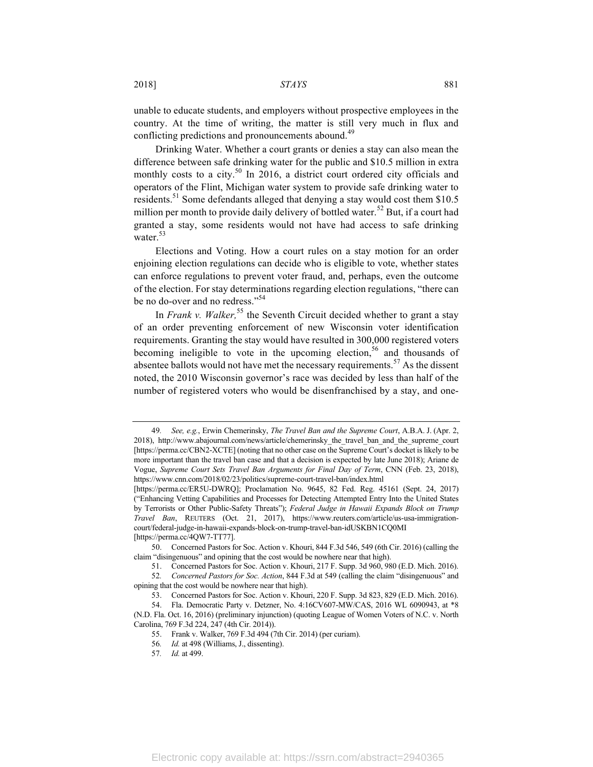unable to educate students, and employers without prospective employees in the country. At the time of writing, the matter is still very much in flux and conflicting predictions and pronouncements abound.[49]

Drinking Water. Whether a court grants or denies a stay can also mean the difference between safe drinking water for the public and $10.5 million in extra monthly costs to a city.[50] In 2016, a district court ordered city officials and operators of the Flint, Michigan water system to provide safe drinking water to residents.[51] Some defendants alleged that denying a stay would cost them $10.5 million per month to provide daily delivery of bottled water.[52] But, if a court had granted a stay, some residents would not have had access to safe drinking water.[53]

Elections and Voting. How a court rules on a stay motion for an order enjoining election regulations can decide who is eligible to vote, whether states can enforce regulations to prevent voter fraud, and, perhaps, even the outcome of the election. For stay determinations regarding election regulations, "there can be no do-over and no redress."[54]

In *Frank v. Walker,*[55] the Seventh Circuit decided whether to grant a stay of an order preventing enforcement of new Wisconsin voter identification requirements. Granting the stay would have resulted in 300,000 registered voters becoming ineligible to vote in the upcoming election,[56] and thousands of absentee ballots would not have met the necessary requirements.[57] As the dissent noted, the 2010 Wisconsin governor's race was decided by less than half of the number of registered voters who would be disenfranchised by a stay, and one-

---

49. *See, e.g.*, Erwin Chemerinsky, *The Travel Ban and the Supreme Court*, A.B.A. J. (Apr. 2, 2018), http://www.abajournal.com/news/article/chemerinsky_the_travel_ban_and_the_supreme_court [https://perma.cc/CBN2-XCTE] (noting that no other case on the Supreme Court's docket is likely to be more important than the travel ban case and that a decision is expected by late June 2018); Ariane de Vogue, *Supreme Court Sets Travel Ban Arguments for Final Day of Term*, CNN (Feb. 23, 2018), https://www.cnn.com/2018/02/23/politics/supreme-court-travel-ban/index.html [https://perma.cc/ER5U-DWRQ]; Proclamation No. 9645, 82 Fed. Reg. 45161 (Sept. 24, 2017) ("Enhancing Vetting Capabilities and Processes for Detecting Attempted Entry Into the United States by Terrorists or Other Public-Safety Threats"); *Federal Judge in Hawaii Expands Block on Trump Travel Ban*, REUTERS (Oct. 21, 2017), https://www.reuters.com/article/us-usa-immigration-court/federal-judge-in-hawaii-expands-block-on-trump-travel-ban-idUSKBN1CQ0MI [https://perma.cc/4QW7-TT77].

50. Concerned Pastors for Soc. Action v. Khouri, 844 F.3d 546, 549 (6th Cir. 2016) (calling the claim "disingenuous" and opining that the cost would be nowhere near that high).

51. Concerned Pastors for Soc. Action v. Khouri, 217 F. Supp. 3d 960, 980 (E.D. Mich. 2016).

52. *Concerned Pastors for Soc. Action*, 844 F.3d at 549 (calling the claim "disingenuous" and opining that the cost would be nowhere near that high).

53. Concerned Pastors for Soc. Action v. Khouri, 220 F. Supp. 3d 823, 829 (E.D. Mich. 2016).

54. Fla. Democratic Party v. Detzner, No. 4:16CV607-MW/CAS, 2016 WL 6090943, at *8 (N.D. Fla. Oct. 16, 2016) (preliminary injunction) (quoting League of Women Voters of N.C. v. North Carolina, 769 F.3d 224, 247 (4th Cir. 2014)).

55. Frank v. Walker, 769 F.3d 494 (7th Cir. 2014) (per curiam).

56. *Id.* at 498 (Williams, J., dissenting).

57. *Id.* at 499.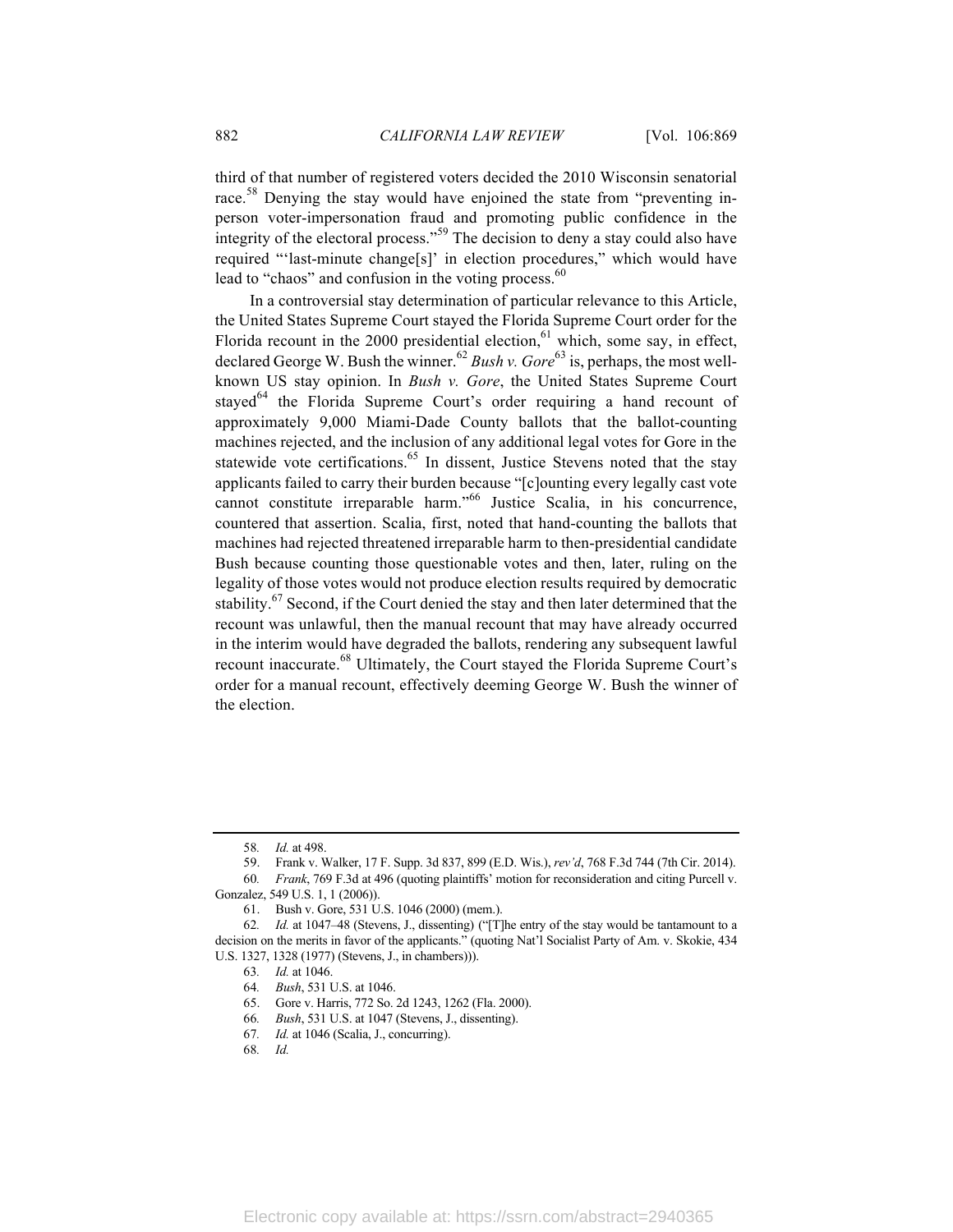third of that number of registered voters decided the 2010 Wisconsin senatorial race.[58] Denying the stay would have enjoined the state from "preventing in-person voter-impersonation fraud and promoting public confidence in the integrity of the electoral process."[59] The decision to deny a stay could also have required "'last-minute change[s]' in election procedures," which would have lead to "chaos" and confusion in the voting process.[60]

In a controversial stay determination of particular relevance to this Article, the United States Supreme Court stayed the Florida Supreme Court order for the Florida recount in the 2000 presidential election,[61] which, some say, in effect, declared George W. Bush the winner.[62] *Bush v. Gore*[63] is, perhaps, the most well-known US stay opinion. In *Bush v. Gore*, the United States Supreme Court stayed[64] the Florida Supreme Court's order requiring a hand recount of approximately 9,000 Miami-Dade County ballots that the ballot-counting machines rejected, and the inclusion of any additional legal votes for Gore in the statewide vote certifications.[65] In dissent, Justice Stevens noted that the stay applicants failed to carry their burden because "[c]ounting every legally cast vote cannot constitute irreparable harm."[66] Justice Scalia, in his concurrence, countered that assertion. Scalia, first, noted that hand-counting the ballots that machines had rejected threatened irreparable harm to then-presidential candidate Bush because counting those questionable votes and then, later, ruling on the legality of those votes would not produce election results required by democratic stability.[67] Second, if the Court denied the stay and then later determined that the recount was unlawful, then the manual recount that may have already occurred in the interim would have degraded the ballots, rendering any subsequent lawful recount inaccurate.[68] Ultimately, the Court stayed the Florida Supreme Court's order for a manual recount, effectively deeming George W. Bush the winner of the election.

---

58. *Id.* at 498.

59. Frank v. Walker, 17 F. Supp. 3d 837, 899 (E.D. Wis.), *rev'd*, 768 F.3d 744 (7th Cir. 2014).

60. *Frank*, 769 F.3d at 496 (quoting plaintiffs' motion for reconsideration and citing Purcell v. Gonzalez, 549 U.S. 1, 1 (2006)).

61. Bush v. Gore, 531 U.S. 1046 (2000) (mem.).

62. *Id.* at 1047–48 (Stevens, J., dissenting) ("[T]he entry of the stay would be tantamount to a decision on the merits in favor of the applicants." (quoting Nat'l Socialist Party of Am. v. Skokie, 434 U.S. 1327, 1328 (1977) (Stevens, J., in chambers))).

63. *Id.* at 1046.

64. *Bush*, 531 U.S. at 1046.

65. Gore v. Harris, 772 So. 2d 1243, 1262 (Fla. 2000).

66. *Bush*, 531 U.S. at 1047 (Stevens, J., dissenting).

67. *Id.* at 1046 (Scalia, J., concurring).

68. *Id.*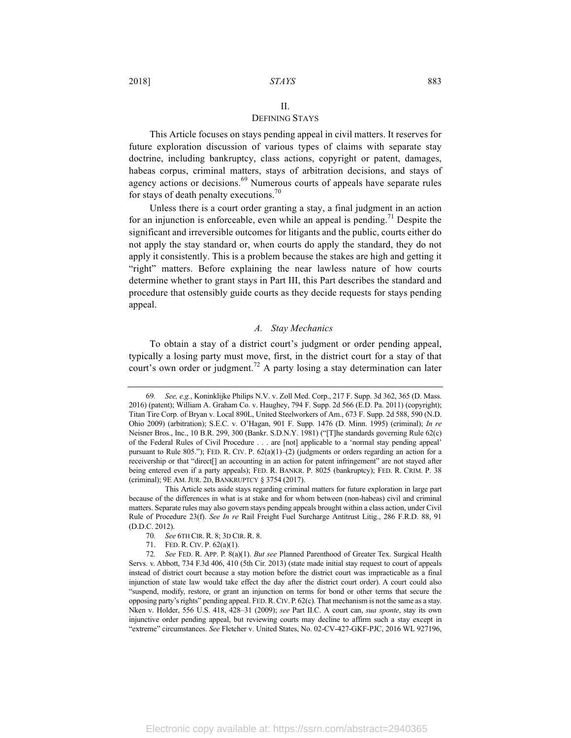## II.
## DEFINING STAYS

This Article focuses on stays pending appeal in civil matters. It reserves for future exploration discussion of various types of claims with separate stay doctrine, including bankruptcy, class actions, copyright or patent, damages, habeas corpus, criminal matters, stays of arbitration decisions, and stays of agency actions or decisions.[69] Numerous courts of appeals have separate rules for stays of death penalty executions.[70]

Unless there is a court order granting a stay, a final judgment in an action for an injunction is enforceable, even while an appeal is pending.[71] Despite the significant and irreversible outcomes for litigants and the public, courts either do not apply the stay standard or, when courts do apply the standard, they do not apply it consistently. This is a problem because the stakes are high and getting it "right" matters. Before explaining the near lawless nature of how courts determine whether to grant stays in Part III, this Part describes the standard and procedure that ostensibly guide courts as they decide requests for stays pending appeal.

### *A. Stay Mechanics*

To obtain a stay of a district court's judgment or order pending appeal, typically a losing party must move, first, in the district court for a stay of that court's own order or judgment.[72] A party losing a stay determination can later

---

69. *See, e.g.*, Koninklijke Philips N.V. v. Zoll Med. Corp., 217 F. Supp. 3d 362, 365 (D. Mass. 2016) (patent); William A. Graham Co. v. Haughey, 794 F. Supp. 2d 566 (E.D. Pa. 2011) (copyright); Titan Tire Corp. of Bryan v. Local 890L, United Steelworkers of Am., 673 F. Supp. 2d 588, 590 (N.D. Ohio 2009) (arbitration); S.E.C. v. O'Hagan, 901 F. Supp. 1476 (D. Minn. 1995) (criminal); *In re* Neisner Bros., Inc., 10 B.R. 299, 300 (Bankr. S.D.N.Y. 1981) ("[T]he standards governing Rule 62(c) of the Federal Rules of Civil Procedure . . . are [not] applicable to a 'normal stay pending appeal' pursuant to Rule 805."); FED. R. CIV. P. 62(a)(1)–(2) (judgments or orders regarding an action for a receivership or that "direct[] an accounting in an action for patent infringement" are not stayed after being entered even if a party appeals); FED. R. BANKR. P. 8025 (bankruptcy); FED. R. CRIM. P. 38 (criminal); 9E AM. JUR. 2D, BANKRUPTCY § 3754 (2017).

This Article sets aside stays regarding criminal matters for future exploration in large part because of the differences in what is at stake and for whom between (non-habeas) civil and criminal matters. Separate rules may also govern stays pending appeals brought within a class action, under Civil Rule of Procedure 23(f). *See In re* Rail Freight Fuel Surcharge Antitrust Litig., 286 F.R.D. 88, 91 (D.D.C. 2012).

70. *See* 6TH CIR. R. 8; 3D CIR. R. 8.

71. FED. R. CIV. P. 62(a)(1).

72. *See* FED. R. APP. P. 8(a)(1). *But see* Planned Parenthood of Greater Tex. Surgical Health Servs. v. Abbott, 734 F.3d 406, 410 (5th Cir. 2013) (state made initial stay request to court of appeals instead of district court because a stay motion before the district court was impracticable as a final injunction of state law would take effect the day after the district court order). A court could also "suspend, modify, restore, or grant an injunction on terms for bond or other terms that secure the opposing party's rights" pending appeal. FED. R. CIV. P. 62(c). That mechanism is not the same as a stay. Nken v. Holder, 556 U.S. 418, 428–31 (2009); *see* Part II.C. A court can, *sua sponte*, stay its own injunctive order pending appeal, but reviewing courts may decline to affirm such a stay except in "extreme" circumstances. *See* Fletcher v. United States, No. 02-CV-427-GKF-PJC, 2016 WL 927196,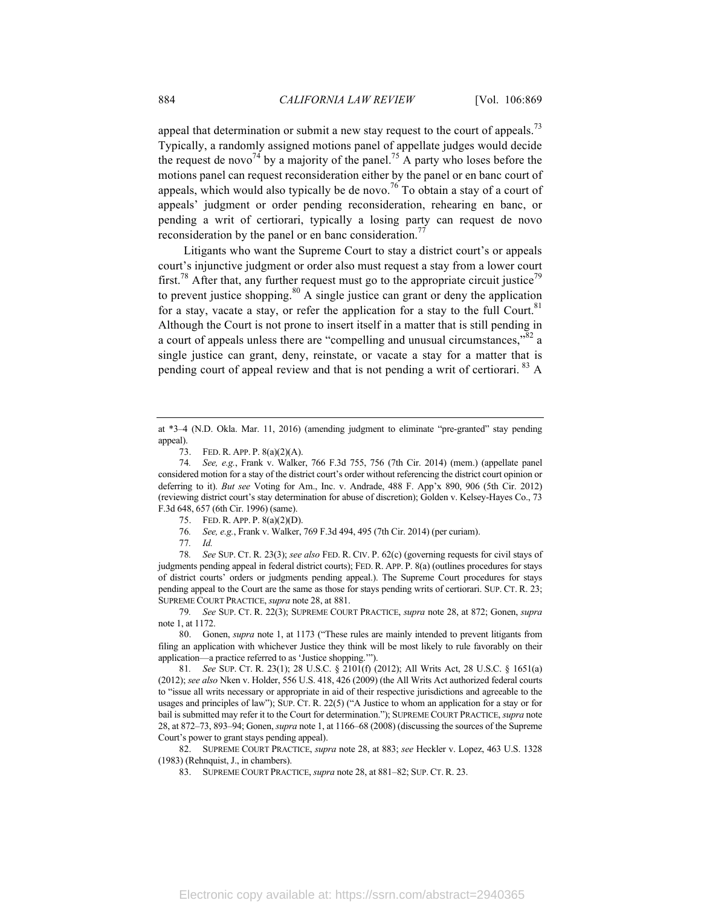appeal that determination or submit a new stay request to the court of appeals.[73] Typically, a randomly assigned motions panel of appellate judges would decide the request de novo[74] by a majority of the panel.[75] A party who loses before the motions panel can request reconsideration either by the panel or en banc court of appeals, which would also typically be de novo.[76] To obtain a stay of a court of appeals' judgment or order pending reconsideration, rehearing en banc, or pending a writ of certiorari, typically a losing party can request de novo reconsideration by the panel or en banc consideration.[77]

Litigants who want the Supreme Court to stay a district court's or appeals court's injunctive judgment or order also must request a stay from a lower court first.[78] After that, any further request must go to the appropriate circuit justice[79] to prevent justice shopping.[80] A single justice can grant or deny the application for a stay, vacate a stay, or refer the application for a stay to the full Court.[81] Although the Court is not prone to insert itself in a matter that is still pending in a court of appeals unless there are "compelling and unusual circumstances,"[82] a single justice can grant, deny, reinstate, or vacate a stay for a matter that is pending court of appeal review and that is not pending a writ of certiorari. [83] A

---

at *3–4 (N.D. Okla. Mar. 11, 2016) (amending judgment to eliminate "pre-granted" stay pending appeal).

73. FED. R. APP. P. 8(a)(2)(A).

74. *See, e.g.*, Frank v. Walker, 766 F.3d 755, 756 (7th Cir. 2014) (mem.) (appellate panel considered motion for a stay of the district court's order without referencing the district court opinion or deferring to it). *But see* Voting for Am., Inc. v. Andrade, 488 F. App'x 890, 906 (5th Cir. 2012) (reviewing district court's stay determination for abuse of discretion); Golden v. Kelsey-Hayes Co., 73 F.3d 648, 657 (6th Cir. 1996) (same).

75. FED. R. APP. P. 8(a)(2)(D).

76. *See, e.g.*, Frank v. Walker, 769 F.3d 494, 495 (7th Cir. 2014) (per curiam).

77. *Id.*

78. *See* SUP. CT. R. 23(3); *see also* FED. R. CIV. P. 62(c) (governing requests for civil stays of judgments pending appeal in federal district courts); FED. R. APP. P. 8(a) (outlines procedures for stays of district courts' orders or judgments pending appeal.). The Supreme Court procedures for stays pending appeal to the Court are the same as those for stays pending writs of certiorari. SUP. CT. R. 23; SUPREME COURT PRACTICE, *supra* note 28, at 881.

79. *See* SUP. CT. R. 22(3); SUPREME COURT PRACTICE, *supra* note 28, at 872; Gonen, *supra* note 1, at 1172.

80. Gonen, *supra* note 1, at 1173 ("These rules are mainly intended to prevent litigants from filing an application with whichever Justice they think will be most likely to rule favorably on their application—a practice referred to as 'Justice shopping.'").

81. *See* SUP. CT. R. 23(1); 28 U.S.C. § 2101(f) (2012); All Writs Act, 28 U.S.C. § 1651(a) (2012); *see also* Nken v. Holder, 556 U.S. 418, 426 (2009) (the All Writs Act authorized federal courts to "issue all writs necessary or appropriate in aid of their respective jurisdictions and agreeable to the usages and principles of law"); SUP. CT. R. 22(5) ("A Justice to whom an application for a stay or for bail is submitted may refer it to the Court for determination."); SUPREME COURT PRACTICE, *supra* note 28, at 872–73, 893–94; Gonen, *supra* note 1, at 1166–68 (2008) (discussing the sources of the Supreme Court's power to grant stays pending appeal).

82. SUPREME COURT PRACTICE, *supra* note 28, at 883; *see* Heckler v. Lopez, 463 U.S. 1328 (1983) (Rehnquist, J., in chambers).

83. SUPREME COURT PRACTICE, *supra* note 28, at 881–82; SUP. CT. R. 23.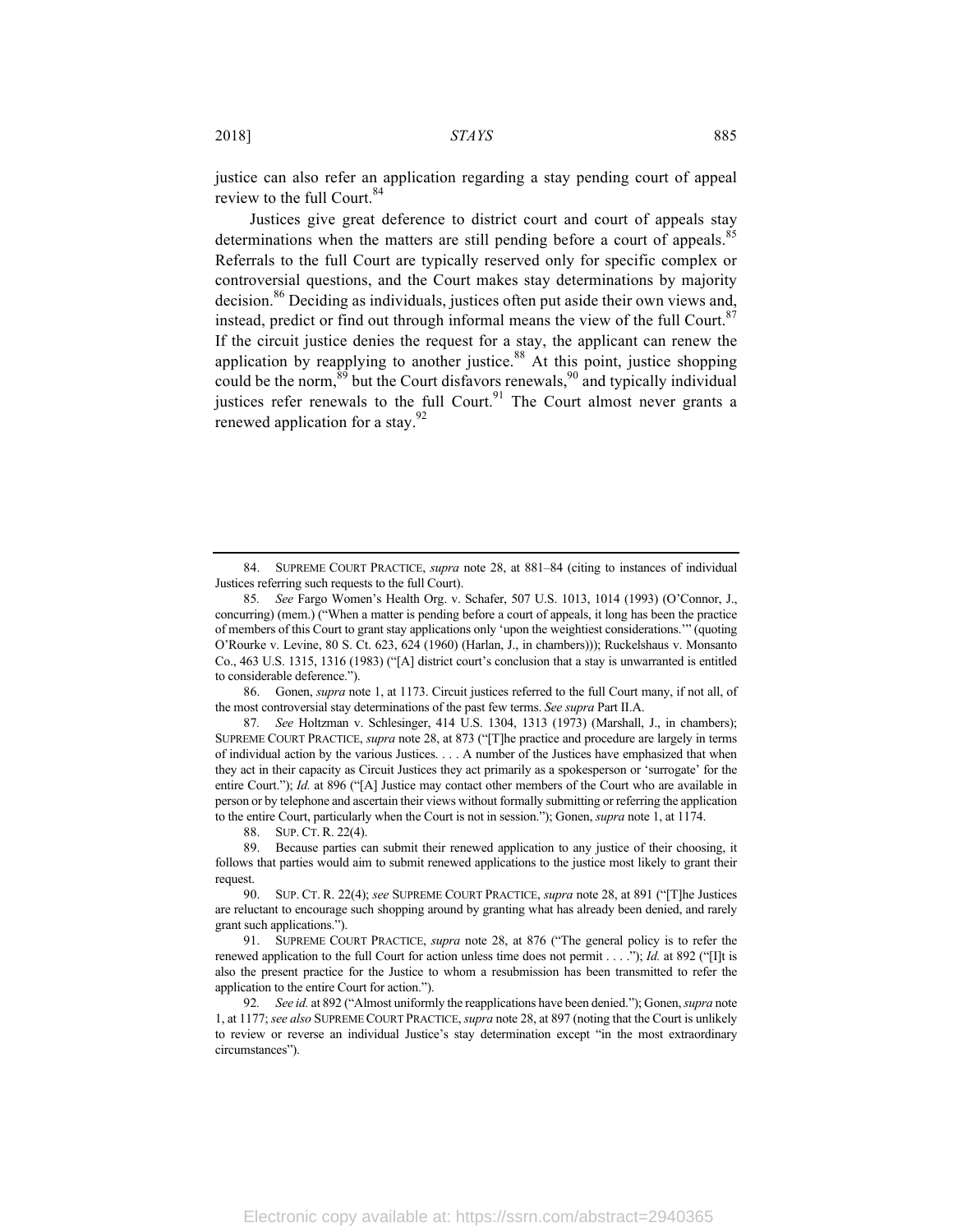justice can also refer an application regarding a stay pending court of appeal review to the full Court.[84]

Justices give great deference to district court and court of appeals stay determinations when the matters are still pending before a court of appeals.[85] Referrals to the full Court are typically reserved only for specific complex or controversial questions, and the Court makes stay determinations by majority decision.[86] Deciding as individuals, justices often put aside their own views and, instead, predict or find out through informal means the view of the full Court.[87] If the circuit justice denies the request for a stay, the applicant can renew the application by reapplying to another justice.[88] At this point, justice shopping could be the norm,[89] but the Court disfavors renewals,[90] and typically individual justices refer renewals to the full Court.[91] The Court almost never grants a renewed application for a stay.[92]

---

84. SUPREME COURT PRACTICE, *supra* note 28, at 881–84 (citing to instances of individual Justices referring such requests to the full Court).

85. *See* Fargo Women's Health Org. v. Schafer, 507 U.S. 1013, 1014 (1993) (O'Connor, J., concurring) (mem.) ("When a matter is pending before a court of appeals, it long has been the practice of members of this Court to grant stay applications only 'upon the weightiest considerations.'" (quoting O'Rourke v. Levine, 80 S. Ct. 623, 624 (1960) (Harlan, J., in chambers))); Ruckelshaus v. Monsanto Co., 463 U.S. 1315, 1316 (1983) ("[A] district court's conclusion that a stay is unwarranted is entitled to considerable deference.").

86. Gonen, *supra* note 1, at 1173. Circuit justices referred to the full Court many, if not all, of the most controversial stay determinations of the past few terms. *See supra* Part II.A.

87. *See* Holtzman v. Schlesinger, 414 U.S. 1304, 1313 (1973) (Marshall, J., in chambers); SUPREME COURT PRACTICE, *supra* note 28, at 873 ("[T]he practice and procedure are largely in terms of individual action by the various Justices. . . . A number of the Justices have emphasized that when they act in their capacity as Circuit Justices they act primarily as a spokesperson or 'surrogate' for the entire Court."); *Id.* at 896 ("[A] Justice may contact other members of the Court who are available in person or by telephone and ascertain their views without formally submitting or referring the application to the entire Court, particularly when the Court is not in session."); Gonen, *supra* note 1, at 1174.

88. SUP. CT. R. 22(4).

89. Because parties can submit their renewed application to any justice of their choosing, it follows that parties would aim to submit renewed applications to the justice most likely to grant their request.

90. SUP. CT. R. 22(4); *see* SUPREME COURT PRACTICE, *supra* note 28, at 891 ("[T]he Justices are reluctant to encourage such shopping around by granting what has already been denied, and rarely grant such applications.").

91. SUPREME COURT PRACTICE, *supra* note 28, at 876 ("The general policy is to refer the renewed application to the full Court for action unless time does not permit . . . ."); *Id.* at 892 ("[I]t is also the present practice for the Justice to whom a resubmission has been transmitted to refer the application to the entire Court for action.").

92. *See id.* at 892 ("Almost uniformly the reapplications have been denied."); Gonen, *supra* note 1, at 1177; *see also* SUPREME COURT PRACTICE, *supra* note 28, at 897 (noting that the Court is unlikely to review or reverse an individual Justice's stay determination except "in the most extraordinary circumstances").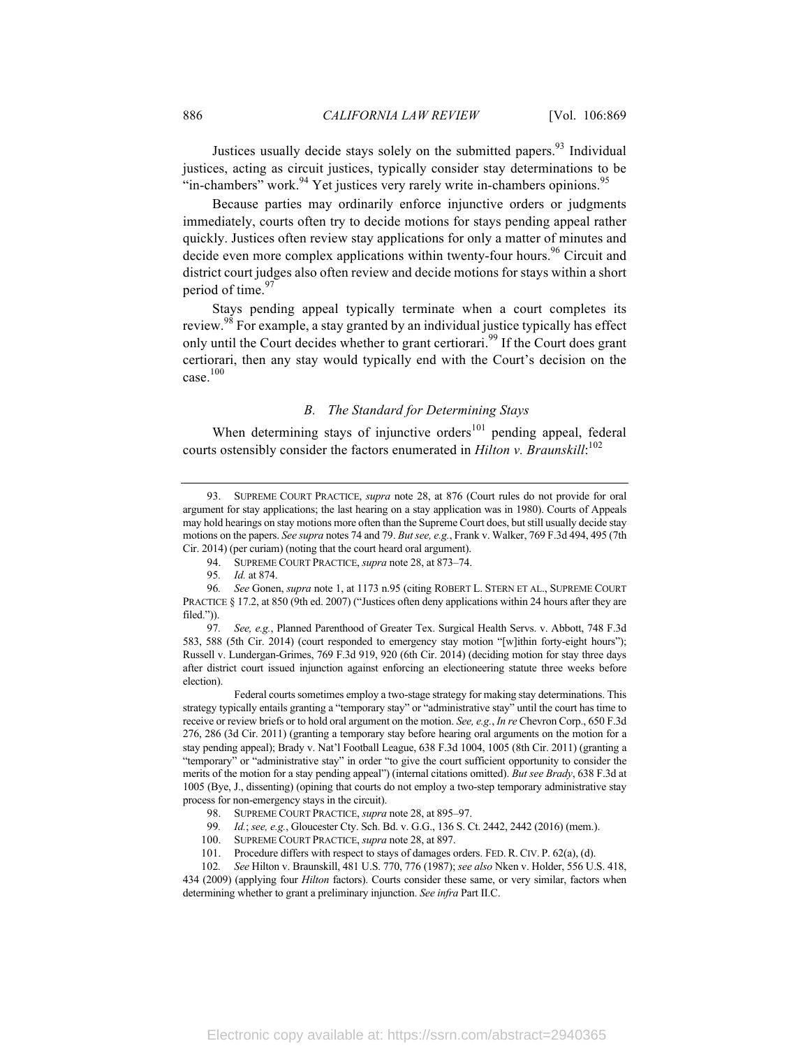Justices usually decide stays solely on the submitted papers.[93] Individual justices, acting as circuit justices, typically consider stay determinations to be "in-chambers" work.[94] Yet justices very rarely write in-chambers opinions.[95]

Because parties may ordinarily enforce injunctive orders or judgments immediately, courts often try to decide motions for stays pending appeal rather quickly. Justices often review stay applications for only a matter of minutes and decide even more complex applications within twenty-four hours.[96] Circuit and district court judges also often review and decide motions for stays within a short period of time.[97]

Stays pending appeal typically terminate when a court completes its review.[98] For example, a stay granted by an individual justice typically has effect only until the Court decides whether to grant certiorari.[99] If the Court does grant certiorari, then any stay would typically end with the Court's decision on the case.[100]

### *B. The Standard for Determining Stays*

When determining stays of injunctive orders[101] pending appeal, federal courts ostensibly consider the factors enumerated in *Hilton v. Braunskill*:[102]

---

93. SUPREME COURT PRACTICE, *supra* note 28, at 876 (Court rules do not provide for oral argument for stay applications; the last hearing on a stay application was in 1980). Courts of Appeals may hold hearings on stay motions more often than the Supreme Court does, but still usually decide stay motions on the papers. *See supra* notes 74 and 79. *But see, e.g.*, Frank v. Walker, 769 F.3d 494, 495 (7th Cir. 2014) (per curiam) (noting that the court heard oral argument).

94. SUPREME COURT PRACTICE, *supra* note 28, at 873–74.

95. *Id.* at 874.

96. *See* Gonen, *supra* note 1, at 1173 n.95 (citing ROBERT L. STERN ET AL., SUPREME COURT PRACTICE § 17.2, at 850 (9th ed. 2007) ("Justices often deny applications within 24 hours after they are filed.")).

97. *See, e.g.*, Planned Parenthood of Greater Tex. Surgical Health Servs. v. Abbott, 748 F.3d 583, 588 (5th Cir. 2014) (court responded to emergency stay motion "[w]ithin forty-eight hours"); Russell v. Lundergan-Grimes, 769 F.3d 919, 920 (6th Cir. 2014) (deciding motion for stay three days after district court issued injunction against enforcing an electioneering statute three weeks before election).

Federal courts sometimes employ a two-stage strategy for making stay determinations. This strategy typically entails granting a "temporary stay" or "administrative stay" until the court has time to receive or review briefs or to hold oral argument on the motion. *See, e.g.*, *In re* Chevron Corp., 650 F.3d 276, 286 (3d Cir. 2011) (granting a temporary stay before hearing oral arguments on the motion for a stay pending appeal); Brady v. Nat'l Football League, 638 F.3d 1004, 1005 (8th Cir. 2011) (granting a "temporary" or "administrative stay" in order "to give the court sufficient opportunity to consider the merits of the motion for a stay pending appeal") (internal citations omitted). *But see Brady*, 638 F.3d at 1005 (Bye, J., dissenting) (opining that courts do not employ a two-step temporary administrative stay process for non-emergency stays in the circuit).

98. SUPREME COURT PRACTICE, *supra* note 28, at 895–97.

99. *Id.*; *see, e.g.*, Gloucester Cty. Sch. Bd. v. G.G., 136 S. Ct. 2442, 2442 (2016) (mem.).

100. SUPREME COURT PRACTICE, *supra* note 28, at 897.

101. Procedure differs with respect to stays of damages orders. FED. R. CIV. P. 62(a), (d).

102. *See* Hilton v. Braunskill, 481 U.S. 770, 776 (1987); *see also* Nken v. Holder, 556 U.S. 418, 434 (2009) (applying four *Hilton* factors). Courts consider these same, or very similar, factors when determining whether to grant a preliminary injunction. *See infra* Part II.C.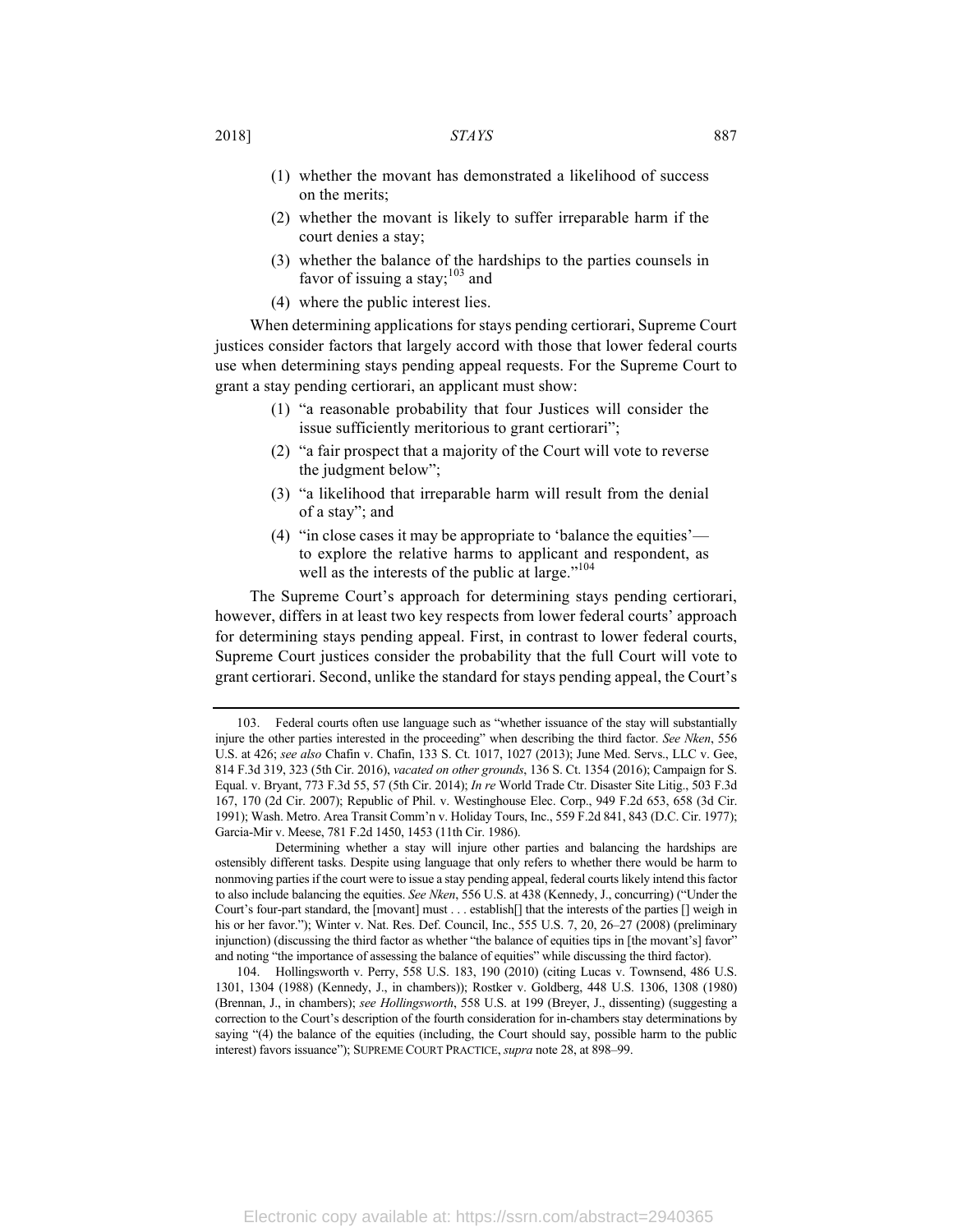(1) whether the movant has demonstrated a likelihood of success on the merits;

(2) whether the movant is likely to suffer irreparable harm if the court denies a stay;

(3) whether the balance of the hardships to the parties counsels in favor of issuing a stay;[103] and

(4) where the public interest lies.

When determining applications for stays pending certiorari, Supreme Court justices consider factors that largely accord with those that lower federal courts use when determining stays pending appeal requests. For the Supreme Court to grant a stay pending certiorari, an applicant must show:

(1) "a reasonable probability that four Justices will consider the issue sufficiently meritorious to grant certiorari";

(2) "a fair prospect that a majority of the Court will vote to reverse the judgment below";

(3) "a likelihood that irreparable harm will result from the denial of a stay"; and

(4) "in close cases it may be appropriate to 'balance the equities'—to explore the relative harms to applicant and respondent, as well as the interests of the public at large."[104]

The Supreme Court's approach for determining stays pending certiorari, however, differs in at least two key respects from lower federal courts' approach for determining stays pending appeal. First, in contrast to lower federal courts, Supreme Court justices consider the probability that the full Court will vote to grant certiorari. Second, unlike the standard for stays pending appeal, the Court's

---

103. Federal courts often use language such as "whether issuance of the stay will substantially injure the other parties interested in the proceeding" when describing the third factor. *See Nken*, 556 U.S. at 426; *see also* Chafin v. Chafin, 133 S. Ct. 1017, 1027 (2013); June Med. Servs., LLC v. Gee, 814 F.3d 319, 323 (5th Cir. 2016), *vacated on other grounds*, 136 S. Ct. 1354 (2016); Campaign for S. Equal. v. Bryant, 773 F.3d 55, 57 (5th Cir. 2014); *In re* World Trade Ctr. Disaster Site Litig., 503 F.3d 167, 170 (2d Cir. 2007); Republic of Phil. v. Westinghouse Elec. Corp., 949 F.2d 653, 658 (3d Cir. 1991); Wash. Metro. Area Transit Comm'n v. Holiday Tours, Inc., 559 F.2d 841, 843 (D.C. Cir. 1977); Garcia-Mir v. Meese, 781 F.2d 1450, 1453 (11th Cir. 1986).

Determining whether a stay will injure other parties and balancing the hardships are ostensibly different tasks. Despite using language that only refers to whether there would be harm to nonmoving parties if the court were to issue a stay pending appeal, federal courts likely intend this factor to also include balancing the equities. *See Nken*, 556 U.S. at 438 (Kennedy, J., concurring) ("Under the Court's four-part standard, the [movant] must . . . establish[] that the interests of the parties [] weigh in his or her favor."); Winter v. Nat. Res. Def. Council, Inc., 555 U.S. 7, 20, 26–27 (2008) (preliminary injunction) (discussing the third factor as whether "the balance of equities tips in [the movant's] favor" and noting "the importance of assessing the balance of equities" while discussing the third factor).

104. Hollingsworth v. Perry, 558 U.S. 183, 190 (2010) (citing Lucas v. Townsend, 486 U.S. 1301, 1304 (1988) (Kennedy, J., in chambers)); Rostker v. Goldberg, 448 U.S. 1306, 1308 (1980) (Brennan, J., in chambers); *see Hollingsworth*, 558 U.S. at 199 (Breyer, J., dissenting) (suggesting a correction to the Court's description of the fourth consideration for in-chambers stay determinations by saying "(4) the balance of the equities (including, the Court should say, possible harm to the public interest) favors issuance"); SUPREME COURT PRACTICE, *supra* note 28, at 898–99.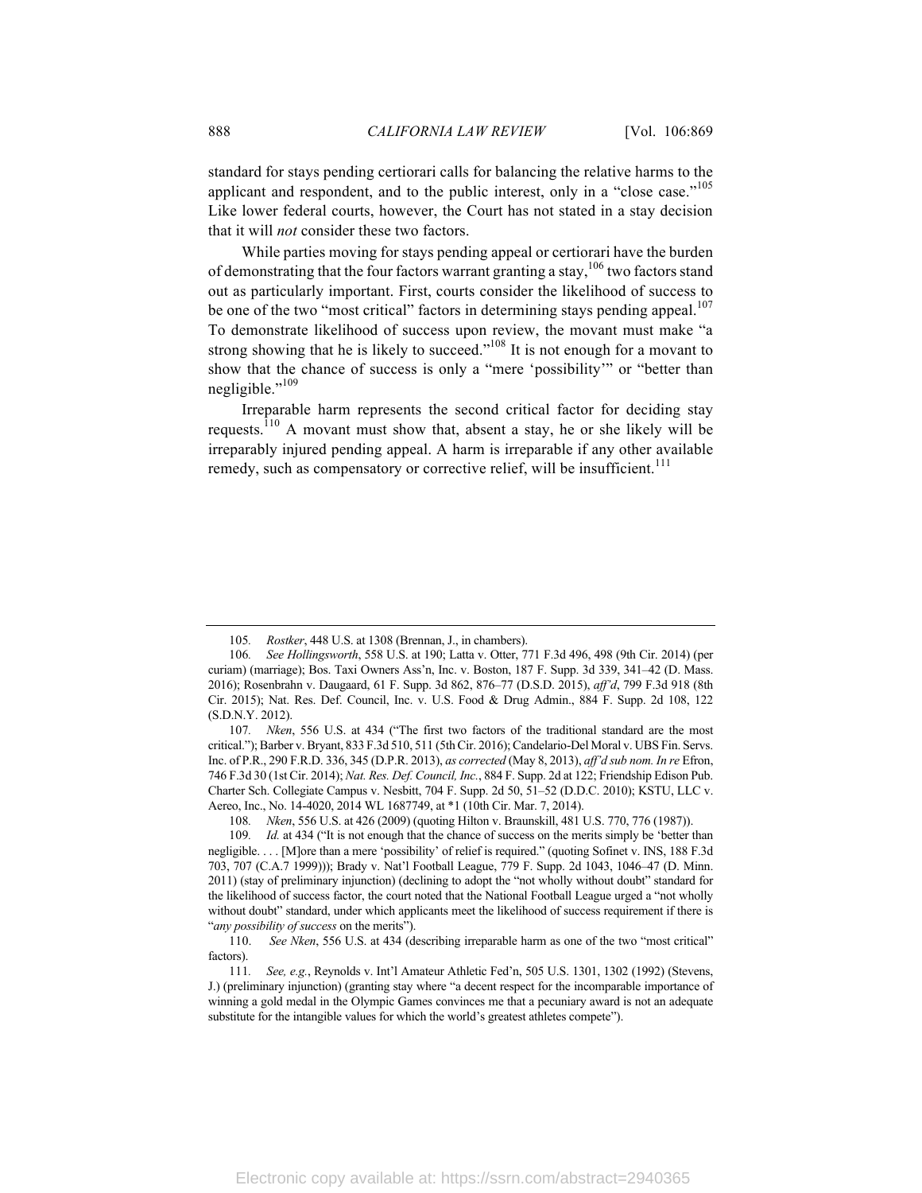standard for stays pending certiorari calls for balancing the relative harms to the applicant and respondent, and to the public interest, only in a "close case."[105] Like lower federal courts, however, the Court has not stated in a stay decision that it will *not* consider these two factors.

While parties moving for stays pending appeal or certiorari have the burden of demonstrating that the four factors warrant granting a stay,[106] two factors stand out as particularly important. First, courts consider the likelihood of success to be one of the two "most critical" factors in determining stays pending appeal.[107] To demonstrate likelihood of success upon review, the movant must make "a strong showing that he is likely to succeed."[108] It is not enough for a movant to show that the chance of success is only a "mere 'possibility'" or "better than negligible."[109]

Irreparable harm represents the second critical factor for deciding stay requests.[110] A movant must show that, absent a stay, he or she likely will be irreparably injured pending appeal. A harm is irreparable if any other available remedy, such as compensatory or corrective relief, will be insufficient.[111]

---

105. *Rostker*, 448 U.S. at 1308 (Brennan, J., in chambers).

106. *See Hollingsworth*, 558 U.S. at 190; Latta v. Otter, 771 F.3d 496, 498 (9th Cir. 2014) (per curiam) (marriage); Bos. Taxi Owners Ass'n, Inc. v. Boston, 187 F. Supp. 3d 339, 341–42 (D. Mass. 2016); Rosenbrahn v. Daugaard, 61 F. Supp. 3d 862, 876–77 (D.S.D. 2015), *aff'd*, 799 F.3d 918 (8th Cir. 2015); Nat. Res. Def. Council, Inc. v. U.S. Food & Drug Admin., 884 F. Supp. 2d 108, 122 (S.D.N.Y. 2012).

107. *Nken*, 556 U.S. at 434 ("The first two factors of the traditional standard are the most critical."); Barber v. Bryant, 833 F.3d 510, 511 (5th Cir. 2016); Candelario-Del Moral v. UBS Fin. Servs. Inc. of P.R., 290 F.R.D. 336, 345 (D.P.R. 2013), *as corrected* (May 8, 2013), *aff'd sub nom. In re* Efron, 746 F.3d 30 (1st Cir. 2014); *Nat. Res. Def. Council, Inc.*, 884 F. Supp. 2d at 122; Friendship Edison Pub. Charter Sch. Collegiate Campus v. Nesbitt, 704 F. Supp. 2d 50, 51–52 (D.D.C. 2010); KSTU, LLC v. Aereo, Inc., No. 14-4020, 2014 WL 1687749, at *1 (10th Cir. Mar. 7, 2014).

108. *Nken*, 556 U.S. at 426 (2009) (quoting Hilton v. Braunskill, 481 U.S. 770, 776 (1987)).

109. *Id.* at 434 ("It is not enough that the chance of success on the merits simply be 'better than negligible. . . . [M]ore than a mere 'possibility' of relief is required." (quoting Sofinet v. INS, 188 F.3d 703, 707 (C.A.7 1999))); Brady v. Nat'l Football League, 779 F. Supp. 2d 1043, 1046–47 (D. Minn. 2011) (stay of preliminary injunction) (declining to adopt the "not wholly without doubt" standard for the likelihood of success factor, the court noted that the National Football League urged a "not wholly without doubt" standard, under which applicants meet the likelihood of success requirement if there is "*any possibility of success* on the merits").

110. *See Nken*, 556 U.S. at 434 (describing irreparable harm as one of the two "most critical" factors).

111. *See, e.g.*, Reynolds v. Int'l Amateur Athletic Fed'n, 505 U.S. 1301, 1302 (1992) (Stevens, J.) (preliminary injunction) (granting stay where "a decent respect for the incomparable importance of winning a gold medal in the Olympic Games convinces me that a pecuniary award is not an adequate substitute for the intangible values for which the world's greatest athletes compete").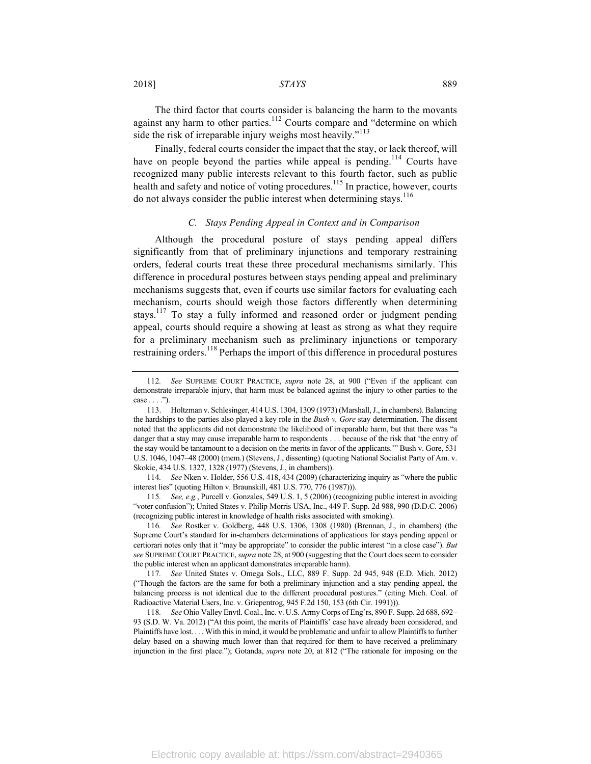The third factor that courts consider is balancing the harm to the movants against any harm to other parties.[112] Courts compare and "determine on which side the risk of irreparable injury weighs most heavily."[113]

Finally, federal courts consider the impact that the stay, or lack thereof, will have on people beyond the parties while appeal is pending.[114] Courts have recognized many public interests relevant to this fourth factor, such as public health and safety and notice of voting procedures.[115] In practice, however, courts do not always consider the public interest when determining stays.[116]

### *C. Stays Pending Appeal in Context and in Comparison*

Although the procedural posture of stays pending appeal differs significantly from that of preliminary injunctions and temporary restraining orders, federal courts treat these three procedural mechanisms similarly. This difference in procedural postures between stays pending appeal and preliminary mechanisms suggests that, even if courts use similar factors for evaluating each mechanism, courts should weigh those factors differently when determining stays.[117] To stay a fully informed and reasoned order or judgment pending appeal, courts should require a showing at least as strong as what they require for a preliminary mechanism such as preliminary injunctions or temporary restraining orders.[118] Perhaps the import of this difference in procedural postures

---

112. *See* SUPREME COURT PRACTICE, *supra* note 28, at 900 ("Even if the applicant can demonstrate irreparable injury, that harm must be balanced against the injury to other parties to the case . . . .").

113. Holtzman v. Schlesinger, 414 U.S. 1304, 1309 (1973) (Marshall, J., in chambers). Balancing the hardships to the parties also played a key role in the *Bush v. Gore* stay determination. The dissent noted that the applicants did not demonstrate the likelihood of irreparable harm, but that there was "a danger that a stay may cause irreparable harm to respondents . . . because of the risk that 'the entry of the stay would be tantamount to a decision on the merits in favor of the applicants.'" Bush v. Gore, 531 U.S. 1046, 1047–48 (2000) (mem.) (Stevens, J., dissenting) (quoting National Socialist Party of Am. v. Skokie, 434 U.S. 1327, 1328 (1977) (Stevens, J., in chambers)).

114. *See* Nken v. Holder, 556 U.S. 418, 434 (2009) (characterizing inquiry as "where the public interest lies" (quoting Hilton v. Braunskill, 481 U.S. 770, 776 (1987))).

115. *See, e.g.*, Purcell v. Gonzales, 549 U.S. 1, 5 (2006) (recognizing public interest in avoiding "voter confusion"); United States v. Philip Morris USA, Inc., 449 F. Supp. 2d 988, 990 (D.D.C. 2006) (recognizing public interest in knowledge of health risks associated with smoking).

116. *See* Rostker v. Goldberg, 448 U.S. 1306, 1308 (1980) (Brennan, J., in chambers) (the Supreme Court's standard for in-chambers determinations of applications for stays pending appeal or certiorari notes only that it "may be appropriate" to consider the public interest "in a close case"). *But see* SUPREME COURT PRACTICE, *supra* note 28, at 900 (suggesting that the Court does seem to consider the public interest when an applicant demonstrates irreparable harm).

117. *See* United States v. Omega Sols., LLC, 889 F. Supp. 2d 945, 948 (E.D. Mich. 2012) ("Though the factors are the same for both a preliminary injunction and a stay pending appeal, the balancing process is not identical due to the different procedural postures." (citing Mich. Coal. of Radioactive Material Users, Inc. v. Griepentrog, 945 F.2d 150, 153 (6th Cir. 1991))).

118. *See* Ohio Valley Envtl. Coal., Inc. v. U.S. Army Corps of Eng'rs, 890 F. Supp. 2d 688, 692–93 (S.D. W. Va. 2012) ("At this point, the merits of Plaintiffs' case have already been considered, and Plaintiffs have lost. . . . With this in mind, it would be problematic and unfair to allow Plaintiffs to further delay based on a showing much lower than that required for them to have received a preliminary injunction in the first place."); Gotanda, *supra* note 20, at 812 ("The rationale for imposing on the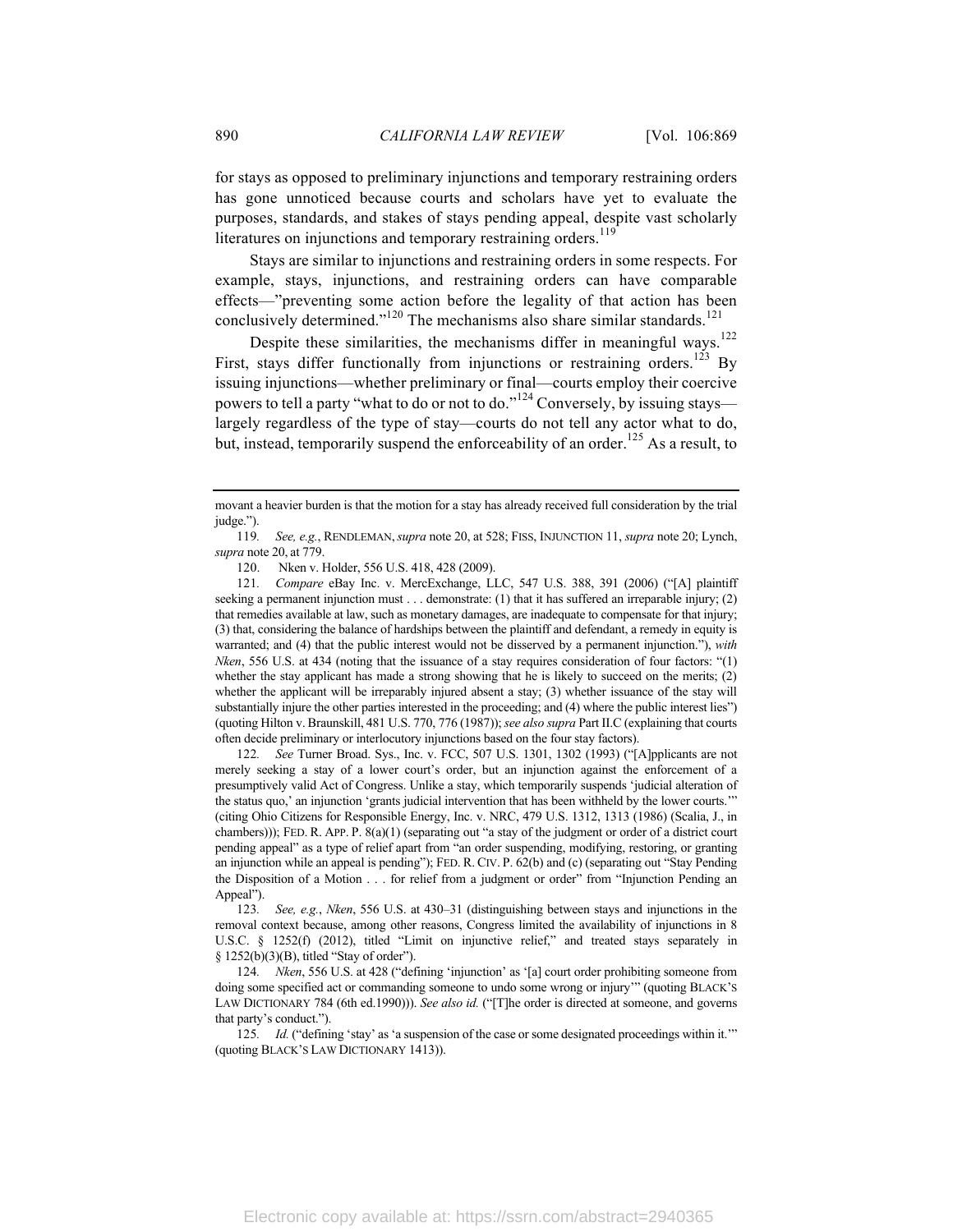for stays as opposed to preliminary injunctions and temporary restraining orders has gone unnoticed because courts and scholars have yet to evaluate the purposes, standards, and stakes of stays pending appeal, despite vast scholarly literatures on injunctions and temporary restraining orders.[119]

Stays are similar to injunctions and restraining orders in some respects. For example, stays, injunctions, and restraining orders can have comparable effects—"preventing some action before the legality of that action has been conclusively determined."[120] The mechanisms also share similar standards.[121]

Despite these similarities, the mechanisms differ in meaningful ways.[122] First, stays differ functionally from injunctions or restraining orders.[123] By issuing injunctions—whether preliminary or final—courts employ their coercive powers to tell a party "what to do or not to do."[124] Conversely, by issuing stays—largely regardless of the type of stay—courts do not tell any actor what to do, but, instead, temporarily suspend the enforceability of an order.[125] As a result, to

---

movant a heavier burden is that the motion for a stay has already received full consideration by the trial judge.").

119. *See, e.g.*, RENDLEMAN, *supra* note 20, at 528; FISS, INJUNCTION 11, *supra* note 20; Lynch, *supra* note 20, at 779.

120. Nken v. Holder, 556 U.S. 418, 428 (2009).

121. *Compare* eBay Inc. v. MercExchange, LLC, 547 U.S. 388, 391 (2006) ("[A] plaintiff seeking a permanent injunction must . . . demonstrate: (1) that it has suffered an irreparable injury; (2) that remedies available at law, such as monetary damages, are inadequate to compensate for that injury; (3) that, considering the balance of hardships between the plaintiff and defendant, a remedy in equity is warranted; and (4) that the public interest would not be disserved by a permanent injunction."), *with Nken*, 556 U.S. at 434 (noting that the issuance of a stay requires consideration of four factors: "(1) whether the stay applicant has made a strong showing that he is likely to succeed on the merits; (2) whether the applicant will be irreparably injured absent a stay; (3) whether issuance of the stay will substantially injure the other parties interested in the proceeding; and (4) where the public interest lies") (quoting Hilton v. Braunskill, 481 U.S. 770, 776 (1987)); *see also supra* Part II.C (explaining that courts often decide preliminary or interlocutory injunctions based on the four stay factors).

122. *See* Turner Broad. Sys., Inc. v. FCC, 507 U.S. 1301, 1302 (1993) ("[A]pplicants are not merely seeking a stay of a lower court's order, but an injunction against the enforcement of a presumptively valid Act of Congress. Unlike a stay, which temporarily suspends 'judicial alteration of the status quo,' an injunction 'grants judicial intervention that has been withheld by the lower courts.'" (citing Ohio Citizens for Responsible Energy, Inc. v. NRC, 479 U.S. 1312, 1313 (1986) (Scalia, J., in chambers))); FED. R. APP. P. 8(a)(1) (separating out "a stay of the judgment or order of a district court pending appeal" as a type of relief apart from "an order suspending, modifying, restoring, or granting an injunction while an appeal is pending"); FED. R. CIV. P. 62(b) and (c) (separating out "Stay Pending the Disposition of a Motion . . . for relief from a judgment or order" from "Injunction Pending an Appeal").

123. *See, e.g.*, *Nken*, 556 U.S. at 430–31 (distinguishing between stays and injunctions in the removal context because, among other reasons, Congress limited the availability of injunctions in 8 U.S.C. § 1252(f) (2012), titled "Limit on injunctive relief," and treated stays separately in § 1252(b)(3)(B), titled "Stay of order").

124. *Nken*, 556 U.S. at 428 ("defining 'injunction' as '[a] court order prohibiting someone from doing some specified act or commanding someone to undo some wrong or injury'" (quoting BLACK'S LAW DICTIONARY 784 (6th ed.1990))). *See also id.* ("[T]he order is directed at someone, and governs that party's conduct.").

125. *Id.* ("defining 'stay' as 'a suspension of the case or some designated proceedings within it.'" (quoting BLACK'S LAW DICTIONARY 1413)).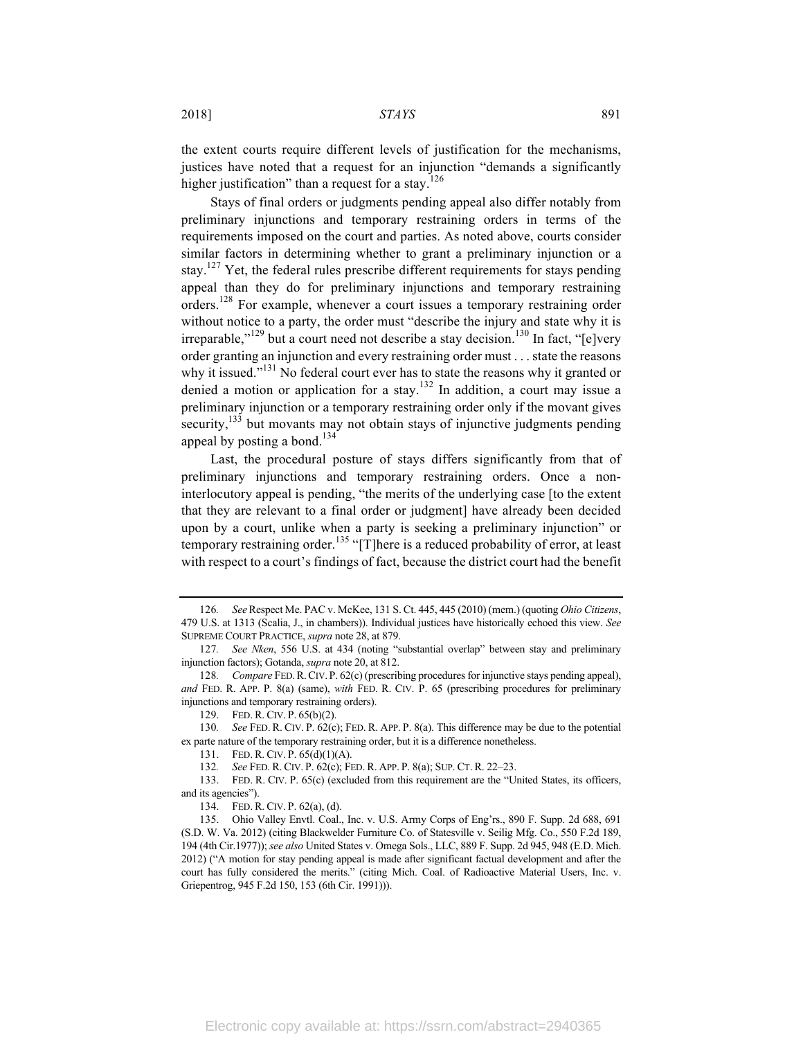the extent courts require different levels of justification for the mechanisms, justices have noted that a request for an injunction "demands a significantly higher justification" than a request for a stay.[126]

Stays of final orders or judgments pending appeal also differ notably from preliminary injunctions and temporary restraining orders in terms of the requirements imposed on the court and parties. As noted above, courts consider similar factors in determining whether to grant a preliminary injunction or a stay.[127] Yet, the federal rules prescribe different requirements for stays pending appeal than they do for preliminary injunctions and temporary restraining orders.[128] For example, whenever a court issues a temporary restraining order without notice to a party, the order must "describe the injury and state why it is irreparable,"[129] but a court need not describe a stay decision.[130] In fact, "[e]very order granting an injunction and every restraining order must . . . state the reasons why it issued."[131] No federal court ever has to state the reasons why it granted or denied a motion or application for a stay.[132] In addition, a court may issue a preliminary injunction or a temporary restraining order only if the movant gives security,[133] but movants may not obtain stays of injunctive judgments pending appeal by posting a bond.[134]

Last, the procedural posture of stays differs significantly from that of preliminary injunctions and temporary restraining orders. Once a non-interlocutory appeal is pending, "the merits of the underlying case [to the extent that they are relevant to a final order or judgment] have already been decided upon by a court, unlike when a party is seeking a preliminary injunction" or temporary restraining order.[135] "[T]here is a reduced probability of error, at least with respect to a court's findings of fact, because the district court had the benefit

---

126. *See* Respect Me. PAC v. McKee, 131 S. Ct. 445, 445 (2010) (mem.) (quoting *Ohio Citizens*, 479 U.S. at 1313 (Scalia, J., in chambers)). Individual justices have historically echoed this view. *See* SUPREME COURT PRACTICE, *supra* note 28, at 879.

127. *See Nken*, 556 U.S. at 434 (noting "substantial overlap" between stay and preliminary injunction factors); Gotanda, *supra* note 20, at 812.

128. *Compare* FED. R. CIV. P. 62(c) (prescribing procedures for injunctive stays pending appeal), *and* FED. R. APP. P. 8(a) (same), *with* FED. R. CIV. P. 65 (prescribing procedures for preliminary injunctions and temporary restraining orders).

129. FED. R. CIV. P. 65(b)(2).

130. *See* FED. R. CIV. P. 62(c); FED. R. APP. P. 8(a). This difference may be due to the potential ex parte nature of the temporary restraining order, but it is a difference nonetheless.

131. FED. R. CIV. P. 65(d)(1)(A).

132. *See* FED. R. CIV. P. 62(c); FED. R. APP. P. 8(a); SUP. CT. R. 22–23.

133. FED. R. CIV. P. 65(c) (excluded from this requirement are the "United States, its officers, and its agencies").

134. FED. R. CIV. P. 62(a), (d).

135. Ohio Valley Envtl. Coal., Inc. v. U.S. Army Corps of Eng'rs., 890 F. Supp. 2d 688, 691 (S.D. W. Va. 2012) (citing Blackwelder Furniture Co. of Statesville v. Seilig Mfg. Co., 550 F.2d 189, 194 (4th Cir.1977)); *see also* United States v. Omega Sols., LLC, 889 F. Supp. 2d 945, 948 (E.D. Mich. 2012) ("A motion for stay pending appeal is made after significant factual development and after the court has fully considered the merits." (citing Mich. Coal. of Radioactive Material Users, Inc. v. Griepentrog, 945 F.2d 150, 153 (6th Cir. 1991))).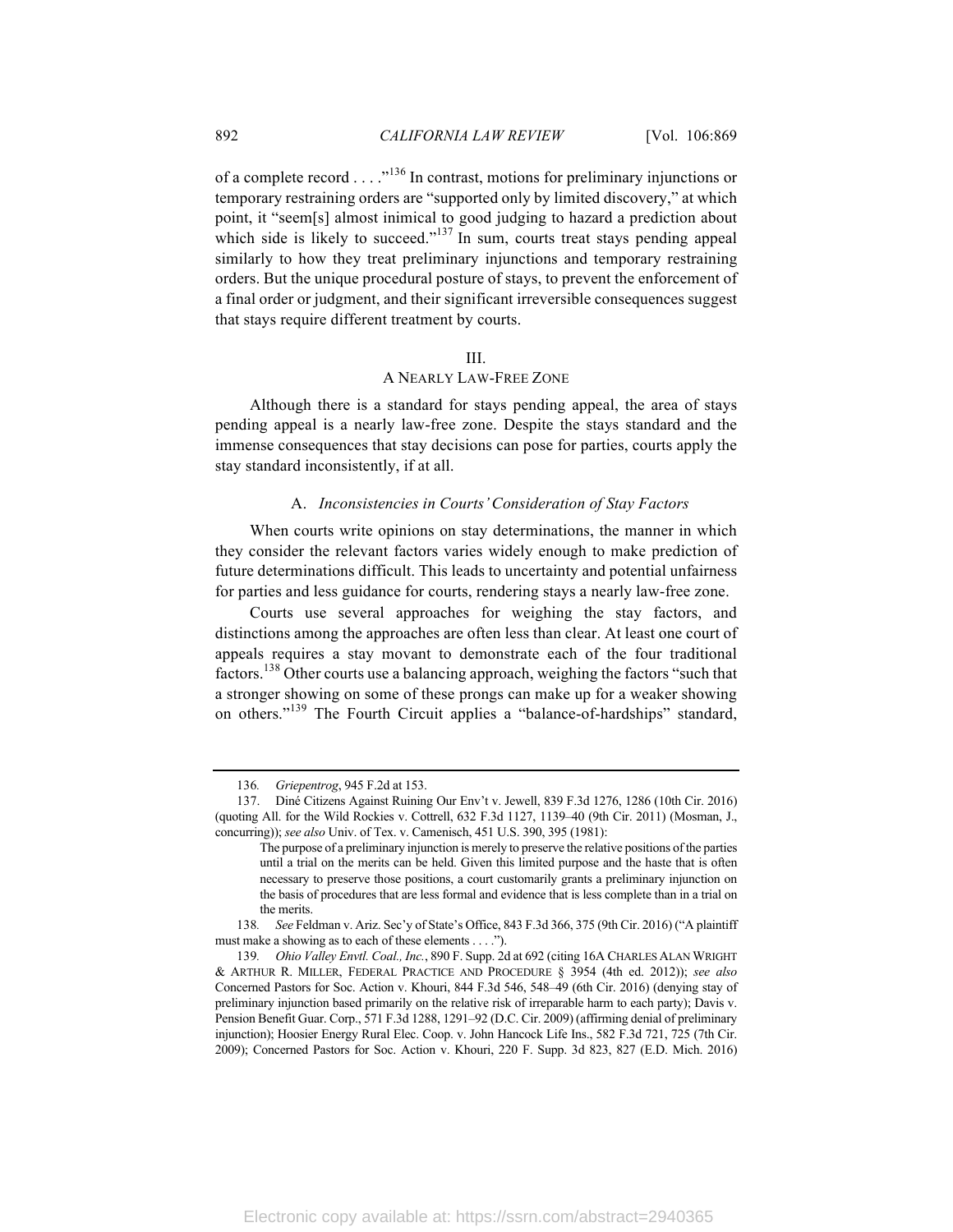of a complete record . . . ."[136] In contrast, motions for preliminary injunctions or temporary restraining orders are "supported only by limited discovery," at which point, it "seem[s] almost inimical to good judging to hazard a prediction about which side is likely to succeed."[137] In sum, courts treat stays pending appeal similarly to how they treat preliminary injunctions and temporary restraining orders. But the unique procedural posture of stays, to prevent the enforcement of a final order or judgment, and their significant irreversible consequences suggest that stays require different treatment by courts.

## III.
## A NEARLY LAW-FREE ZONE

Although there is a standard for stays pending appeal, the area of stays pending appeal is a nearly law-free zone. Despite the stays standard and the immense consequences that stay decisions can pose for parties, courts apply the stay standard inconsistently, if at all.

### A. *Inconsistencies in Courts' Consideration of Stay Factors*

When courts write opinions on stay determinations, the manner in which they consider the relevant factors varies widely enough to make prediction of future determinations difficult. This leads to uncertainty and potential unfairness for parties and less guidance for courts, rendering stays a nearly law-free zone.

Courts use several approaches for weighing the stay factors, and distinctions among the approaches are often less than clear. At least one court of appeals requires a stay movant to demonstrate each of the four traditional factors.[138] Other courts use a balancing approach, weighing the factors "such that a stronger showing on some of these prongs can make up for a weaker showing on others."[139] The Fourth Circuit applies a "balance-of-hardships" standard,

---

136. *Griepentrog*, 945 F.2d at 153.

137. Diné Citizens Against Ruining Our Env't v. Jewell, 839 F.3d 1276, 1286 (10th Cir. 2016) (quoting All. for the Wild Rockies v. Cottrell, 632 F.3d 1127, 1139–40 (9th Cir. 2011) (Mosman, J., concurring)); *see also* Univ. of Tex. v. Camenisch, 451 U.S. 390, 395 (1981):

> The purpose of a preliminary injunction is merely to preserve the relative positions of the parties until a trial on the merits can be held. Given this limited purpose and the haste that is often necessary to preserve those positions, a court customarily grants a preliminary injunction on the basis of procedures that are less formal and evidence that is less complete than in a trial on the merits.

138. *See* Feldman v. Ariz. Sec'y of State's Office, 843 F.3d 366, 375 (9th Cir. 2016) ("A plaintiff must make a showing as to each of these elements . . . .").

139. *Ohio Valley Envtl. Coal., Inc.*, 890 F. Supp. 2d at 692 (citing 16A CHARLES ALAN WRIGHT & ARTHUR R. MILLER, FEDERAL PRACTICE AND PROCEDURE § 3954 (4th ed. 2012)); *see also* Concerned Pastors for Soc. Action v. Khouri, 844 F.3d 546, 548–49 (6th Cir. 2016) (denying stay of preliminary injunction based primarily on the relative risk of irreparable harm to each party); Davis v. Pension Benefit Guar. Corp., 571 F.3d 1288, 1291–92 (D.C. Cir. 2009) (affirming denial of preliminary injunction); Hoosier Energy Rural Elec. Coop. v. John Hancock Life Ins., 582 F.3d 721, 725 (7th Cir. 2009); Concerned Pastors for Soc. Action v. Khouri, 220 F. Supp. 3d 823, 827 (E.D. Mich. 2016)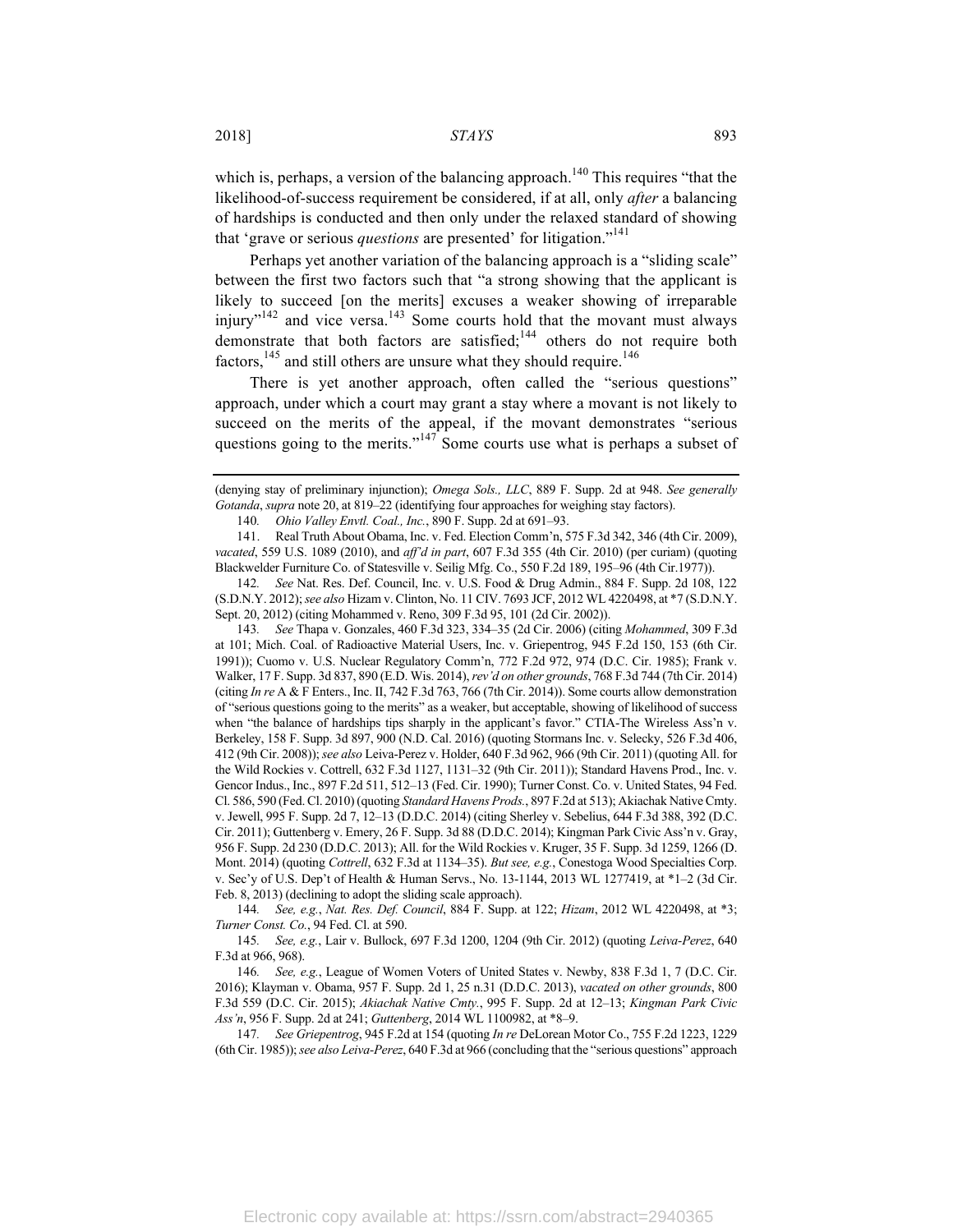which is, perhaps, a version of the balancing approach.[140] This requires "that the likelihood-of-success requirement be considered, if at all, only *after* a balancing of hardships is conducted and then only under the relaxed standard of showing that 'grave or serious *questions* are presented' for litigation."[141]

Perhaps yet another variation of the balancing approach is a "sliding scale" between the first two factors such that "a strong showing that the applicant is likely to succeed [on the merits] excuses a weaker showing of irreparable injury"[142] and vice versa.[143] Some courts hold that the movant must always demonstrate that both factors are satisfied;[144] others do not require both factors,[145] and still others are unsure what they should require.[146]

There is yet another approach, often called the "serious questions" approach, under which a court may grant a stay where a movant is not likely to succeed on the merits of the appeal, if the movant demonstrates "serious questions going to the merits."[147] Some courts use what is perhaps a subset of

---

(denying stay of preliminary injunction); *Omega Sols., LLC*, 889 F. Supp. 2d at 948. *See generally Gotanda*, *supra* note 20, at 819–22 (identifying four approaches for weighing stay factors).

140. *Ohio Valley Envtl. Coal., Inc.*, 890 F. Supp. 2d at 691–93.

141. Real Truth About Obama, Inc. v. Fed. Election Comm'n, 575 F.3d 342, 346 (4th Cir. 2009), *vacated*, 559 U.S. 1089 (2010), and *aff'd in part*, 607 F.3d 355 (4th Cir. 2010) (per curiam) (quoting Blackwelder Furniture Co. of Statesville v. Seilig Mfg. Co., 550 F.2d 189, 195–96 (4th Cir.1977)).

142. *See* Nat. Res. Def. Council, Inc. v. U.S. Food & Drug Admin., 884 F. Supp. 2d 108, 122 (S.D.N.Y. 2012); *see also* Hizam v. Clinton, No. 11 CIV. 7693 JCF, 2012 WL 4220498, at *7 (S.D.N.Y. Sept. 20, 2012) (citing Mohammed v. Reno, 309 F.3d 95, 101 (2d Cir. 2002)).

143. *See* Thapa v. Gonzales, 460 F.3d 323, 334–35 (2d Cir. 2006) (citing *Mohammed*, 309 F.3d at 101; Mich. Coal. of Radioactive Material Users, Inc. v. Griepentrog, 945 F.2d 150, 153 (6th Cir. 1991)); Cuomo v. U.S. Nuclear Regulatory Comm'n, 772 F.2d 972, 974 (D.C. Cir. 1985); Frank v. Walker, 17 F. Supp. 3d 837, 890 (E.D. Wis. 2014), *rev'd on other grounds*, 768 F.3d 744 (7th Cir. 2014) (citing *In re* A & F Enters., Inc. II, 742 F.3d 763, 766 (7th Cir. 2014)). Some courts allow demonstration of "serious questions going to the merits" as a weaker, but acceptable, showing of likelihood of success when "the balance of hardships tips sharply in the applicant's favor." CTIA-The Wireless Ass'n v. Berkeley, 158 F. Supp. 3d 897, 900 (N.D. Cal. 2016) (quoting Stormans Inc. v. Selecky, 526 F.3d 406, 412 (9th Cir. 2008)); *see also* Leiva-Perez v. Holder, 640 F.3d 962, 966 (9th Cir. 2011) (quoting All. for the Wild Rockies v. Cottrell, 632 F.3d 1127, 1131–32 (9th Cir. 2011)); Standard Havens Prod., Inc. v. Gencor Indus., Inc., 897 F.2d 511, 512–13 (Fed. Cir. 1990); Turner Const. Co. v. United States, 94 Fed. Cl. 586, 590 (Fed. Cl. 2010) (quoting *Standard Havens Prods.*, 897 F.2d at 513); Akiachak Native Cmty. v. Jewell, 995 F. Supp. 2d 7, 12–13 (D.D.C. 2014) (citing Sherley v. Sebelius, 644 F.3d 388, 392 (D.C. Cir. 2011); Guttenberg v. Emery, 26 F. Supp. 3d 88 (D.D.C. 2014); Kingman Park Civic Ass'n v. Gray, 956 F. Supp. 2d 230 (D.D.C. 2013); All. for the Wild Rockies v. Kruger, 35 F. Supp. 3d 1259, 1266 (D. Mont. 2014) (quoting *Cottrell*, 632 F.3d at 1134–35). *But see, e.g.*, Conestoga Wood Specialties Corp. v. Sec'y of U.S. Dep't of Health & Human Servs., No. 13-1144, 2013 WL 1277419, at *1–2 (3d Cir. Feb. 8, 2013) (declining to adopt the sliding scale approach).

144. *See, e.g.*, *Nat. Res. Def. Council*, 884 F. Supp. at 122; *Hizam*, 2012 WL 4220498, at *3; *Turner Const. Co.*, 94 Fed. Cl. at 590.

145. *See, e.g.*, Lair v. Bullock, 697 F.3d 1200, 1204 (9th Cir. 2012) (quoting *Leiva-Perez*, 640 F.3d at 966, 968).

146. *See, e.g.*, League of Women Voters of United States v. Newby, 838 F.3d 1, 7 (D.C. Cir. 2016); Klayman v. Obama, 957 F. Supp. 2d 1, 25 n.31 (D.D.C. 2013), *vacated on other grounds*, 800 F.3d 559 (D.C. Cir. 2015); *Akiachak Native Cmty.*, 995 F. Supp. 2d at 12–13; *Kingman Park Civic Ass'n*, 956 F. Supp. 2d at 241; *Guttenberg*, 2014 WL 1100982, at *8–9.

147. *See Griepentrog*, 945 F.2d at 154 (quoting *In re* DeLorean Motor Co., 755 F.2d 1223, 1229 (6th Cir. 1985)); *see also Leiva-Perez*, 640 F.3d at 966 (concluding that the "serious questions" approach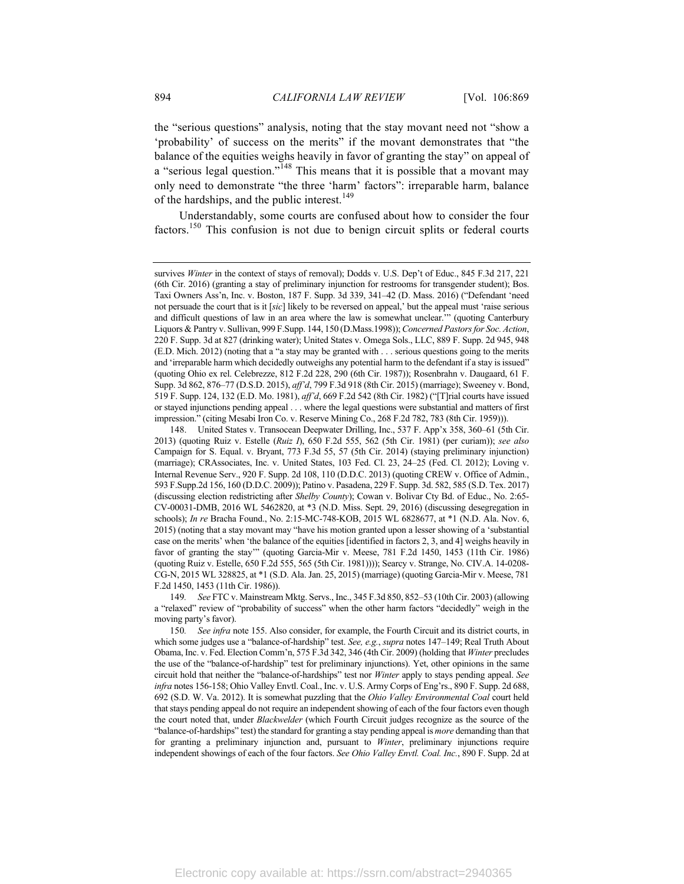the "serious questions" analysis, noting that the stay movant need not "show a 'probability' of success on the merits" if the movant demonstrates that "the balance of the equities weighs heavily in favor of granting the stay" on appeal of a "serious legal question."[148] This means that it is possible that a movant may only need to demonstrate "the three 'harm' factors": irreparable harm, balance of the hardships, and the public interest.[149]

Understandably, some courts are confused about how to consider the four factors.[150] This confusion is not due to benign circuit splits or federal courts

---

survives *Winter* in the context of stays of removal); Dodds v. U.S. Dep't of Educ., 845 F.3d 217, 221 (6th Cir. 2016) (granting a stay of preliminary injunction for restrooms for transgender student); Bos. Taxi Owners Ass'n, Inc. v. Boston, 187 F. Supp. 3d 339, 341–42 (D. Mass. 2016) ("Defendant 'need not persuade the court that is it [*sic*] likely to be reversed on appeal,' but the appeal must 'raise serious and difficult questions of law in an area where the law is somewhat unclear.'" (quoting Canterbury Liquors & Pantry v. Sullivan, 999 F.Supp. 144, 150 (D.Mass.1998)); *Concerned Pastors for Soc. Action*, 220 F. Supp. 3d at 827 (drinking water); United States v. Omega Sols., LLC, 889 F. Supp. 2d 945, 948 (E.D. Mich. 2012) (noting that a "a stay may be granted with . . . serious questions going to the merits and 'irreparable harm which decidedly outweighs any potential harm to the defendant if a stay is issued" (quoting Ohio ex rel. Celebrezze, 812 F.2d 228, 290 (6th Cir. 1987)); Rosenbrahn v. Daugaard, 61 F. Supp. 3d 862, 876–77 (D.S.D. 2015), *aff'd*, 799 F.3d 918 (8th Cir. 2015) (marriage); Sweeney v. Bond, 519 F. Supp. 124, 132 (E.D. Mo. 1981), *aff'd*, 669 F.2d 542 (8th Cir. 1982) ("[T]rial courts have issued or stayed injunctions pending appeal . . . where the legal questions were substantial and matters of first impression." (citing Mesabi Iron Co. v. Reserve Mining Co., 268 F.2d 782, 783 (8th Cir. 1959))).

148. United States v. Transocean Deepwater Drilling, Inc., 537 F. App'x 358, 360–61 (5th Cir. 2013) (quoting Ruiz v. Estelle (*Ruiz I*), 650 F.2d 555, 562 (5th Cir. 1981) (per curiam)); *see also* Campaign for S. Equal. v. Bryant, 773 F.3d 55, 57 (5th Cir. 2014) (staying preliminary injunction) (marriage); CRAssociates, Inc. v. United States, 103 Fed. Cl. 23, 24–25 (Fed. Cl. 2012); Loving v. Internal Revenue Serv., 920 F. Supp. 2d 108, 110 (D.D.C. 2013) (quoting CREW v. Office of Admin., 593 F.Supp.2d 156, 160 (D.D.C. 2009)); Patino v. Pasadena, 229 F. Supp. 3d. 582, 585 (S.D. Tex. 2017) (discussing election redistricting after *Shelby County*); Cowan v. Bolivar Cty Bd. of Educ., No. 2:65-CV-00031-DMB, 2016 WL 5462820, at *3 (N.D. Miss. Sept. 29, 2016) (discussing desegregation in schools); *In re* Bracha Found., No. 2:15-MC-748-KOB, 2015 WL 6828677, at *1 (N.D. Ala. Nov. 6, 2015) (noting that a stay movant may "have his motion granted upon a lesser showing of a 'substantial case on the merits' when 'the balance of the equities [identified in factors 2, 3, and 4] weighs heavily in favor of granting the stay'" (quoting Garcia-Mir v. Meese, 781 F.2d 1450, 1453 (11th Cir. 1986) (quoting Ruiz v. Estelle, 650 F.2d 555, 565 (5th Cir. 1981)))); Searcy v. Strange, No. CIV.A. 14-0208-CG-N, 2015 WL 328825, at *1 (S.D. Ala. Jan. 25, 2015) (marriage) (quoting Garcia-Mir v. Meese, 781 F.2d 1450, 1453 (11th Cir. 1986)).

149. *See* FTC v. Mainstream Mktg. Servs., Inc., 345 F.3d 850, 852–53 (10th Cir. 2003) (allowing a "relaxed" review of "probability of success" when the other harm factors "decidedly" weigh in the moving party's favor).

150. *See infra* note 155. Also consider, for example, the Fourth Circuit and its district courts, in which some judges use a "balance-of-hardship" test. *See, e.g.*, *supra* notes 147–149; Real Truth About Obama, Inc. v. Fed. Election Comm'n, 575 F.3d 342, 346 (4th Cir. 2009) (holding that *Winter* precludes the use of the "balance-of-hardship" test for preliminary injunctions). Yet, other opinions in the same circuit hold that neither the "balance-of-hardships" test nor *Winter* apply to stays pending appeal. *See infra* notes 156-158; Ohio Valley Envtl. Coal., Inc. v. U.S. Army Corps of Eng'rs., 890 F. Supp. 2d 688, 692 (S.D. W. Va. 2012). It is somewhat puzzling that the *Ohio Valley Environmental Coal* court held that stays pending appeal do not require an independent showing of each of the four factors even though the court noted that, under *Blackwelder* (which Fourth Circuit judges recognize as the source of the "balance-of-hardships" test) the standard for granting a stay pending appeal is *more* demanding than that for granting a preliminary injunction and, pursuant to *Winter*, preliminary injunctions require independent showings of each of the four factors. *See Ohio Valley Envtl. Coal. Inc.*, 890 F. Supp. 2d at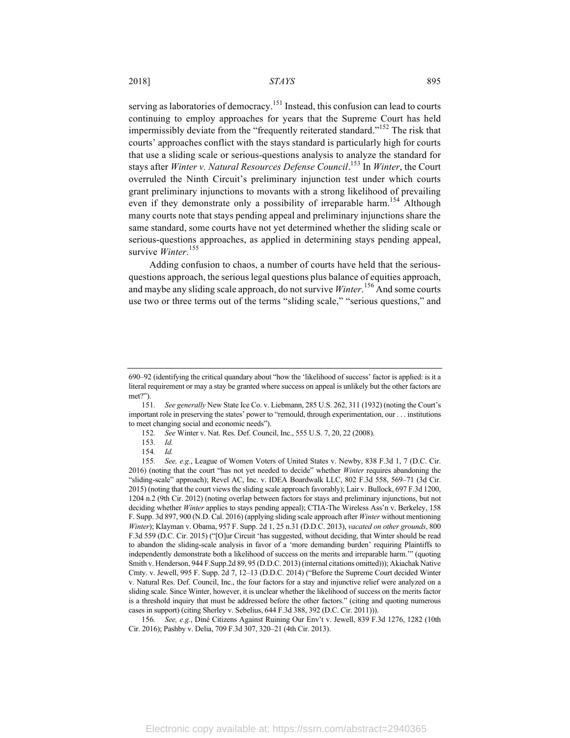serving as laboratories of democracy.[151] Instead, this confusion can lead to courts continuing to employ approaches for years that the Supreme Court has held impermissibly deviate from the "frequently reiterated standard."[152] The risk that courts' approaches conflict with the stays standard is particularly high for courts that use a sliding scale or serious-questions analysis to analyze the standard for stays after *Winter v. Natural Resources Defense Council*.[153] In *Winter*, the Court overruled the Ninth Circuit's preliminary injunction test under which courts grant preliminary injunctions to movants with a strong likelihood of prevailing even if they demonstrate only a possibility of irreparable harm.[154] Although many courts note that stays pending appeal and preliminary injunctions share the same standard, some courts have not yet determined whether the sliding scale or serious-questions approaches, as applied in determining stays pending appeal, survive *Winter*.[155]

Adding confusion to chaos, a number of courts have held that the serious-questions approach, the serious legal questions plus balance of equities approach, and maybe any sliding scale approach, do not survive *Winter*.[156] And some courts use two or three terms out of the terms "sliding scale," "serious questions," and

---

690–92 (identifying the critical quandary about "how the 'likelihood of success' factor is applied: is it a literal requirement or may a stay be granted where success on appeal is unlikely but the other factors are met?").

151. *See generally* New State Ice Co. v. Liebmann, 285 U.S. 262, 311 (1932) (noting the Court's important role in preserving the states' power to "remould, through experimentation, our . . . institutions to meet changing social and economic needs").

152. *See* Winter v. Nat. Res. Def. Council, Inc., 555 U.S. 7, 20, 22 (2008).

153. *Id.*

154. *Id.*

155. *See, e.g.*, League of Women Voters of United States v. Newby, 838 F.3d 1, 7 (D.C. Cir. 2016) (noting that the court "has not yet needed to decide" whether *Winter* requires abandoning the "sliding-scale" approach); Revel AC, Inc. v. IDEA Boardwalk LLC, 802 F.3d 558, 569–71 (3d Cir. 2015) (noting that the court views the sliding scale approach favorably); Lair v. Bullock, 697 F.3d 1200, 1204 n.2 (9th Cir. 2012) (noting overlap between factors for stays and preliminary injunctions, but not deciding whether *Winter* applies to stays pending appeal); CTIA-The Wireless Ass'n v. Berkeley, 158 F. Supp. 3d 897, 900 (N.D. Cal. 2016) (applying sliding scale approach after *Winter* without mentioning *Winter*); Klayman v. Obama, 957 F. Supp. 2d 1, 25 n.31 (D.D.C. 2013), *vacated on other grounds*, 800 F.3d 559 (D.C. Cir. 2015) ("[O]ur Circuit 'has suggested, without deciding, that Winter should be read to abandon the sliding-scale analysis in favor of a 'more demanding burden' requiring Plaintiffs to independently demonstrate both a likelihood of success on the merits and irreparable harm.'" (quoting Smith v. Henderson, 944 F.Supp.2d 89, 95 (D.D.C. 2013) (internal citations omitted))); Akiachak Native Cmty. v. Jewell, 995 F. Supp. 2d 7, 12–13 (D.D.C. 2014) ("Before the Supreme Court decided Winter v. Natural Res. Def. Council, Inc., the four factors for a stay and injunctive relief were analyzed on a sliding scale. Since Winter, however, it is unclear whether the likelihood of success on the merits factor is a threshold inquiry that must be addressed before the other factors." (citing and quoting numerous cases in support) (citing Sherley v. Sebelius, 644 F.3d 388, 392 (D.C. Cir. 2011))).

156. *See, e.g.*, Diné Citizens Against Ruining Our Env't v. Jewell, 839 F.3d 1276, 1282 (10th Cir. 2016); Pashby v. Delia, 709 F.3d 307, 320–21 (4th Cir. 2013).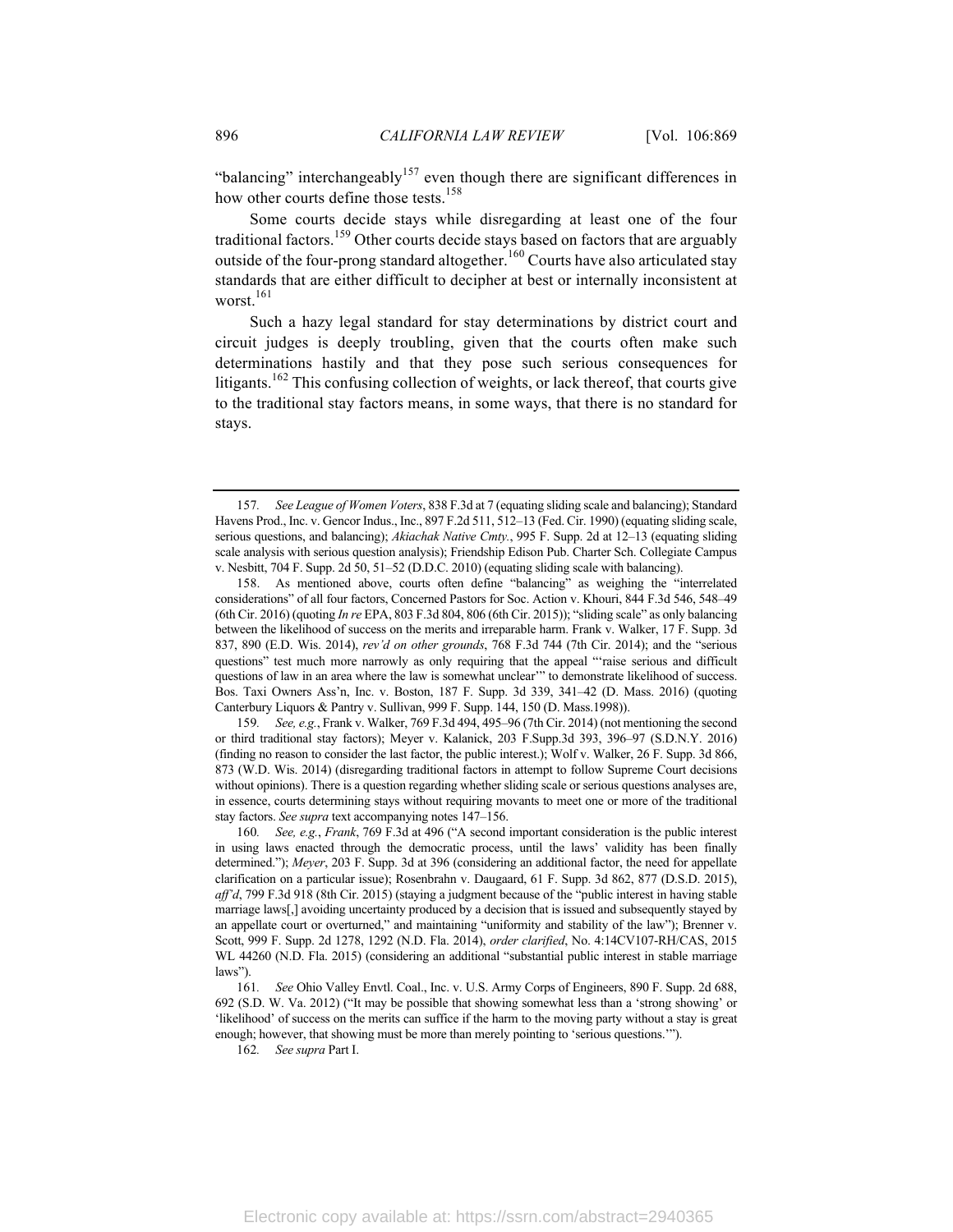"balancing" interchangeably[157] even though there are significant differences in how other courts define those tests.[158]

Some courts decide stays while disregarding at least one of the four traditional factors.[159] Other courts decide stays based on factors that are arguably outside of the four-prong standard altogether.[160] Courts have also articulated stay standards that are either difficult to decipher at best or internally inconsistent at worst.[161]

Such a hazy legal standard for stay determinations by district court and circuit judges is deeply troubling, given that the courts often make such determinations hastily and that they pose such serious consequences for litigants.[162] This confusing collection of weights, or lack thereof, that courts give to the traditional stay factors means, in some ways, that there is no standard for stays.

---

157. *See League of Women Voters*, 838 F.3d at 7 (equating sliding scale and balancing); Standard Havens Prod., Inc. v. Gencor Indus., Inc., 897 F.2d 511, 512–13 (Fed. Cir. 1990) (equating sliding scale, serious questions, and balancing); *Akiachak Native Cmty.*, 995 F. Supp. 2d at 12–13 (equating sliding scale analysis with serious question analysis); Friendship Edison Pub. Charter Sch. Collegiate Campus v. Nesbitt, 704 F. Supp. 2d 50, 51–52 (D.D.C. 2010) (equating sliding scale with balancing).

158. As mentioned above, courts often define "balancing" as weighing the "interrelated considerations" of all four factors, Concerned Pastors for Soc. Action v. Khouri, 844 F.3d 546, 548–49 (6th Cir. 2016) (quoting *In re* EPA, 803 F.3d 804, 806 (6th Cir. 2015)); "sliding scale" as only balancing between the likelihood of success on the merits and irreparable harm. Frank v. Walker, 17 F. Supp. 3d 837, 890 (E.D. Wis. 2014), *rev'd on other grounds*, 768 F.3d 744 (7th Cir. 2014); and the "serious questions" test much more narrowly as only requiring that the appeal "'raise serious and difficult questions of law in an area where the law is somewhat unclear'" to demonstrate likelihood of success. Bos. Taxi Owners Ass'n, Inc. v. Boston, 187 F. Supp. 3d 339, 341–42 (D. Mass. 2016) (quoting Canterbury Liquors & Pantry v. Sullivan, 999 F. Supp. 144, 150 (D. Mass.1998)).

159. *See, e.g.*, Frank v. Walker, 769 F.3d 494, 495–96 (7th Cir. 2014) (not mentioning the second or third traditional stay factors); Meyer v. Kalanick, 203 F.Supp.3d 393, 396–97 (S.D.N.Y. 2016) (finding no reason to consider the last factor, the public interest.); Wolf v. Walker, 26 F. Supp. 3d 866, 873 (W.D. Wis. 2014) (disregarding traditional factors in attempt to follow Supreme Court decisions without opinions). There is a question regarding whether sliding scale or serious questions analyses are, in essence, courts determining stays without requiring movants to meet one or more of the traditional stay factors. *See supra* text accompanying notes 147–156.

160. *See, e.g.*, *Frank*, 769 F.3d at 496 ("A second important consideration is the public interest in using laws enacted through the democratic process, until the laws' validity has been finally determined."); *Meyer*, 203 F. Supp. 3d at 396 (considering an additional factor, the need for appellate clarification on a particular issue); Rosenbrahn v. Daugaard, 61 F. Supp. 3d 862, 877 (D.S.D. 2015), *aff'd*, 799 F.3d 918 (8th Cir. 2015) (staying a judgment because of the "public interest in having stable marriage laws[,] avoiding uncertainty produced by a decision that is issued and subsequently stayed by an appellate court or overturned," and maintaining "uniformity and stability of the law"); Brenner v. Scott, 999 F. Supp. 2d 1278, 1292 (N.D. Fla. 2014), *order clarified*, No. 4:14CV107-RH/CAS, 2015 WL 44260 (N.D. Fla. 2015) (considering an additional "substantial public interest in stable marriage laws").

161. *See* Ohio Valley Envtl. Coal., Inc. v. U.S. Army Corps of Engineers, 890 F. Supp. 2d 688, 692 (S.D. W. Va. 2012) ("It may be possible that showing somewhat less than a 'strong showing' or 'likelihood' of success on the merits can suffice if the harm to the moving party without a stay is great enough; however, that showing must be more than merely pointing to 'serious questions.'").

162. *See supra* Part I.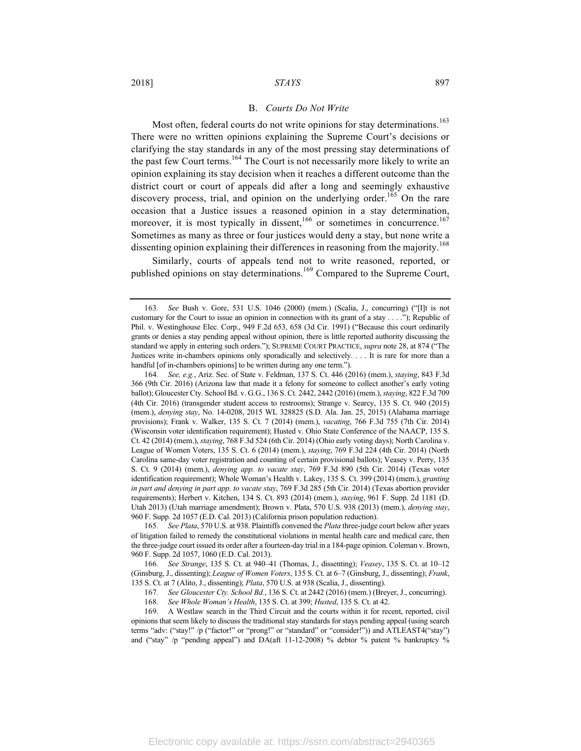### B. *Courts Do Not Write*

Most often, federal courts do not write opinions for stay determinations.[163] There were no written opinions explaining the Supreme Court's decisions or clarifying the stay standards in any of the most pressing stay determinations of the past few Court terms.[164] The Court is not necessarily more likely to write an opinion explaining its stay decision when it reaches a different outcome than the district court or court of appeals did after a long and seemingly exhaustive discovery process, trial, and opinion on the underlying order.[165] On the rare occasion that a Justice issues a reasoned opinion in a stay determination, moreover, it is most typically in dissent,[166] or sometimes in concurrence.[167] Sometimes as many as three or four justices would deny a stay, but none write a dissenting opinion explaining their differences in reasoning from the majority.[168]

Similarly, courts of appeals tend not to write reasoned, reported, or published opinions on stay determinations.[169] Compared to the Supreme Court,

---

163. *See* Bush v. Gore, 531 U.S. 1046 (2000) (mem.) (Scalia, J., concurring) ("[I]t is not customary for the Court to issue an opinion in connection with its grant of a stay . . . ."); Republic of Phil. v. Westinghouse Elec. Corp., 949 F.2d 653, 658 (3d Cir. 1991) ("Because this court ordinarily grants or denies a stay pending appeal without opinion, there is little reported authority discussing the standard we apply in entering such orders."); SUPREME COURT PRACTICE, *supra* note 28, at 874 ("The Justices write in-chambers opinions only sporadically and selectively. . . . It is rare for more than a handful [of in-chambers opinions] to be written during any one term.").

164. *See, e.g.*, Ariz. Sec. of State v. Feldman, 137 S. Ct. 446 (2016) (mem.), *staying*, 843 F.3d 366 (9th Cir. 2016) (Arizona law that made it a felony for someone to collect another's early voting ballot); Gloucester Cty. School Bd. v. G.G., 136 S. Ct. 2442, 2442 (2016) (mem.), *staying*, 822 F.3d 709 (4th Cir. 2016) (transgender student access to restrooms); Strange v. Searcy, 135 S. Ct. 940 (2015) (mem.), *denying stay*, No. 14-0208, 2015 WL 328825 (S.D. Ala. Jan. 25, 2015) (Alabama marriage provisions); Frank v. Walker, 135 S. Ct. 7 (2014) (mem.), *vacating*, 766 F.3d 755 (7th Cir. 2014) (Wisconsin voter identification requirement); Husted v. Ohio State Conference of the NAACP, 135 S. Ct. 42 (2014) (mem.), *staying*, 768 F.3d 524 (6th Cir. 2014) (Ohio early voting days); North Carolina v. League of Women Voters, 135 S. Ct. 6 (2014) (mem.), *staying*, 769 F.3d 224 (4th Cir. 2014) (North Carolina same-day voter registration and counting of certain provisional ballots); Veasey v. Perry, 135 S. Ct. 9 (2014) (mem.), *denying app. to vacate stay*, 769 F.3d 890 (5th Cir. 2014) (Texas voter identification requirement); Whole Woman's Health v. Lakey, 135 S. Ct. 399 (2014) (mem.), *granting in part and denying in part app. to vacate stay*, 769 F.3d 285 (5th Cir. 2014) (Texas abortion provider requirements); Herbert v. Kitchen, 134 S. Ct. 893 (2014) (mem.), *staying*, 961 F. Supp. 2d 1181 (D. Utah 2013) (Utah marriage amendment); Brown v. Plata, 570 U.S. 938 (2013) (mem.), *denying stay*, 960 F. Supp. 2d 1057 (E.D. Cal. 2013) (California prison population reduction).

165. *See Plata*, 570 U.S. at 938. Plaintiffs convened the *Plata* three-judge court below after years of litigation failed to remedy the constitutional violations in mental health care and medical care, then the three-judge court issued its order after a fourteen-day trial in a 184-page opinion. Coleman v. Brown, 960 F. Supp. 2d 1057, 1060 (E.D. Cal. 2013).

166. *See Strange*, 135 S. Ct. at 940–41 (Thomas, J., dissenting); *Veasey*, 135 S. Ct. at 10–12 (Ginsburg, J., dissenting); *League of Women Voters*, 135 S. Ct. at 6–7 (Ginsburg, J., dissenting); *Frank*, 135 S. Ct. at 7 (Alito, J., dissenting); *Plata*, 570 U.S. at 938 (Scalia, J., dissenting).

167. *See Gloucester Cty. School Bd.*, 136 S. Ct. at 2442 (2016) (mem.) (Breyer, J., concurring).

168. *See Whole Woman's Health*, 135 S. Ct. at 399; *Husted*, 135 S. Ct. at 42.

169. A Westlaw search in the Third Circuit and the courts within it for recent, reported, civil opinions that seem likely to discuss the traditional stay standards for stays pending appeal (using search terms "adv: ("stay!" /p ("factor!" or "prong!" or "standard" or "consider!")) and ATLEAST4("stay") and ("stay" /p "pending appeal") and DA(aft 11-12-2008) % debtor % patent % bankruptcy %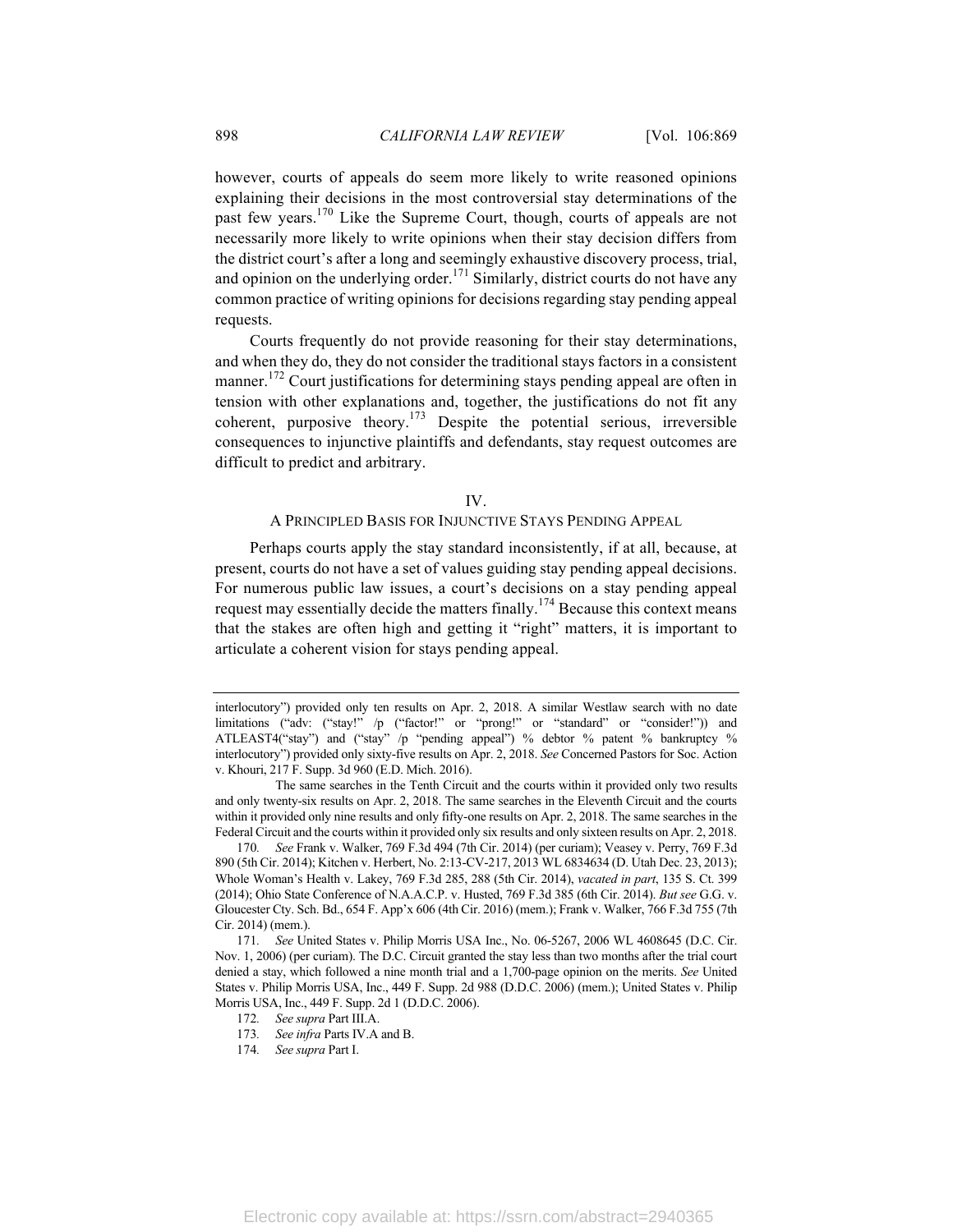however, courts of appeals do seem more likely to write reasoned opinions explaining their decisions in the most controversial stay determinations of the past few years.[170] Like the Supreme Court, though, courts of appeals are not necessarily more likely to write opinions when their stay decision differs from the district court's after a long and seemingly exhaustive discovery process, trial, and opinion on the underlying order.[171] Similarly, district courts do not have any common practice of writing opinions for decisions regarding stay pending appeal requests.

Courts frequently do not provide reasoning for their stay determinations, and when they do, they do not consider the traditional stays factors in a consistent manner.[172] Court justifications for determining stays pending appeal are often in tension with other explanations and, together, the justifications do not fit any coherent, purposive theory.[173] Despite the potential serious, irreversible consequences to injunctive plaintiffs and defendants, stay request outcomes are difficult to predict and arbitrary.

## IV.
## A PRINCIPLED BASIS FOR INJUNCTIVE STAYS PENDING APPEAL

Perhaps courts apply the stay standard inconsistently, if at all, because, at present, courts do not have a set of values guiding stay pending appeal decisions. For numerous public law issues, a court's decisions on a stay pending appeal request may essentially decide the matters finally.[174] Because this context means that the stakes are often high and getting it "right" matters, it is important to articulate a coherent vision for stays pending appeal.

---

interlocutory") provided only ten results on Apr. 2, 2018. A similar Westlaw search with no date limitations ("adv: ("stay!" /p ("factor!" or "prong!" or "standard" or "consider!")) and ATLEAST4("stay") and ("stay" /p "pending appeal") % debtor % patent % bankruptcy % interlocutory") provided only sixty-five results on Apr. 2, 2018. *See* Concerned Pastors for Soc. Action v. Khouri, 217 F. Supp. 3d 960 (E.D. Mich. 2016).

The same searches in the Tenth Circuit and the courts within it provided only two results and only twenty-six results on Apr. 2, 2018. The same searches in the Eleventh Circuit and the courts within it provided only nine results and only fifty-one results on Apr. 2, 2018. The same searches in the Federal Circuit and the courts within it provided only six results and only sixteen results on Apr. 2, 2018.

170. *See* Frank v. Walker, 769 F.3d 494 (7th Cir. 2014) (per curiam); Veasey v. Perry, 769 F.3d 890 (5th Cir. 2014); Kitchen v. Herbert, No. 2:13-CV-217, 2013 WL 6834634 (D. Utah Dec. 23, 2013); Whole Woman's Health v. Lakey, 769 F.3d 285, 288 (5th Cir. 2014), *vacated in part*, 135 S. Ct. 399 (2014); Ohio State Conference of N.A.A.C.P. v. Husted, 769 F.3d 385 (6th Cir. 2014). *But see* G.G. v. Gloucester Cty. Sch. Bd., 654 F. App'x 606 (4th Cir. 2016) (mem.); Frank v. Walker, 766 F.3d 755 (7th Cir. 2014) (mem.).

171. *See* United States v. Philip Morris USA Inc., No. 06-5267, 2006 WL 4608645 (D.C. Cir. Nov. 1, 2006) (per curiam). The D.C. Circuit granted the stay less than two months after the trial court denied a stay, which followed a nine month trial and a 1,700-page opinion on the merits. *See* United States v. Philip Morris USA, Inc., 449 F. Supp. 2d 988 (D.D.C. 2006) (mem.); United States v. Philip Morris USA, Inc., 449 F. Supp. 2d 1 (D.D.C. 2006).

172. *See supra* Part III.A.

173. *See infra* Parts IV.A and B.

174. *See supra* Part I.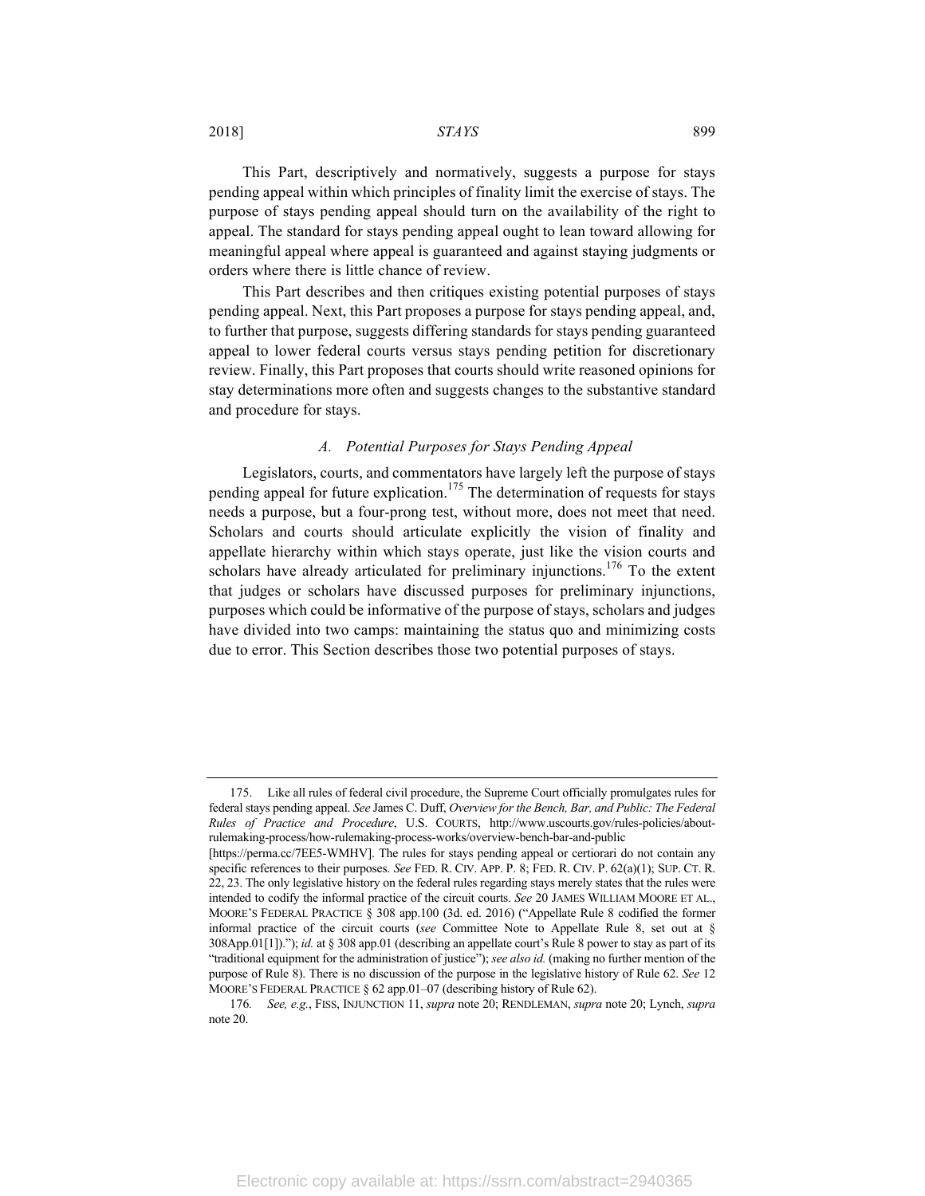This Part, descriptively and normatively, suggests a purpose for stays pending appeal within which principles of finality limit the exercise of stays. The purpose of stays pending appeal should turn on the availability of the right to appeal. The standard for stays pending appeal ought to lean toward allowing for meaningful appeal where appeal is guaranteed and against staying judgments or orders where there is little chance of review.

This Part describes and then critiques existing potential purposes of stays pending appeal. Next, this Part proposes a purpose for stays pending appeal, and, to further that purpose, suggests differing standards for stays pending guaranteed appeal to lower federal courts versus stays pending petition for discretionary review. Finally, this Part proposes that courts should write reasoned opinions for stay determinations more often and suggests changes to the substantive standard and procedure for stays.

### *A. Potential Purposes for Stays Pending Appeal*

Legislators, courts, and commentators have largely left the purpose of stays pending appeal for future explication.[175] The determination of requests for stays needs a purpose, but a four-prong test, without more, does not meet that need. Scholars and courts should articulate explicitly the vision of finality and appellate hierarchy within which stays operate, just like the vision courts and scholars have already articulated for preliminary injunctions.[176] To the extent that judges or scholars have discussed purposes for preliminary injunctions, purposes which could be informative of the purpose of stays, scholars and judges have divided into two camps: maintaining the status quo and minimizing costs due to error. This Section describes those two potential purposes of stays.

---

175. Like all rules of federal civil procedure, the Supreme Court officially promulgates rules for federal stays pending appeal. *See* James C. Duff, *Overview for the Bench, Bar, and Public: The Federal Rules of Practice and Procedure*, U.S. COURTS, http://www.uscourts.gov/rules-policies/about-rulemaking-process/how-rulemaking-process-works/overview-bench-bar-and-public [https://perma.cc/7EE5-WMHV]. The rules for stays pending appeal or certiorari do not contain any specific references to their purposes. *See* FED. R. CIV. APP. P. 8; FED. R. CIV. P. 62(a)(1); SUP. CT. R. 22, 23. The only legislative history on the federal rules regarding stays merely states that the rules were intended to codify the informal practice of the circuit courts. *See* 20 JAMES WILLIAM MOORE ET AL., MOORE'S FEDERAL PRACTICE § 308 app.100 (3d. ed. 2016) ("Appellate Rule 8 codified the former informal practice of the circuit courts (*see* Committee Note to Appellate Rule 8, set out at § 308App.01[1])."); *id.* at § 308 app.01 (describing an appellate court's Rule 8 power to stay as part of its "traditional equipment for the administration of justice"); *see also id.* (making no further mention of the purpose of Rule 8). There is no discussion of the purpose in the legislative history of Rule 62. *See* 12 MOORE'S FEDERAL PRACTICE § 62 app.01–07 (describing history of Rule 62).

176. *See, e.g.*, FISS, INJUNCTION 11, *supra* note 20; RENDLEMAN, *supra* note 20; Lynch, *supra* note 20.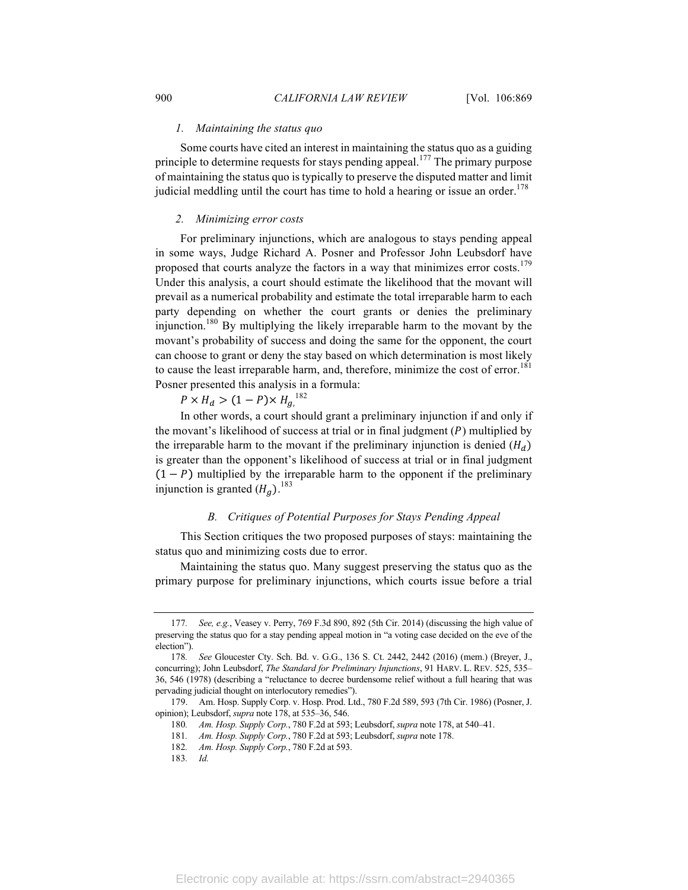#### 1. *Maintaining the status quo*

Some courts have cited an interest in maintaining the status quo as a guiding principle to determine requests for stays pending appeal.[177] The primary purpose of maintaining the status quo is typically to preserve the disputed matter and limit judicial meddling until the court has time to hold a hearing or issue an order.[178]

#### 2. *Minimizing error costs*

For preliminary injunctions, which are analogous to stays pending appeal in some ways, Judge Richard A. Posner and Professor John Leubsdorf have proposed that courts analyze the factors in a way that minimizes error costs.[179] Under this analysis, a court should estimate the likelihood that the movant will prevail as a numerical probability and estimate the total irreparable harm to each party depending on whether the court grants or denies the preliminary injunction.[180] By multiplying the likely irreparable harm to the movant by the movant's probability of success and doing the same for the opponent, the court can choose to grant or deny the stay based on which determination is most likely to cause the least irreparable harm, and, therefore, minimize the cost of error.[181] Posner presented this analysis in a formula:

$P \times H_d > (1 - P) \times H_g$,[182]

In other words, a court should grant a preliminary injunction if and only if the movant's likelihood of success at trial or in final judgment ($P$) multiplied by the irreparable harm to the movant if the preliminary injunction is denied ($H_d$) is greater than the opponent's likelihood of success at trial or in final judgment $(1 - P)$ multiplied by the irreparable harm to the opponent if the preliminary injunction is granted ($H_g$).[183]

### B. *Critiques of Potential Purposes for Stays Pending Appeal*

This Section critiques the two proposed purposes of stays: maintaining the status quo and minimizing costs due to error.

Maintaining the status quo. Many suggest preserving the status quo as the primary purpose for preliminary injunctions, which courts issue before a trial

---

177. *See, e.g.*, Veasey v. Perry, 769 F.3d 890, 892 (5th Cir. 2014) (discussing the high value of preserving the status quo for a stay pending appeal motion in "a voting case decided on the eve of the election").

178. *See* Gloucester Cty. Sch. Bd. v. G.G., 136 S. Ct. 2442, 2442 (2016) (mem.) (Breyer, J., concurring); John Leubsdorf, *The Standard for Preliminary Injunctions*, 91 HARV. L. REV. 525, 535–36, 546 (1978) (describing a "reluctance to decree burdensome relief without a full hearing that was pervading judicial thought on interlocutory remedies").

179. Am. Hosp. Supply Corp. v. Hosp. Prod. Ltd., 780 F.2d 589, 593 (7th Cir. 1986) (Posner, J. opinion); Leubsdorf, *supra* note 178, at 535–36, 546.

180. *Am. Hosp. Supply Corp.*, 780 F.2d at 593; Leubsdorf, *supra* note 178, at 540–41.

181. *Am. Hosp. Supply Corp.*, 780 F.2d at 593; Leubsdorf, *supra* note 178.

182. *Am. Hosp. Supply Corp.*, 780 F.2d at 593.

183. *Id.*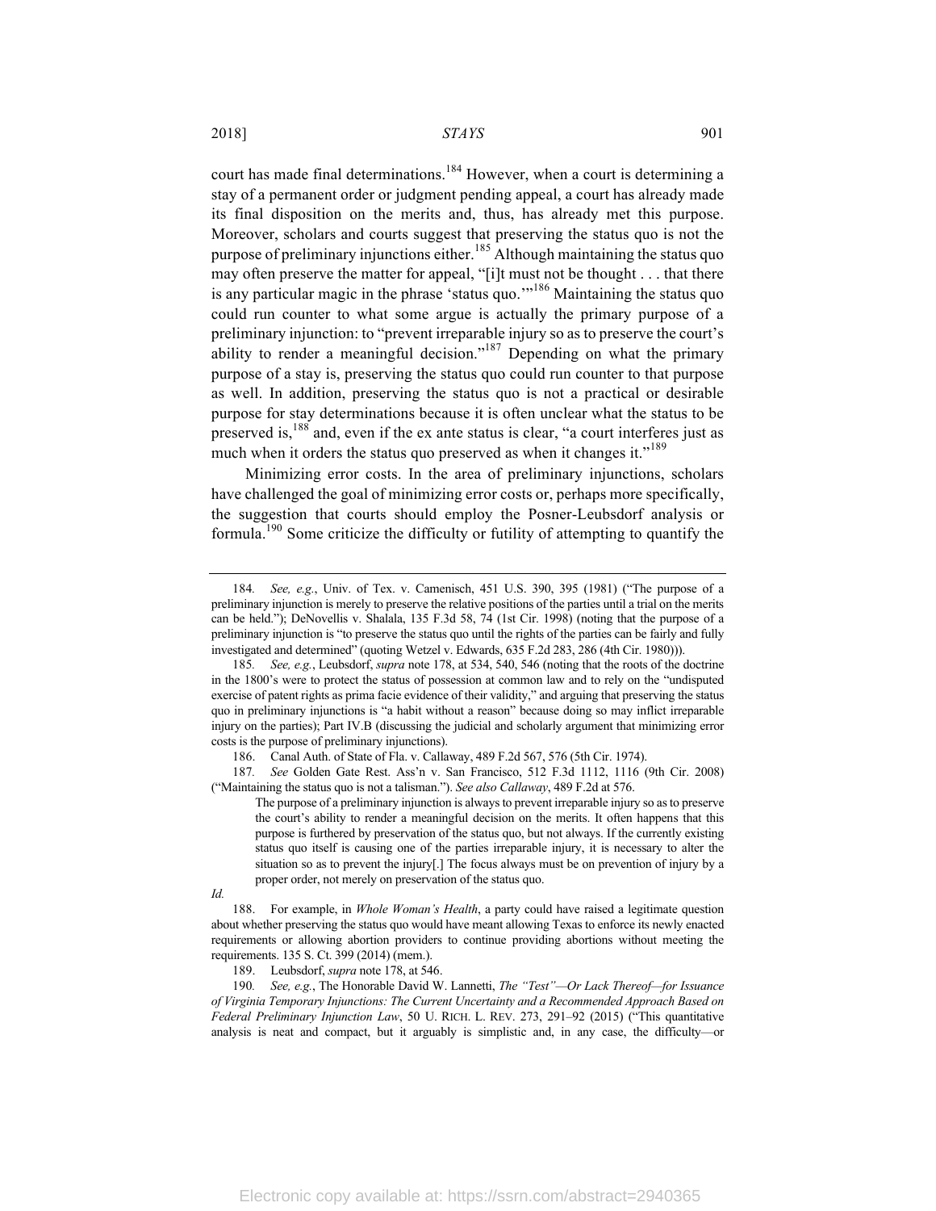court has made final determinations.[184] However, when a court is determining a stay of a permanent order or judgment pending appeal, a court has already made its final disposition on the merits and, thus, has already met this purpose. Moreover, scholars and courts suggest that preserving the status quo is not the purpose of preliminary injunctions either.[185] Although maintaining the status quo may often preserve the matter for appeal, "[i]t must not be thought . . . that there is any particular magic in the phrase 'status quo.'"[186] Maintaining the status quo could run counter to what some argue is actually the primary purpose of a preliminary injunction: to "prevent irreparable injury so as to preserve the court's ability to render a meaningful decision."[187] Depending on what the primary purpose of a stay is, preserving the status quo could run counter to that purpose as well. In addition, preserving the status quo is not a practical or desirable purpose for stay determinations because it is often unclear what the status to be preserved is,[188] and, even if the ex ante status is clear, "a court interferes just as much when it orders the status quo preserved as when it changes it."[189]

Minimizing error costs. In the area of preliminary injunctions, scholars have challenged the goal of minimizing error costs or, perhaps more specifically, the suggestion that courts should employ the Posner-Leubsdorf analysis or formula.[190] Some criticize the difficulty or futility of attempting to quantify the

---

184. *See, e.g.*, Univ. of Tex. v. Camenisch, 451 U.S. 390, 395 (1981) ("The purpose of a preliminary injunction is merely to preserve the relative positions of the parties until a trial on the merits can be held."); DeNovellis v. Shalala, 135 F.3d 58, 74 (1st Cir. 1998) (noting that the purpose of a preliminary injunction is "to preserve the status quo until the rights of the parties can be fairly and fully investigated and determined" (quoting Wetzel v. Edwards, 635 F.2d 283, 286 (4th Cir. 1980))).

185. *See, e.g.*, Leubsdorf, *supra* note 178, at 534, 540, 546 (noting that the roots of the doctrine in the 1800's were to protect the status of possession at common law and to rely on the "undisputed exercise of patent rights as prima facie evidence of their validity," and arguing that preserving the status quo in preliminary injunctions is "a habit without a reason" because doing so may inflict irreparable injury on the parties); Part IV.B (discussing the judicial and scholarly argument that minimizing error costs is the purpose of preliminary injunctions).

186. Canal Auth. of State of Fla. v. Callaway, 489 F.2d 567, 576 (5th Cir. 1974).

187. *See* Golden Gate Rest. Ass'n v. San Francisco, 512 F.3d 1112, 1116 (9th Cir. 2008) ("Maintaining the status quo is not a talisman."). *See also Callaway*, 489 F.2d at 576.

> The purpose of a preliminary injunction is always to prevent irreparable injury so as to preserve the court's ability to render a meaningful decision on the merits. It often happens that this purpose is furthered by preservation of the status quo, but not always. If the currently existing status quo itself is causing one of the parties irreparable injury, it is necessary to alter the situation so as to prevent the injury[.] The focus always must be on prevention of injury by a proper order, not merely on preservation of the status quo.

*Id.*

188. For example, in *Whole Woman's Health*, a party could have raised a legitimate question about whether preserving the status quo would have meant allowing Texas to enforce its newly enacted requirements or allowing abortion providers to continue providing abortions without meeting the requirements. 135 S. Ct. 399 (2014) (mem.).

189. Leubsdorf, *supra* note 178, at 546.

190. *See, e.g.*, The Honorable David W. Lannetti, *The "Test"—Or Lack Thereof—for Issuance of Virginia Temporary Injunctions: The Current Uncertainty and a Recommended Approach Based on Federal Preliminary Injunction Law*, 50 U. RICH. L. REV. 273, 291–92 (2015) ("This quantitative analysis is neat and compact, but it arguably is simplistic and, in any case, the difficulty—or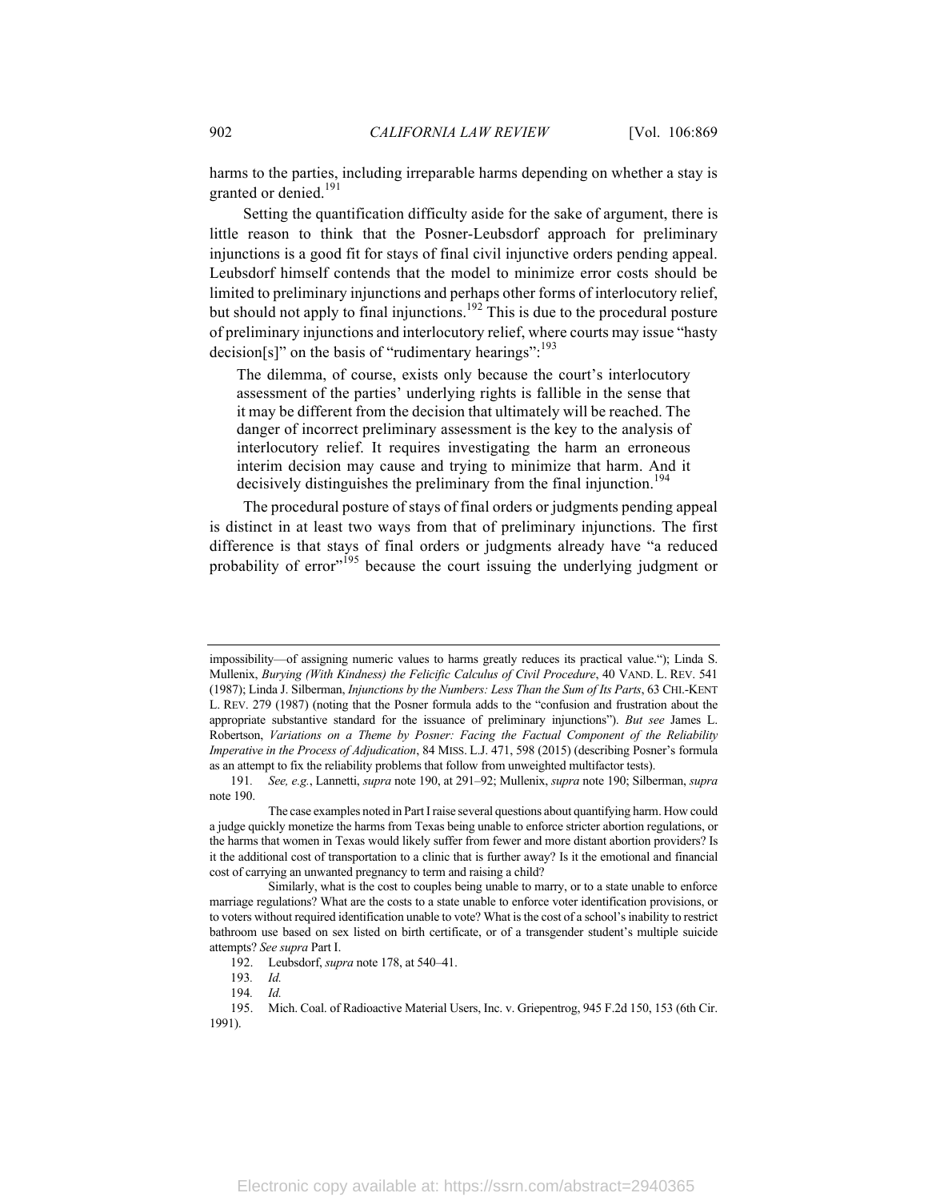harms to the parties, including irreparable harms depending on whether a stay is granted or denied.[191]

Setting the quantification difficulty aside for the sake of argument, there is little reason to think that the Posner-Leubsdorf approach for preliminary injunctions is a good fit for stays of final civil injunctive orders pending appeal. Leubsdorf himself contends that the model to minimize error costs should be limited to preliminary injunctions and perhaps other forms of interlocutory relief, but should not apply to final injunctions.[192] This is due to the procedural posture of preliminary injunctions and interlocutory relief, where courts may issue "hasty decision[s]" on the basis of "rudimentary hearings":[193]

> The dilemma, of course, exists only because the court's interlocutory assessment of the parties' underlying rights is fallible in the sense that it may be different from the decision that ultimately will be reached. The danger of incorrect preliminary assessment is the key to the analysis of interlocutory relief. It requires investigating the harm an erroneous interim decision may cause and trying to minimize that harm. And it decisively distinguishes the preliminary from the final injunction.[194]

The procedural posture of stays of final orders or judgments pending appeal is distinct in at least two ways from that of preliminary injunctions. The first difference is that stays of final orders or judgments already have "a reduced probability of error"[195] because the court issuing the underlying judgment or

---

impossibility—of assigning numeric values to harms greatly reduces its practical value."); Linda S. Mullenix, *Burying (With Kindness) the Felicific Calculus of Civil Procedure*, 40 VAND. L. REV. 541 (1987); Linda J. Silberman, *Injunctions by the Numbers: Less Than the Sum of Its Parts*, 63 CHI.-KENT L. REV. 279 (1987) (noting that the Posner formula adds to the "confusion and frustration about the appropriate substantive standard for the issuance of preliminary injunctions"). *But see* James L. Robertson, *Variations on a Theme by Posner: Facing the Factual Component of the Reliability Imperative in the Process of Adjudication*, 84 MISS. L.J. 471, 598 (2015) (describing Posner's formula as an attempt to fix the reliability problems that follow from unweighted multifactor tests).

191. *See, e.g.*, Lannetti, *supra* note 190, at 291–92; Mullenix, *supra* note 190; Silberman, *supra* note 190.

The case examples noted in Part I raise several questions about quantifying harm. How could a judge quickly monetize the harms from Texas being unable to enforce stricter abortion regulations, or the harms that women in Texas would likely suffer from fewer and more distant abortion providers? Is it the additional cost of transportation to a clinic that is further away? Is it the emotional and financial cost of carrying an unwanted pregnancy to term and raising a child?

Similarly, what is the cost to couples being unable to marry, or to a state unable to enforce marriage regulations? What are the costs to a state unable to enforce voter identification provisions, or to voters without required identification unable to vote? What is the cost of a school's inability to restrict bathroom use based on sex listed on birth certificate, or of a transgender student's multiple suicide attempts? *See supra* Part I.

192. Leubsdorf, *supra* note 178, at 540–41.

193. *Id.*

194. *Id.*

195. Mich. Coal. of Radioactive Material Users, Inc. v. Griepentrog, 945 F.2d 150, 153 (6th Cir. 1991).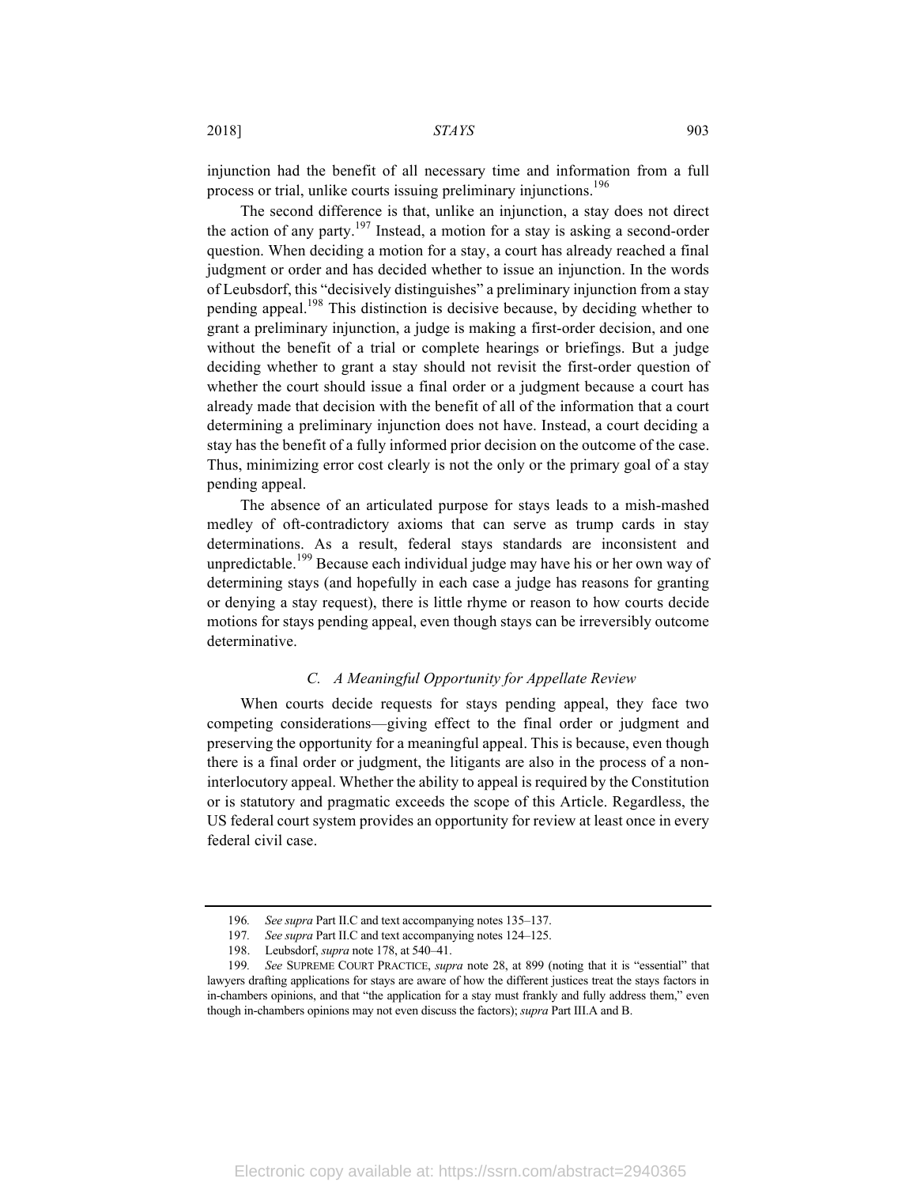injunction had the benefit of all necessary time and information from a full process or trial, unlike courts issuing preliminary injunctions.[196]

The second difference is that, unlike an injunction, a stay does not direct the action of any party.[197] Instead, a motion for a stay is asking a second-order question. When deciding a motion for a stay, a court has already reached a final judgment or order and has decided whether to issue an injunction. In the words of Leubsdorf, this "decisively distinguishes" a preliminary injunction from a stay pending appeal.[198] This distinction is decisive because, by deciding whether to grant a preliminary injunction, a judge is making a first-order decision, and one without the benefit of a trial or complete hearings or briefings. But a judge deciding whether to grant a stay should not revisit the first-order question of whether the court should issue a final order or a judgment because a court has already made that decision with the benefit of all of the information that a court determining a preliminary injunction does not have. Instead, a court deciding a stay has the benefit of a fully informed prior decision on the outcome of the case. Thus, minimizing error cost clearly is not the only or the primary goal of a stay pending appeal.

The absence of an articulated purpose for stays leads to a mish-mashed medley of oft-contradictory axioms that can serve as trump cards in stay determinations. As a result, federal stays standards are inconsistent and unpredictable.[199] Because each individual judge may have his or her own way of determining stays (and hopefully in each case a judge has reasons for granting or denying a stay request), there is little rhyme or reason to how courts decide motions for stays pending appeal, even though stays can be irreversibly outcome determinative.

### C. *A Meaningful Opportunity for Appellate Review*

When courts decide requests for stays pending appeal, they face two competing considerations—giving effect to the final order or judgment and preserving the opportunity for a meaningful appeal. This is because, even though there is a final order or judgment, the litigants are also in the process of a non-interlocutory appeal. Whether the ability to appeal is required by the Constitution or is statutory and pragmatic exceeds the scope of this Article. Regardless, the US federal court system provides an opportunity for review at least once in every federal civil case.

---

196. *See supra* Part II.C and text accompanying notes 135–137.

197. *See supra* Part II.C and text accompanying notes 124–125.

198. Leubsdorf, *supra* note 178, at 540–41.

199. *See* SUPREME COURT PRACTICE, *supra* note 28, at 899 (noting that it is "essential" that lawyers drafting applications for stays are aware of how the different justices treat the stays factors in in-chambers opinions, and that "the application for a stay must frankly and fully address them," even though in-chambers opinions may not even discuss the factors); *supra* Part III.A and B.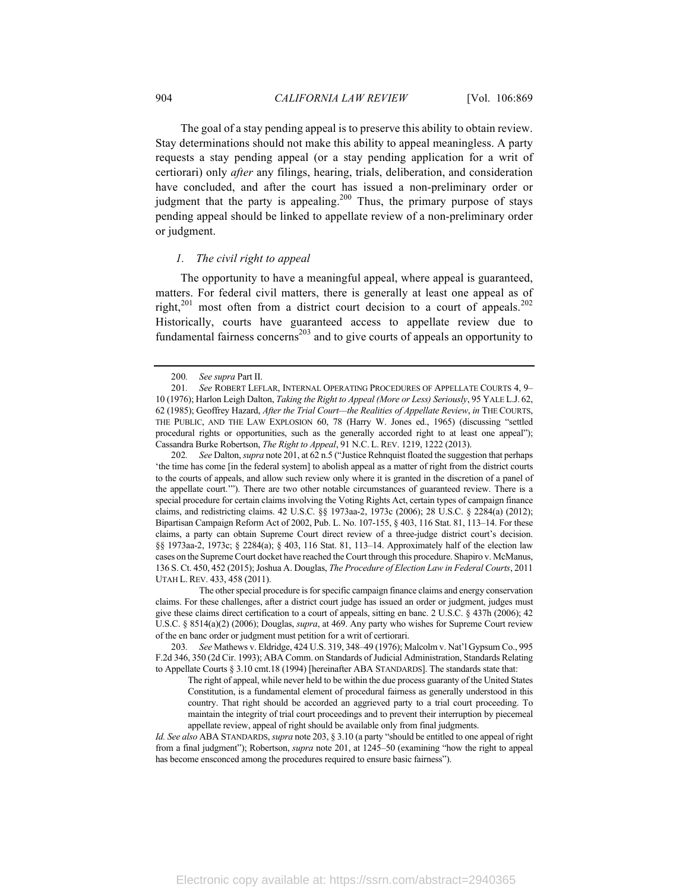The goal of a stay pending appeal is to preserve this ability to obtain review. Stay determinations should not make this ability to appeal meaningless. A party requests a stay pending appeal (or a stay pending application for a writ of certiorari) only *after* any filings, hearing, trials, deliberation, and consideration have concluded, and after the court has issued a non-preliminary order or judgment that the party is appealing.[200] Thus, the primary purpose of stays pending appeal should be linked to appellate review of a non-preliminary order or judgment.

### *1. The civil right to appeal*

The opportunity to have a meaningful appeal, where appeal is guaranteed, matters. For federal civil matters, there is generally at least one appeal as of right,[201] most often from a district court decision to a court of appeals.[202] Historically, courts have guaranteed access to appellate review due to fundamental fairness concerns[203] and to give courts of appeals an opportunity to

---

200. *See supra* Part II.

201. *See* ROBERT LEFLAR, INTERNAL OPERATING PROCEDURES OF APPELLATE COURTS 4, 9–10 (1976); Harlon Leigh Dalton, *Taking the Right to Appeal (More or Less) Seriously*, 95 YALE L.J. 62, 62 (1985); Geoffrey Hazard, *After the Trial Court—the Realities of Appellate Review*, *in* THE COURTS, THE PUBLIC, AND THE LAW EXPLOSION 60, 78 (Harry W. Jones ed., 1965) (discussing "settled procedural rights or opportunities, such as the generally accorded right to at least one appeal"); Cassandra Burke Robertson, *The Right to Appeal*, 91 N.C. L. REV. 1219, 1222 (2013).

202. *See* Dalton, *supra* note 201, at 62 n.5 ("Justice Rehnquist floated the suggestion that perhaps 'the time has come [in the federal system] to abolish appeal as a matter of right from the district courts to the courts of appeals, and allow such review only where it is granted in the discretion of a panel of the appellate court.'"). There are two other notable circumstances of guaranteed review. There is a special procedure for certain claims involving the Voting Rights Act, certain types of campaign finance claims, and redistricting claims. 42 U.S.C. §§ 1973aa-2, 1973c (2006); 28 U.S.C. § 2284(a) (2012); Bipartisan Campaign Reform Act of 2002, Pub. L. No. 107-155, § 403, 116 Stat. 81, 113–14. For these claims, a party can obtain Supreme Court direct review of a three-judge district court's decision. §§ 1973aa-2, 1973c; § 2284(a); § 403, 116 Stat. 81, 113–14. Approximately half of the election law cases on the Supreme Court docket have reached the Court through this procedure. Shapiro v. McManus, 136 S. Ct. 450, 452 (2015); Joshua A. Douglas, *The Procedure of Election Law in Federal Courts*, 2011 UTAH L. REV. 433, 458 (2011).

The other special procedure is for specific campaign finance claims and energy conservation claims. For these challenges, after a district court judge has issued an order or judgment, judges must give these claims direct certification to a court of appeals, sitting en banc. 2 U.S.C. § 437h (2006); 42 U.S.C. § 8514(a)(2) (2006); Douglas, *supra*, at 469. Any party who wishes for Supreme Court review of the en banc order or judgment must petition for a writ of certiorari.

203. *See* Mathews v. Eldridge, 424 U.S. 319, 348–49 (1976); Malcolm v. Nat'l Gypsum Co., 995 F.2d 346, 350 (2d Cir. 1993); ABA Comm. on Standards of Judicial Administration, Standards Relating to Appellate Courts § 3.10 cmt.18 (1994) [hereinafter ABA STANDARDS]. The standards state that:

> The right of appeal, while never held to be within the due process guaranty of the United States Constitution, is a fundamental element of procedural fairness as generally understood in this country. That right should be accorded an aggrieved party to a trial court proceeding. To maintain the integrity of trial court proceedings and to prevent their interruption by piecemeal appellate review, appeal of right should be available only from final judgments.

*Id. See also* ABA STANDARDS, *supra* note 203, § 3.10 (a party "should be entitled to one appeal of right from a final judgment"); Robertson, *supra* note 201, at 1245–50 (examining "how the right to appeal has become ensconced among the procedures required to ensure basic fairness").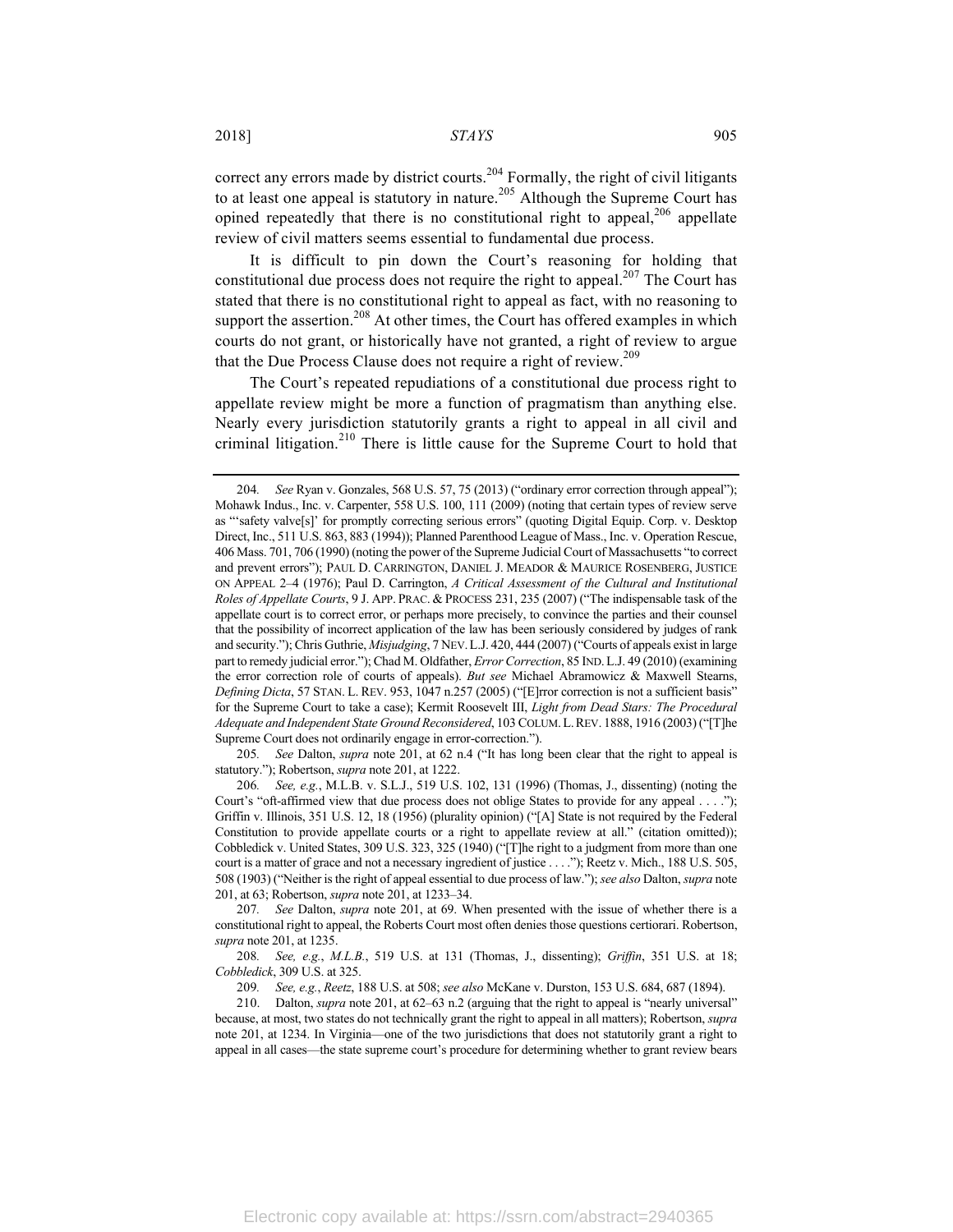correct any errors made by district courts.[204] Formally, the right of civil litigants to at least one appeal is statutory in nature.[205] Although the Supreme Court has opined repeatedly that there is no constitutional right to appeal,[206] appellate review of civil matters seems essential to fundamental due process.

It is difficult to pin down the Court's reasoning for holding that constitutional due process does not require the right to appeal.[207] The Court has stated that there is no constitutional right to appeal as fact, with no reasoning to support the assertion.[208] At other times, the Court has offered examples in which courts do not grant, or historically have not granted, a right of review to argue that the Due Process Clause does not require a right of review.[209]

The Court's repeated repudiations of a constitutional due process right to appellate review might be more a function of pragmatism than anything else. Nearly every jurisdiction statutorily grants a right to appeal in all civil and criminal litigation.[210] There is little cause for the Supreme Court to hold that

---

204. *See* Ryan v. Gonzales, 568 U.S. 57, 75 (2013) ("ordinary error correction through appeal"); Mohawk Indus., Inc. v. Carpenter, 558 U.S. 100, 111 (2009) (noting that certain types of review serve as "'safety valve[s]' for promptly correcting serious errors" (quoting Digital Equip. Corp. v. Desktop Direct, Inc., 511 U.S. 863, 883 (1994)); Planned Parenthood League of Mass., Inc. v. Operation Rescue, 406 Mass. 701, 706 (1990) (noting the power of the Supreme Judicial Court of Massachusetts "to correct and prevent errors"); PAUL D. CARRINGTON, DANIEL J. MEADOR & MAURICE ROSENBERG, JUSTICE ON APPEAL 2–4 (1976); Paul D. Carrington, *A Critical Assessment of the Cultural and Institutional Roles of Appellate Courts*, 9 J. APP. PRAC. & PROCESS 231, 235 (2007) ("The indispensable task of the appellate court is to correct error, or perhaps more precisely, to convince the parties and their counsel that the possibility of incorrect application of the law has been seriously considered by judges of rank and security."); Chris Guthrie, *Misjudging*, 7 NEV. L.J. 420, 444 (2007) ("Courts of appeals exist in large part to remedy judicial error."); Chad M. Oldfather, *Error Correction*, 85 IND. L.J. 49 (2010) (examining the error correction role of courts of appeals). *But see* Michael Abramowicz & Maxwell Stearns, *Defining Dicta*, 57 STAN. L. REV. 953, 1047 n.257 (2005) ("[E]rror correction is not a sufficient basis" for the Supreme Court to take a case); Kermit Roosevelt III, *Light from Dead Stars: The Procedural Adequate and Independent State Ground Reconsidered*, 103 COLUM. L. REV. 1888, 1916 (2003) ("[T]he Supreme Court does not ordinarily engage in error-correction.").

205. *See* Dalton, *supra* note 201, at 62 n.4 ("It has long been clear that the right to appeal is statutory."); Robertson, *supra* note 201, at 1222.

206. *See, e.g.*, M.L.B. v. S.L.J., 519 U.S. 102, 131 (1996) (Thomas, J., dissenting) (noting the Court's "oft-affirmed view that due process does not oblige States to provide for any appeal . . . ."); Griffin v. Illinois, 351 U.S. 12, 18 (1956) (plurality opinion) ("[A] State is not required by the Federal Constitution to provide appellate courts or a right to appellate review at all." (citation omitted)); Cobbledick v. United States, 309 U.S. 323, 325 (1940) ("[T]he right to a judgment from more than one court is a matter of grace and not a necessary ingredient of justice . . . ."); Reetz v. Mich., 188 U.S. 505, 508 (1903) ("Neither is the right of appeal essential to due process of law."); *see also* Dalton, *supra* note 201, at 63; Robertson, *supra* note 201, at 1233–34.

207. *See* Dalton, *supra* note 201, at 69. When presented with the issue of whether there is a constitutional right to appeal, the Roberts Court most often denies those questions certiorari. Robertson, *supra* note 201, at 1235.

208. *See, e.g.*, *M.L.B.*, 519 U.S. at 131 (Thomas, J., dissenting); *Griffin*, 351 U.S. at 18; *Cobbledick*, 309 U.S. at 325.

209. *See, e.g.*, *Reetz*, 188 U.S. at 508; *see also* McKane v. Durston, 153 U.S. 684, 687 (1894).

210. Dalton, *supra* note 201, at 62–63 n.2 (arguing that the right to appeal is "nearly universal" because, at most, two states do not technically grant the right to appeal in all matters); Robertson, *supra* note 201, at 1234. In Virginia—one of the two jurisdictions that does not statutorily grant a right to appeal in all cases—the state supreme court's procedure for determining whether to grant review bears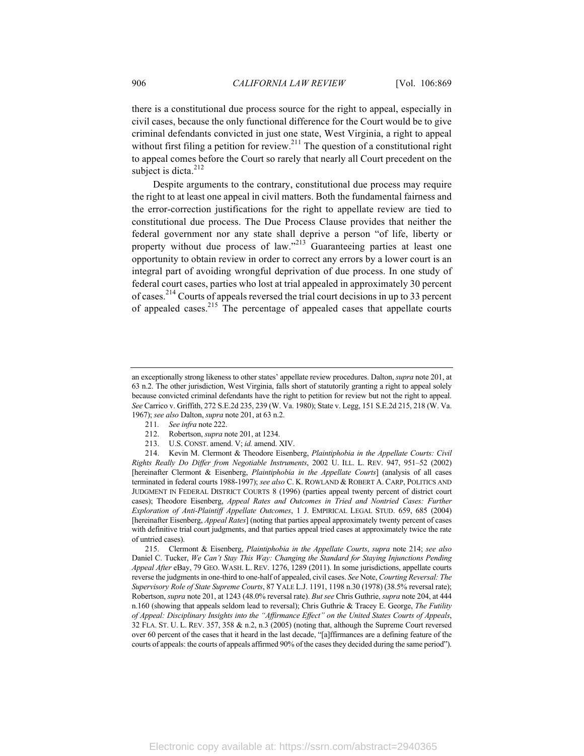there is a constitutional due process source for the right to appeal, especially in civil cases, because the only functional difference for the Court would be to give criminal defendants convicted in just one state, West Virginia, a right to appeal without first filing a petition for review.[211] The question of a constitutional right to appeal comes before the Court so rarely that nearly all Court precedent on the subject is dicta.[212]

Despite arguments to the contrary, constitutional due process may require the right to at least one appeal in civil matters. Both the fundamental fairness and the error-correction justifications for the right to appellate review are tied to constitutional due process. The Due Process Clause provides that neither the federal government nor any state shall deprive a person "of life, liberty or property without due process of law."[213] Guaranteeing parties at least one opportunity to obtain review in order to correct any errors by a lower court is an integral part of avoiding wrongful deprivation of due process. In one study of federal court cases, parties who lost at trial appealed in approximately 30 percent of cases.[214] Courts of appeals reversed the trial court decisions in up to 33 percent of appealed cases.[215] The percentage of appealed cases that appellate courts

---

an exceptionally strong likeness to other states' appellate review procedures. Dalton, *supra* note 201, at 63 n.2. The other jurisdiction, West Virginia, falls short of statutorily granting a right to appeal solely because convicted criminal defendants have the right to petition for review but not the right to appeal. *See* Carrico v. Griffith, 272 S.E.2d 235, 239 (W. Va. 1980); State v. Legg, 151 S.E.2d 215, 218 (W. Va. 1967); *see also* Dalton, *supra* note 201, at 63 n.2.

211. *See infra* note 222.

212. Robertson, *supra* note 201, at 1234.

213. U.S. CONST. amend. V; *id.* amend. XIV.

214. Kevin M. Clermont & Theodore Eisenberg, *Plaintiphobia in the Appellate Courts: Civil Rights Really Do Differ from Negotiable Instruments*, 2002 U. ILL. L. REV. 947, 951–52 (2002) [hereinafter Clermont & Eisenberg, *Plaintiphobia in the Appellate Courts*] (analysis of all cases terminated in federal courts 1988-1997); *see also* C. K. ROWLAND & ROBERT A. CARP, POLITICS AND JUDGMENT IN FEDERAL DISTRICT COURTS 8 (1996) (parties appeal twenty percent of district court cases); Theodore Eisenberg, *Appeal Rates and Outcomes in Tried and Nontried Cases: Further Exploration of Anti-Plaintiff Appellate Outcomes*, 1 J. EMPIRICAL LEGAL STUD. 659, 685 (2004) [hereinafter Eisenberg, *Appeal Rates*] (noting that parties appeal approximately twenty percent of cases with definitive trial court judgments, and that parties appeal tried cases at approximately twice the rate of untried cases).

215. Clermont & Eisenberg, *Plaintiphobia in the Appellate Courts*, *supra* note 214; *see also* Daniel C. Tucker, *We Can't Stay This Way: Changing the Standard for Staying Injunctions Pending Appeal After* eBay, 79 GEO. WASH. L. REV. 1276, 1289 (2011). In some jurisdictions, appellate courts reverse the judgments in one-third to one-half of appealed, civil cases. *See* Note, *Courting Reversal: The Supervisory Role of State Supreme Courts*, 87 YALE L.J. 1191, 1198 n.30 (1978) (38.5% reversal rate); Robertson, *supra* note 201, at 1243 (48.0% reversal rate). *But see* Chris Guthrie, *supra* note 204, at 444 n.160 (showing that appeals seldom lead to reversal); Chris Guthrie & Tracey E. George, *The Futility of Appeal: Disciplinary Insights into the "Affirmance Effect" on the United States Courts of Appeals*, 32 FLA. ST. U. L. REV. 357, 358 & n.2, n.3 (2005) (noting that, although the Supreme Court reversed over 60 percent of the cases that it heard in the last decade, "[a]ffirmances are a defining feature of the courts of appeals: the courts of appeals affirmed 90% of the cases they decided during the same period").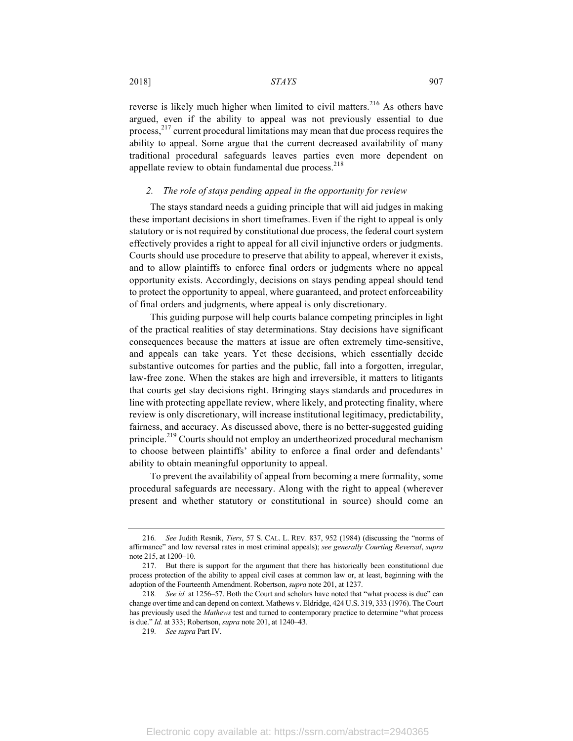reverse is likely much higher when limited to civil matters.[216] As others have argued, even if the ability to appeal was not previously essential to due process,[217] current procedural limitations may mean that due process requires the ability to appeal. Some argue that the current decreased availability of many traditional procedural safeguards leaves parties even more dependent on appellate review to obtain fundamental due process.[218]

### *2. The role of stays pending appeal in the opportunity for review*

The stays standard needs a guiding principle that will aid judges in making these important decisions in short timeframes. Even if the right to appeal is only statutory or is not required by constitutional due process, the federal court system effectively provides a right to appeal for all civil injunctive orders or judgments. Courts should use procedure to preserve that ability to appeal, wherever it exists, and to allow plaintiffs to enforce final orders or judgments where no appeal opportunity exists. Accordingly, decisions on stays pending appeal should tend to protect the opportunity to appeal, where guaranteed, and protect enforceability of final orders and judgments, where appeal is only discretionary.

This guiding purpose will help courts balance competing principles in light of the practical realities of stay determinations. Stay decisions have significant consequences because the matters at issue are often extremely time-sensitive, and appeals can take years. Yet these decisions, which essentially decide substantive outcomes for parties and the public, fall into a forgotten, irregular, law-free zone. When the stakes are high and irreversible, it matters to litigants that courts get stay decisions right. Bringing stays standards and procedures in line with protecting appellate review, where likely, and protecting finality, where review is only discretionary, will increase institutional legitimacy, predictability, fairness, and accuracy. As discussed above, there is no better-suggested guiding principle.[219] Courts should not employ an undertheorized procedural mechanism to choose between plaintiffs' ability to enforce a final order and defendants' ability to obtain meaningful opportunity to appeal.

To prevent the availability of appeal from becoming a mere formality, some procedural safeguards are necessary. Along with the right to appeal (wherever present and whether statutory or constitutional in source) should come an

---

216. *See* Judith Resnik, *Tiers*, 57 S. CAL. L. REV. 837, 952 (1984) (discussing the "norms of affirmance" and low reversal rates in most criminal appeals); *see generally Courting Reversal*, *supra* note 215, at 1200–10.

217. But there is support for the argument that there has historically been constitutional due process protection of the ability to appeal civil cases at common law or, at least, beginning with the adoption of the Fourteenth Amendment. Robertson, *supra* note 201, at 1237.

218. *See id.* at 1256–57. Both the Court and scholars have noted that "what process is due" can change over time and can depend on context. Mathews v. Eldridge, 424 U.S. 319, 333 (1976). The Court has previously used the *Mathews* test and turned to contemporary practice to determine "what process is due." *Id.* at 333; Robertson, *supra* note 201, at 1240–43.

219. *See supra* Part IV.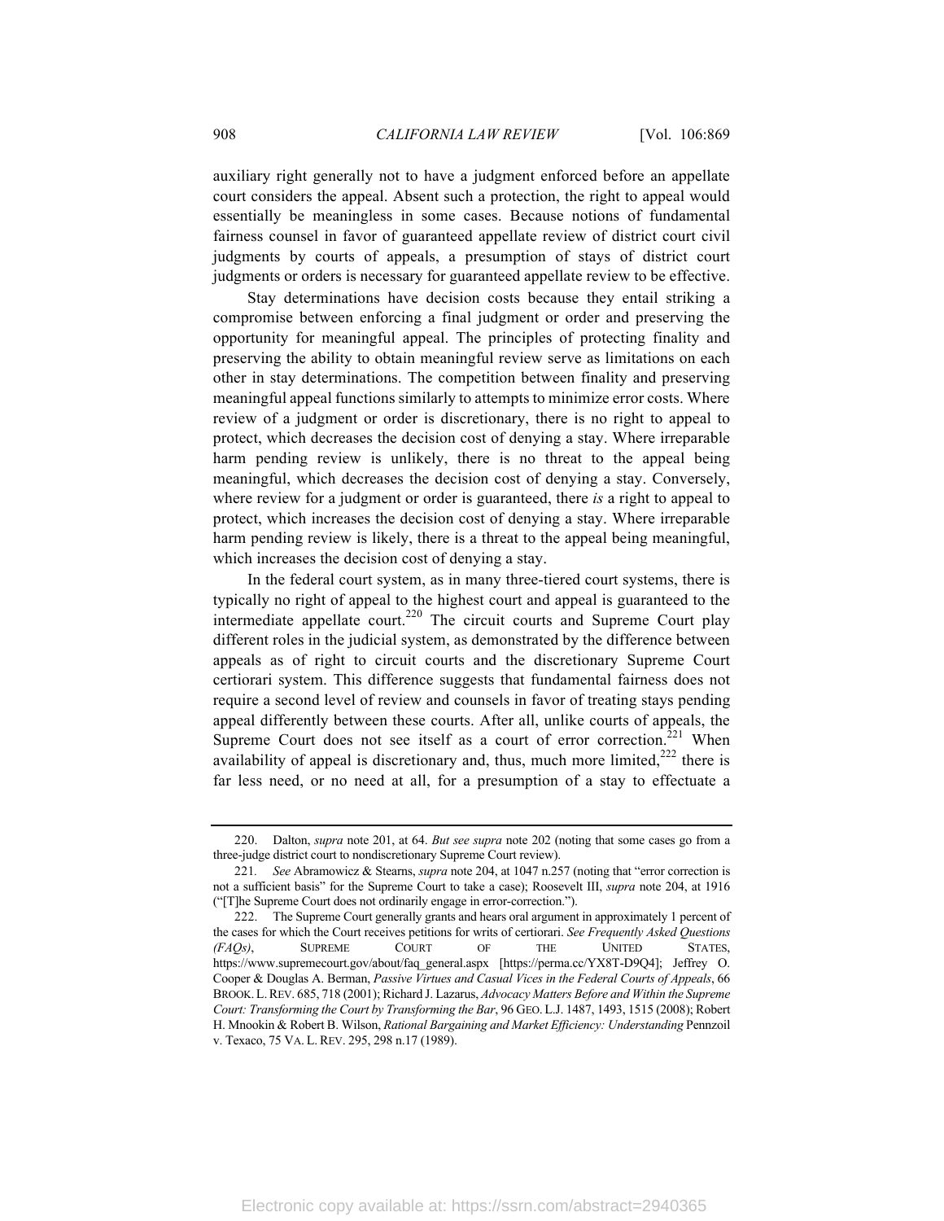auxiliary right generally not to have a judgment enforced before an appellate court considers the appeal. Absent such a protection, the right to appeal would essentially be meaningless in some cases. Because notions of fundamental fairness counsel in favor of guaranteed appellate review of district court civil judgments by courts of appeals, a presumption of stays of district court judgments or orders is necessary for guaranteed appellate review to be effective.

Stay determinations have decision costs because they entail striking a compromise between enforcing a final judgment or order and preserving the opportunity for meaningful appeal. The principles of protecting finality and preserving the ability to obtain meaningful review serve as limitations on each other in stay determinations. The competition between finality and preserving meaningful appeal functions similarly to attempts to minimize error costs. Where review of a judgment or order is discretionary, there is no right to appeal to protect, which decreases the decision cost of denying a stay. Where irreparable harm pending review is unlikely, there is no threat to the appeal being meaningful, which decreases the decision cost of denying a stay. Conversely, where review for a judgment or order is guaranteed, there *is* a right to appeal to protect, which increases the decision cost of denying a stay. Where irreparable harm pending review is likely, there is a threat to the appeal being meaningful, which increases the decision cost of denying a stay.

In the federal court system, as in many three-tiered court systems, there is typically no right of appeal to the highest court and appeal is guaranteed to the intermediate appellate court.[220] The circuit courts and Supreme Court play different roles in the judicial system, as demonstrated by the difference between appeals as of right to circuit courts and the discretionary Supreme Court certiorari system. This difference suggests that fundamental fairness does not require a second level of review and counsels in favor of treating stays pending appeal differently between these courts. After all, unlike courts of appeals, the Supreme Court does not see itself as a court of error correction.[221] When availability of appeal is discretionary and, thus, much more limited,[222] there is far less need, or no need at all, for a presumption of a stay to effectuate a

---

220. Dalton, *supra* note 201, at 64. *But see supra* note 202 (noting that some cases go from a three-judge district court to nondiscretionary Supreme Court review).

221. *See* Abramowicz & Stearns, *supra* note 204, at 1047 n.257 (noting that "error correction is not a sufficient basis" for the Supreme Court to take a case); Roosevelt III, *supra* note 204, at 1916 ("[T]he Supreme Court does not ordinarily engage in error-correction.").

222. The Supreme Court generally grants and hears oral argument in approximately 1 percent of the cases for which the Court receives petitions for writs of certiorari. *See Frequently Asked Questions (FAQs)*, SUPREME COURT OF THE UNITED STATES, https://www.supremecourt.gov/about/faq_general.aspx [https://perma.cc/YX8T-D9Q4]; Jeffrey O. Cooper & Douglas A. Berman, *Passive Virtues and Casual Vices in the Federal Courts of Appeals*, 66 BROOK. L. REV. 685, 718 (2001); Richard J. Lazarus, *Advocacy Matters Before and Within the Supreme Court: Transforming the Court by Transforming the Bar*, 96 GEO. L.J. 1487, 1493, 1515 (2008); Robert H. Mnookin & Robert B. Wilson, *Rational Bargaining and Market Efficiency: Understanding* Pennzoil v. Texaco, 75 VA. L. REV. 295, 298 n.17 (1989).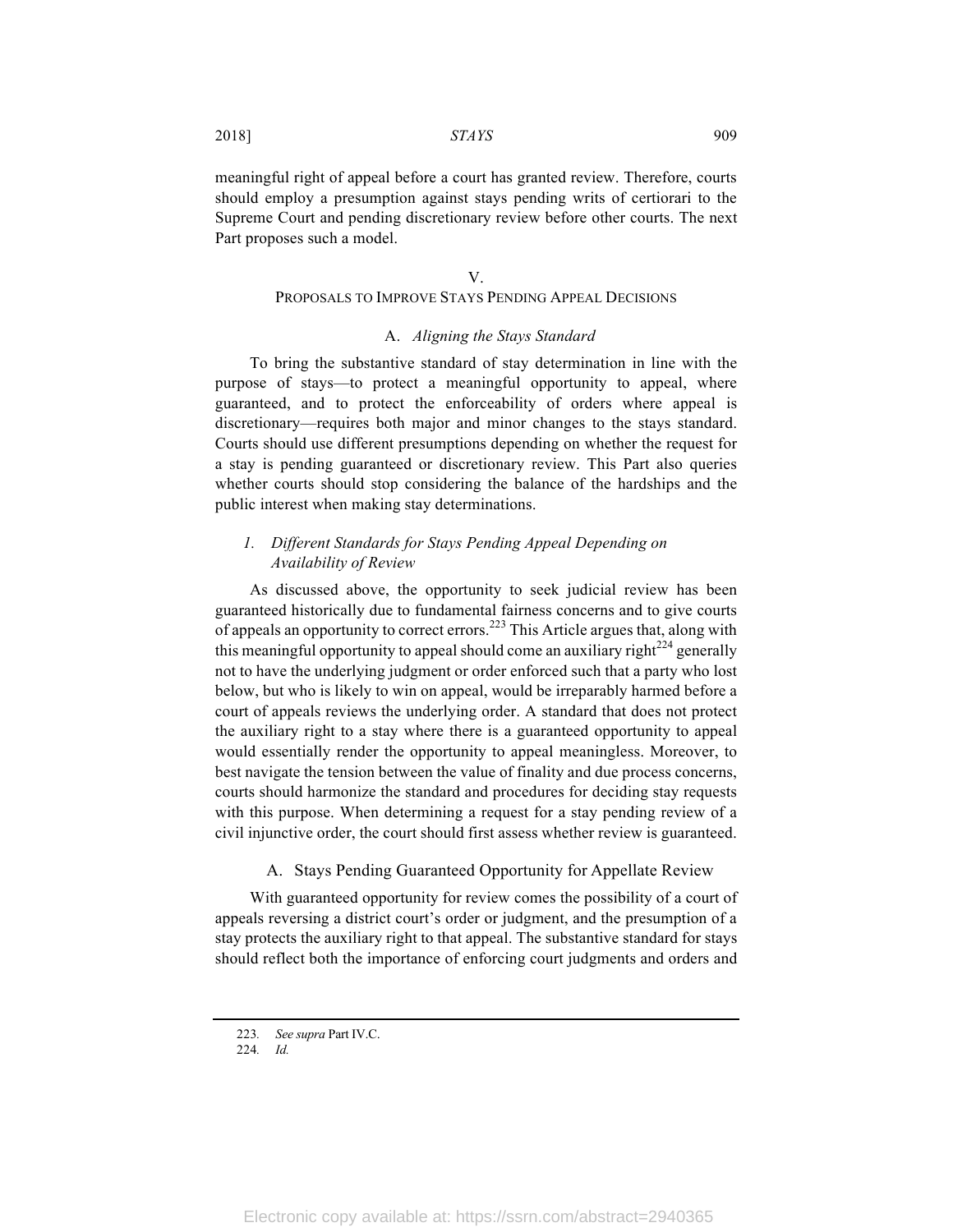meaningful right of appeal before a court has granted review. Therefore, courts should employ a presumption against stays pending writs of certiorari to the Supreme Court and pending discretionary review before other courts. The next Part proposes such a model.

## V. PROPOSALS TO IMPROVE STAYS PENDING APPEAL DECISIONS

### A. *Aligning the Stays Standard*

To bring the substantive standard of stay determination in line with the purpose of stays—to protect a meaningful opportunity to appeal, where guaranteed, and to protect the enforceability of orders where appeal is discretionary—requires both major and minor changes to the stays standard. Courts should use different presumptions depending on whether the request for a stay is pending guaranteed or discretionary review. This Part also queries whether courts should stop considering the balance of the hardships and the public interest when making stay determinations.

#### 1. *Different Standards for Stays Pending Appeal Depending on Availability of Review*

As discussed above, the opportunity to seek judicial review has been guaranteed historically due to fundamental fairness concerns and to give courts of appeals an opportunity to correct errors.[223] This Article argues that, along with this meaningful opportunity to appeal should come an auxiliary right[224] generally not to have the underlying judgment or order enforced such that a party who lost below, but who is likely to win on appeal, would be irreparably harmed before a court of appeals reviews the underlying order. A standard that does not protect the auxiliary right to a stay where there is a guaranteed opportunity to appeal would essentially render the opportunity to appeal meaningless. Moreover, to best navigate the tension between the value of finality and due process concerns, courts should harmonize the standard and procedures for deciding stay requests with this purpose. When determining a request for a stay pending review of a civil injunctive order, the court should first assess whether review is guaranteed.

##### A. Stays Pending Guaranteed Opportunity for Appellate Review

With guaranteed opportunity for review comes the possibility of a court of appeals reversing a district court's order or judgment, and the presumption of a stay protects the auxiliary right to that appeal. The substantive standard for stays should reflect both the importance of enforcing court judgments and orders and

223. *See supra* Part IV.C.

224. *Id.*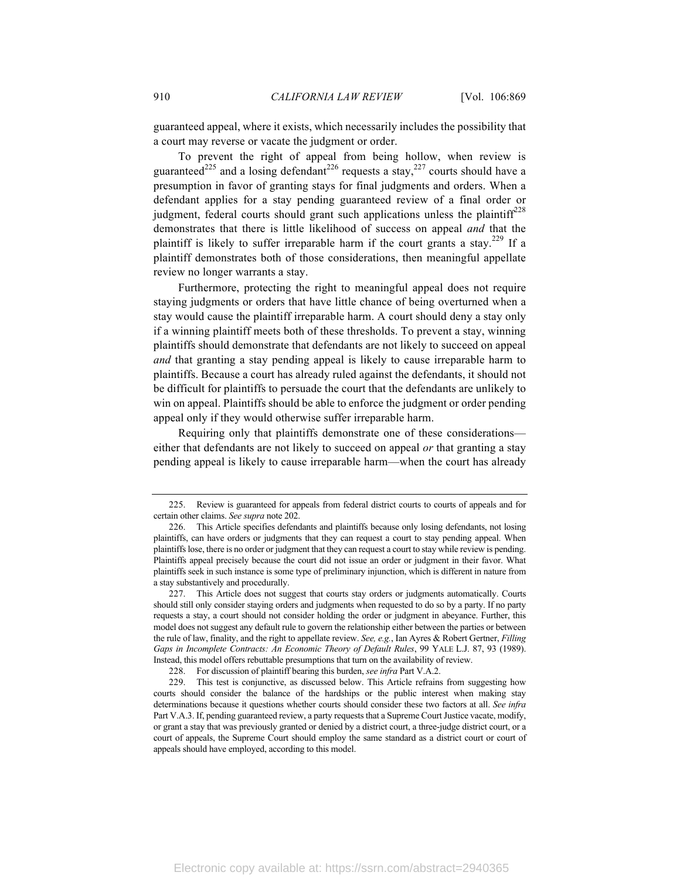guaranteed appeal, where it exists, which necessarily includes the possibility that a court may reverse or vacate the judgment or order.

To prevent the right of appeal from being hollow, when review is guaranteed[225] and a losing defendant[226] requests a stay,[227] courts should have a presumption in favor of granting stays for final judgments and orders. When a defendant applies for a stay pending guaranteed review of a final order or judgment, federal courts should grant such applications unless the plaintiff[228] demonstrates that there is little likelihood of success on appeal *and* that the plaintiff is likely to suffer irreparable harm if the court grants a stay.[229] If a plaintiff demonstrates both of those considerations, then meaningful appellate review no longer warrants a stay.

Furthermore, protecting the right to meaningful appeal does not require staying judgments or orders that have little chance of being overturned when a stay would cause the plaintiff irreparable harm. A court should deny a stay only if a winning plaintiff meets both of these thresholds. To prevent a stay, winning plaintiffs should demonstrate that defendants are not likely to succeed on appeal *and* that granting a stay pending appeal is likely to cause irreparable harm to plaintiffs. Because a court has already ruled against the defendants, it should not be difficult for plaintiffs to persuade the court that the defendants are unlikely to win on appeal. Plaintiffs should be able to enforce the judgment or order pending appeal only if they would otherwise suffer irreparable harm.

Requiring only that plaintiffs demonstrate one of these considerations—either that defendants are not likely to succeed on appeal *or* that granting a stay pending appeal is likely to cause irreparable harm—when the court has already

---

225. Review is guaranteed for appeals from federal district courts to courts of appeals and for certain other claims. *See supra* note 202.

226. This Article specifies defendants and plaintiffs because only losing defendants, not losing plaintiffs, can have orders or judgments that they can request a court to stay pending appeal. When plaintiffs lose, there is no order or judgment that they can request a court to stay while review is pending. Plaintiffs appeal precisely because the court did not issue an order or judgment in their favor. What plaintiffs seek in such instance is some type of preliminary injunction, which is different in nature from a stay substantively and procedurally.

227. This Article does not suggest that courts stay orders or judgments automatically. Courts should still only consider staying orders and judgments when requested to do so by a party. If no party requests a stay, a court should not consider holding the order or judgment in abeyance. Further, this model does not suggest any default rule to govern the relationship either between the parties or between the rule of law, finality, and the right to appellate review. *See, e.g.*, Ian Ayres & Robert Gertner, *Filling Gaps in Incomplete Contracts: An Economic Theory of Default Rules*, 99 YALE L.J. 87, 93 (1989). Instead, this model offers rebuttable presumptions that turn on the availability of review.

228. For discussion of plaintiff bearing this burden, *see infra* Part V.A.2.

229. This test is conjunctive, as discussed below. This Article refrains from suggesting how courts should consider the balance of the hardships or the public interest when making stay determinations because it questions whether courts should consider these two factors at all. *See infra* Part V.A.3. If, pending guaranteed review, a party requests that a Supreme Court Justice vacate, modify, or grant a stay that was previously granted or denied by a district court, a three-judge district court, or a court of appeals, the Supreme Court should employ the same standard as a district court or court of appeals should have employed, according to this model.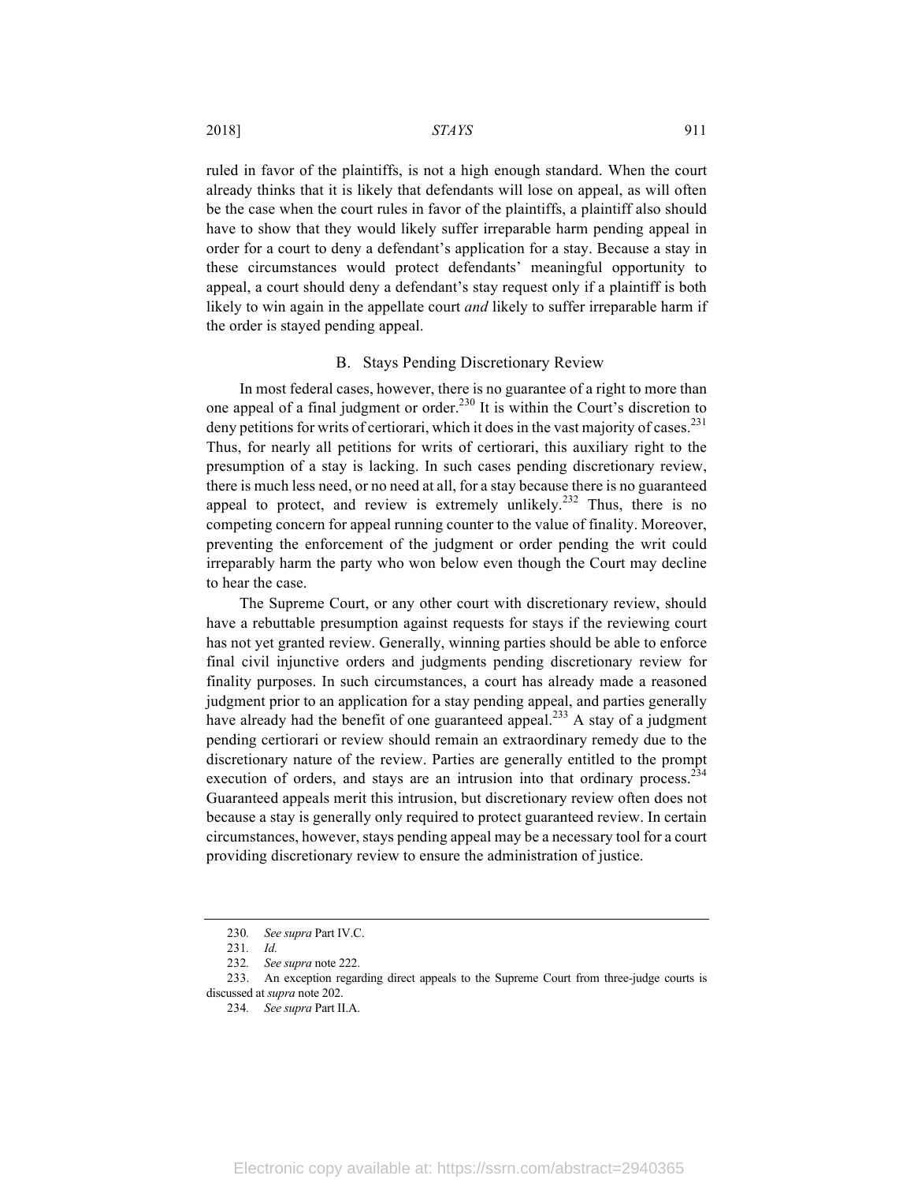ruled in favor of the plaintiffs, is not a high enough standard. When the court already thinks that it is likely that defendants will lose on appeal, as will often be the case when the court rules in favor of the plaintiffs, a plaintiff also should have to show that they would likely suffer irreparable harm pending appeal in order for a court to deny a defendant's application for a stay. Because a stay in these circumstances would protect defendants' meaningful opportunity to appeal, a court should deny a defendant's stay request only if a plaintiff is both likely to win again in the appellate court *and* likely to suffer irreparable harm if the order is stayed pending appeal.

### B. Stays Pending Discretionary Review

In most federal cases, however, there is no guarantee of a right to more than one appeal of a final judgment or order.[230] It is within the Court's discretion to deny petitions for writs of certiorari, which it does in the vast majority of cases.[231] Thus, for nearly all petitions for writs of certiorari, this auxiliary right to the presumption of a stay is lacking. In such cases pending discretionary review, there is much less need, or no need at all, for a stay because there is no guaranteed appeal to protect, and review is extremely unlikely.[232] Thus, there is no competing concern for appeal running counter to the value of finality. Moreover, preventing the enforcement of the judgment or order pending the writ could irreparably harm the party who won below even though the Court may decline to hear the case.

The Supreme Court, or any other court with discretionary review, should have a rebuttable presumption against requests for stays if the reviewing court has not yet granted review. Generally, winning parties should be able to enforce final civil injunctive orders and judgments pending discretionary review for finality purposes. In such circumstances, a court has already made a reasoned judgment prior to an application for a stay pending appeal, and parties generally have already had the benefit of one guaranteed appeal.[233] A stay of a judgment pending certiorari or review should remain an extraordinary remedy due to the discretionary nature of the review. Parties are generally entitled to the prompt execution of orders, and stays are an intrusion into that ordinary process.[234] Guaranteed appeals merit this intrusion, but discretionary review often does not because a stay is generally only required to protect guaranteed review. In certain circumstances, however, stays pending appeal may be a necessary tool for a court providing discretionary review to ensure the administration of justice.

---

230. *See supra* Part IV.C.

231. *Id.*

232. *See supra* note 222.

233. An exception regarding direct appeals to the Supreme Court from three-judge courts is discussed at *supra* note 202.

234. *See supra* Part II.A.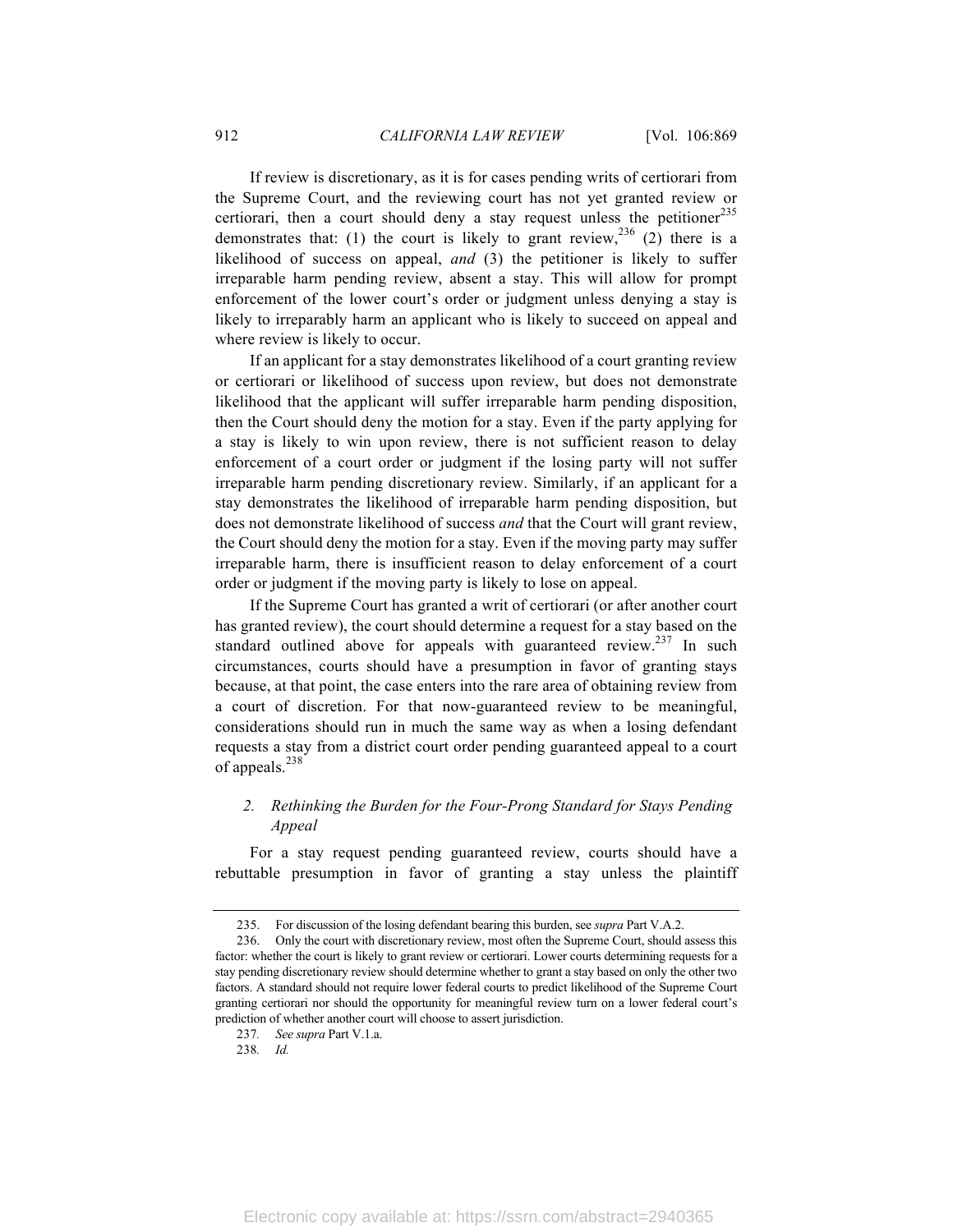If review is discretionary, as it is for cases pending writs of certiorari from the Supreme Court, and the reviewing court has not yet granted review or certiorari, then a court should deny a stay request unless the petitioner[235] demonstrates that: (1) the court is likely to grant review,[236] (2) there is a likelihood of success on appeal, *and* (3) the petitioner is likely to suffer irreparable harm pending review, absent a stay. This will allow for prompt enforcement of the lower court's order or judgment unless denying a stay is likely to irreparably harm an applicant who is likely to succeed on appeal and where review is likely to occur.

If an applicant for a stay demonstrates likelihood of a court granting review or certiorari or likelihood of success upon review, but does not demonstrate likelihood that the applicant will suffer irreparable harm pending disposition, then the Court should deny the motion for a stay. Even if the party applying for a stay is likely to win upon review, there is not sufficient reason to delay enforcement of a court order or judgment if the losing party will not suffer irreparable harm pending discretionary review. Similarly, if an applicant for a stay demonstrates the likelihood of irreparable harm pending disposition, but does not demonstrate likelihood of success *and* that the Court will grant review, the Court should deny the motion for a stay. Even if the moving party may suffer irreparable harm, there is insufficient reason to delay enforcement of a court order or judgment if the moving party is likely to lose on appeal.

If the Supreme Court has granted a writ of certiorari (or after another court has granted review), the court should determine a request for a stay based on the standard outlined above for appeals with guaranteed review.[237] In such circumstances, courts should have a presumption in favor of granting stays because, at that point, the case enters into the rare area of obtaining review from a court of discretion. For that now-guaranteed review to be meaningful, considerations should run in much the same way as when a losing defendant requests a stay from a district court order pending guaranteed appeal to a court of appeals.[238]

### *2. Rethinking the Burden for the Four-Prong Standard for Stays Pending Appeal*

For a stay request pending guaranteed review, courts should have a rebuttable presumption in favor of granting a stay unless the plaintiff

---

235. For discussion of the losing defendant bearing this burden, see *supra* Part V.A.2.

236. Only the court with discretionary review, most often the Supreme Court, should assess this factor: whether the court is likely to grant review or certiorari. Lower courts determining requests for a stay pending discretionary review should determine whether to grant a stay based on only the other two factors. A standard should not require lower federal courts to predict likelihood of the Supreme Court granting certiorari nor should the opportunity for meaningful review turn on a lower federal court's prediction of whether another court will choose to assert jurisdiction.

237. *See supra* Part V.1.a.

238. *Id.*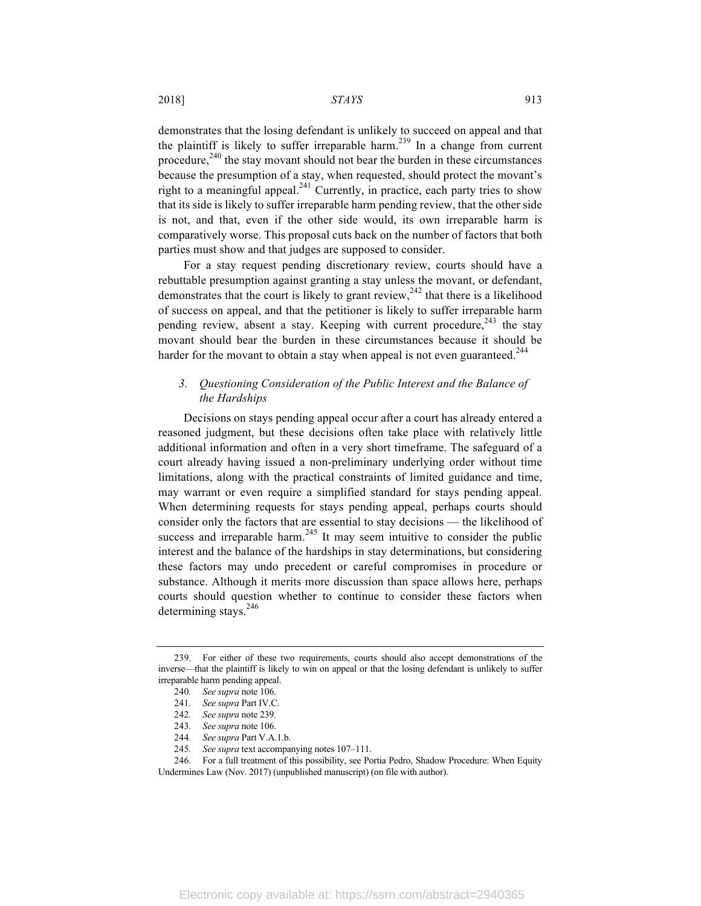demonstrates that the losing defendant is unlikely to succeed on appeal and that the plaintiff is likely to suffer irreparable harm.[239] In a change from current procedure,[240] the stay movant should not bear the burden in these circumstances because the presumption of a stay, when requested, should protect the movant's right to a meaningful appeal.[241] Currently, in practice, each party tries to show that its side is likely to suffer irreparable harm pending review, that the other side is not, and that, even if the other side would, its own irreparable harm is comparatively worse. This proposal cuts back on the number of factors that both parties must show and that judges are supposed to consider.

For a stay request pending discretionary review, courts should have a rebuttable presumption against granting a stay unless the movant, or defendant, demonstrates that the court is likely to grant review,[242] that there is a likelihood of success on appeal, and that the petitioner is likely to suffer irreparable harm pending review, absent a stay. Keeping with current procedure,[243] the stay movant should bear the burden in these circumstances because it should be harder for the movant to obtain a stay when appeal is not even guaranteed.[244]

### 3. *Questioning Consideration of the Public Interest and the Balance of the Hardships*

Decisions on stays pending appeal occur after a court has already entered a reasoned judgment, but these decisions often take place with relatively little additional information and often in a very short timeframe. The safeguard of a court already having issued a non-preliminary underlying order without time limitations, along with the practical constraints of limited guidance and time, may warrant or even require a simplified standard for stays pending appeal. When determining requests for stays pending appeal, perhaps courts should consider only the factors that are essential to stay decisions — the likelihood of success and irreparable harm.[245] It may seem intuitive to consider the public interest and the balance of the hardships in stay determinations, but considering these factors may undo precedent or careful compromises in procedure or substance. Although it merits more discussion than space allows here, perhaps courts should question whether to continue to consider these factors when determining stays.[246]

---

239. For either of these two requirements, courts should also accept demonstrations of the inverse—that the plaintiff is likely to win on appeal or that the losing defendant is unlikely to suffer irreparable harm pending appeal.

240. *See supra* note 106.

241. *See supra* Part IV.C.

242. *See supra* note 239.

243. *See supra* note 106.

244. *See supra* Part V.A.1.b.

245. *See supra* text accompanying notes 107–111.

246. For a full treatment of this possibility, see Portia Pedro, Shadow Procedure: When Equity Undermines Law (Nov. 2017) (unpublished manuscript) (on file with author).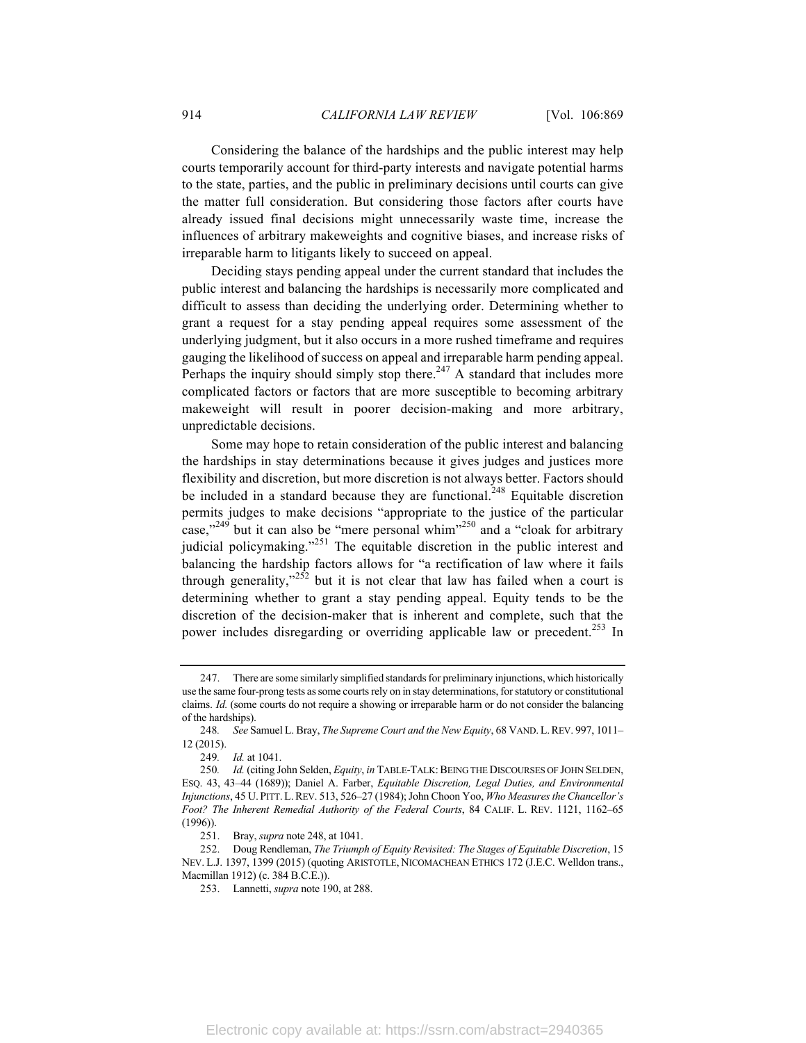Considering the balance of the hardships and the public interest may help courts temporarily account for third-party interests and navigate potential harms to the state, parties, and the public in preliminary decisions until courts can give the matter full consideration. But considering those factors after courts have already issued final decisions might unnecessarily waste time, increase the influences of arbitrary makeweights and cognitive biases, and increase risks of irreparable harm to litigants likely to succeed on appeal.

Deciding stays pending appeal under the current standard that includes the public interest and balancing the hardships is necessarily more complicated and difficult to assess than deciding the underlying order. Determining whether to grant a request for a stay pending appeal requires some assessment of the underlying judgment, but it also occurs in a more rushed timeframe and requires gauging the likelihood of success on appeal and irreparable harm pending appeal. Perhaps the inquiry should simply stop there.[247] A standard that includes more complicated factors or factors that are more susceptible to becoming arbitrary makeweight will result in poorer decision-making and more arbitrary, unpredictable decisions.

Some may hope to retain consideration of the public interest and balancing the hardships in stay determinations because it gives judges and justices more flexibility and discretion, but more discretion is not always better. Factors should be included in a standard because they are functional.[248] Equitable discretion permits judges to make decisions "appropriate to the justice of the particular case,"[249] but it can also be "mere personal whim"[250] and a "cloak for arbitrary judicial policymaking."[251] The equitable discretion in the public interest and balancing the hardship factors allows for "a rectification of law where it fails through generality,"[252] but it is not clear that law has failed when a court is determining whether to grant a stay pending appeal. Equity tends to be the discretion of the decision-maker that is inherent and complete, such that the power includes disregarding or overriding applicable law or precedent.[253] In

---

247. There are some similarly simplified standards for preliminary injunctions, which historically use the same four-prong tests as some courts rely on in stay determinations, for statutory or constitutional claims. *Id.* (some courts do not require a showing or irreparable harm or do not consider the balancing of the hardships).

248. *See* Samuel L. Bray, *The Supreme Court and the New Equity*, 68 VAND. L. REV. 997, 1011–12 (2015).

249. *Id.* at 1041.

250. *Id.* (citing John Selden, *Equity*, *in* TABLE-TALK: BEING THE DISCOURSES OF JOHN SELDEN, ESQ. 43, 43–44 (1689)); Daniel A. Farber, *Equitable Discretion, Legal Duties, and Environmental Injunctions*, 45 U. PITT. L. REV. 513, 526–27 (1984); John Choon Yoo, *Who Measures the Chancellor's Foot? The Inherent Remedial Authority of the Federal Courts*, 84 CALIF. L. REV. 1121, 1162–65 (1996)).

251. Bray, *supra* note 248, at 1041.

252. Doug Rendleman, *The Triumph of Equity Revisited: The Stages of Equitable Discretion*, 15 NEV. L.J. 1397, 1399 (2015) (quoting ARISTOTLE, NICOMACHEAN ETHICS 172 (J.E.C. Welldon trans., Macmillan 1912) (c. 384 B.C.E.)).

253. Lannetti, *supra* note 190, at 288.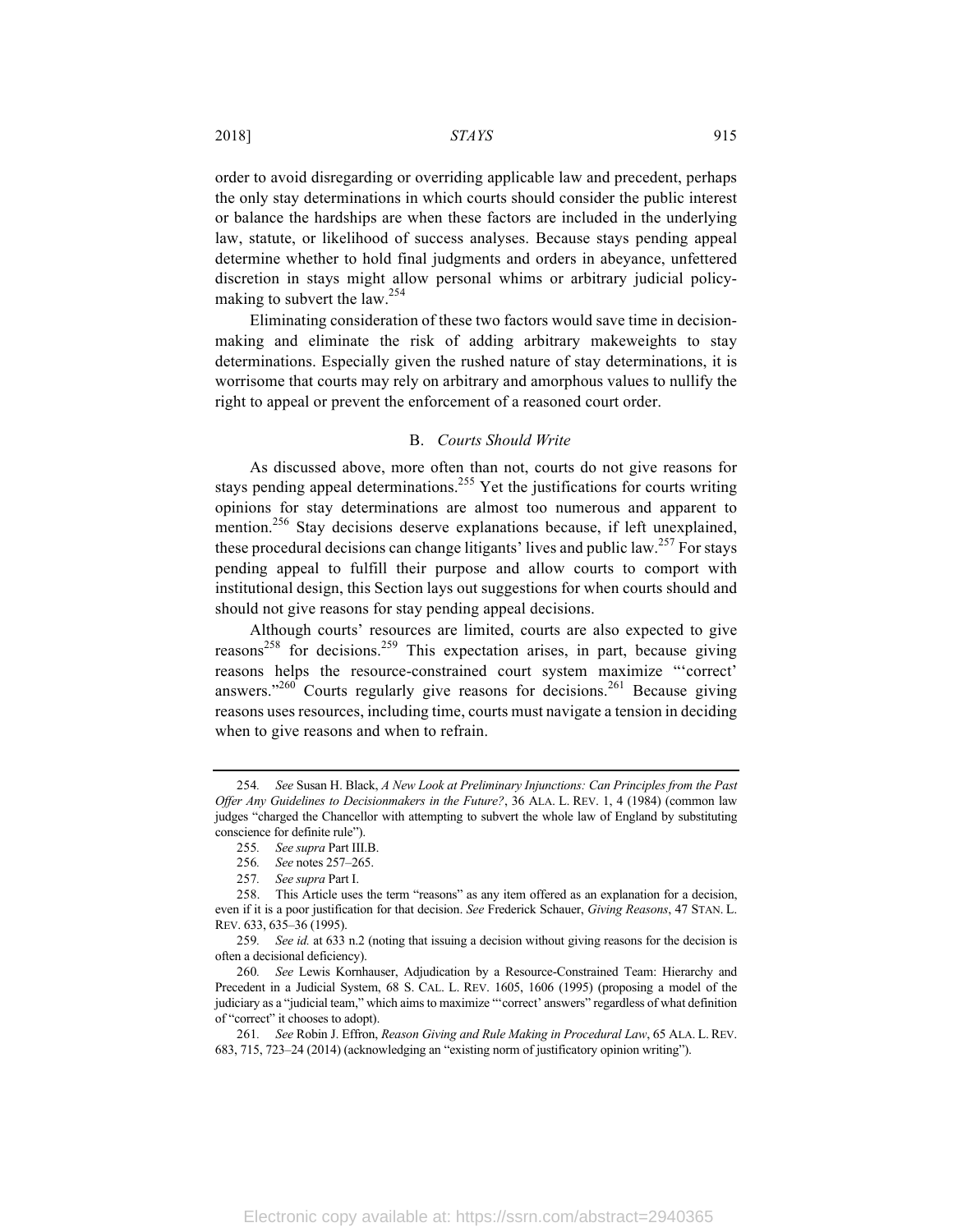order to avoid disregarding or overriding applicable law and precedent, perhaps the only stay determinations in which courts should consider the public interest or balance the hardships are when these factors are included in the underlying law, statute, or likelihood of success analyses. Because stays pending appeal determine whether to hold final judgments and orders in abeyance, unfettered discretion in stays might allow personal whims or arbitrary judicial policy-making to subvert the law.[254]

Eliminating consideration of these two factors would save time in decision-making and eliminate the risk of adding arbitrary makeweights to stay determinations. Especially given the rushed nature of stay determinations, it is worrisome that courts may rely on arbitrary and amorphous values to nullify the right to appeal or prevent the enforcement of a reasoned court order.

### B. *Courts Should Write*

As discussed above, more often than not, courts do not give reasons for stays pending appeal determinations.[255] Yet the justifications for courts writing opinions for stay determinations are almost too numerous and apparent to mention.[256] Stay decisions deserve explanations because, if left unexplained, these procedural decisions can change litigants' lives and public law.[257] For stays pending appeal to fulfill their purpose and allow courts to comport with institutional design, this Section lays out suggestions for when courts should and should not give reasons for stay pending appeal decisions.

Although courts' resources are limited, courts are also expected to give reasons[258] for decisions.[259] This expectation arises, in part, because giving reasons helps the resource-constrained court system maximize "'correct' answers."[260] Courts regularly give reasons for decisions.[261] Because giving reasons uses resources, including time, courts must navigate a tension in deciding when to give reasons and when to refrain.

---

254. *See* Susan H. Black, *A New Look at Preliminary Injunctions: Can Principles from the Past Offer Any Guidelines to Decisionmakers in the Future?*, 36 ALA. L. REV. 1, 4 (1984) (common law judges "charged the Chancellor with attempting to subvert the whole law of England by substituting conscience for definite rule").

255. *See supra* Part III.B.

256. *See* notes 257–265.

257. *See supra* Part I.

258. This Article uses the term "reasons" as any item offered as an explanation for a decision, even if it is a poor justification for that decision. *See* Frederick Schauer, *Giving Reasons*, 47 STAN. L. REV. 633, 635–36 (1995).

259. *See id.* at 633 n.2 (noting that issuing a decision without giving reasons for the decision is often a decisional deficiency).

260. *See* Lewis Kornhauser, Adjudication by a Resource-Constrained Team: Hierarchy and Precedent in a Judicial System, 68 S. CAL. L. REV. 1605, 1606 (1995) (proposing a model of the judiciary as a "judicial team," which aims to maximize "'correct' answers" regardless of what definition of "correct" it chooses to adopt).

261. *See* Robin J. Effron, *Reason Giving and Rule Making in Procedural Law*, 65 ALA. L. REV. 683, 715, 723–24 (2014) (acknowledging an "existing norm of justificatory opinion writing").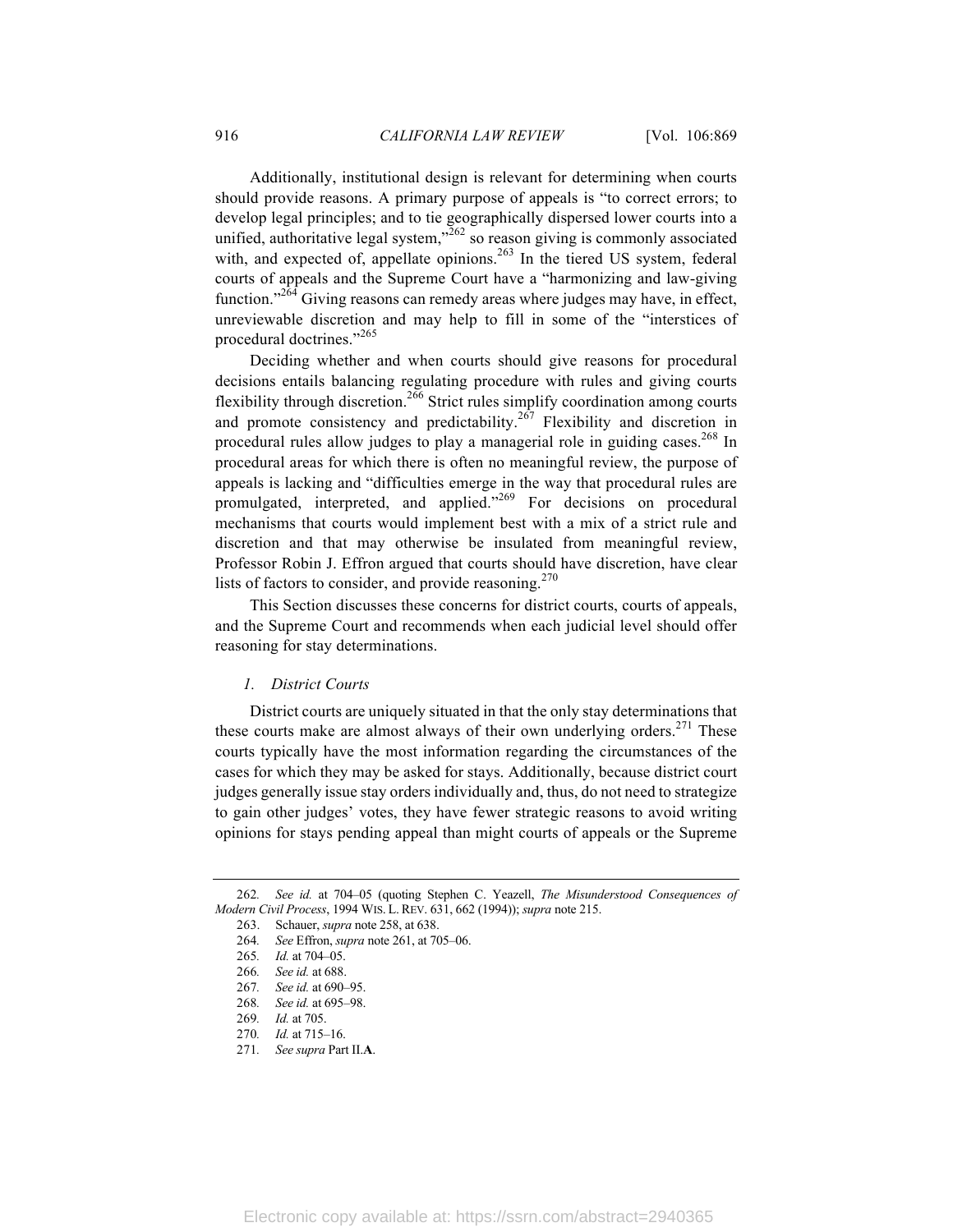Additionally, institutional design is relevant for determining when courts should provide reasons. A primary purpose of appeals is "to correct errors; to develop legal principles; and to tie geographically dispersed lower courts into a unified, authoritative legal system,"[262] so reason giving is commonly associated with, and expected of, appellate opinions.[263] In the tiered US system, federal courts of appeals and the Supreme Court have a "harmonizing and law-giving function."[264] Giving reasons can remedy areas where judges may have, in effect, unreviewable discretion and may help to fill in some of the "interstices of procedural doctrines."[265]

Deciding whether and when courts should give reasons for procedural decisions entails balancing regulating procedure with rules and giving courts flexibility through discretion.[266] Strict rules simplify coordination among courts and promote consistency and predictability.[267] Flexibility and discretion in procedural rules allow judges to play a managerial role in guiding cases.[268] In procedural areas for which there is often no meaningful review, the purpose of appeals is lacking and "difficulties emerge in the way that procedural rules are promulgated, interpreted, and applied."[269] For decisions on procedural mechanisms that courts would implement best with a mix of a strict rule and discretion and that may otherwise be insulated from meaningful review, Professor Robin J. Effron argued that courts should have discretion, have clear lists of factors to consider, and provide reasoning.[270]

This Section discusses these concerns for district courts, courts of appeals, and the Supreme Court and recommends when each judicial level should offer reasoning for stay determinations.

### *1. District Courts*

District courts are uniquely situated in that the only stay determinations that these courts make are almost always of their own underlying orders.[271] These courts typically have the most information regarding the circumstances of the cases for which they may be asked for stays. Additionally, because district court judges generally issue stay orders individually and, thus, do not need to strategize to gain other judges' votes, they have fewer strategic reasons to avoid writing opinions for stays pending appeal than might courts of appeals or the Supreme

---

262. *See id.* at 704–05 (quoting Stephen C. Yeazell, *The Misunderstood Consequences of Modern Civil Process*, 1994 WIS. L. REV. 631, 662 (1994)); *supra* note 215.

263. Schauer, *supra* note 258, at 638.

264. *See* Effron, *supra* note 261, at 705–06.

265. *Id.* at 704–05.

266. *See id.* at 688.

267. *See id.* at 690–95.

268. *See id.* at 695–98.

269. *Id.* at 705.

270. *Id.* at 715–16.

271. *See supra* Part II.**A**.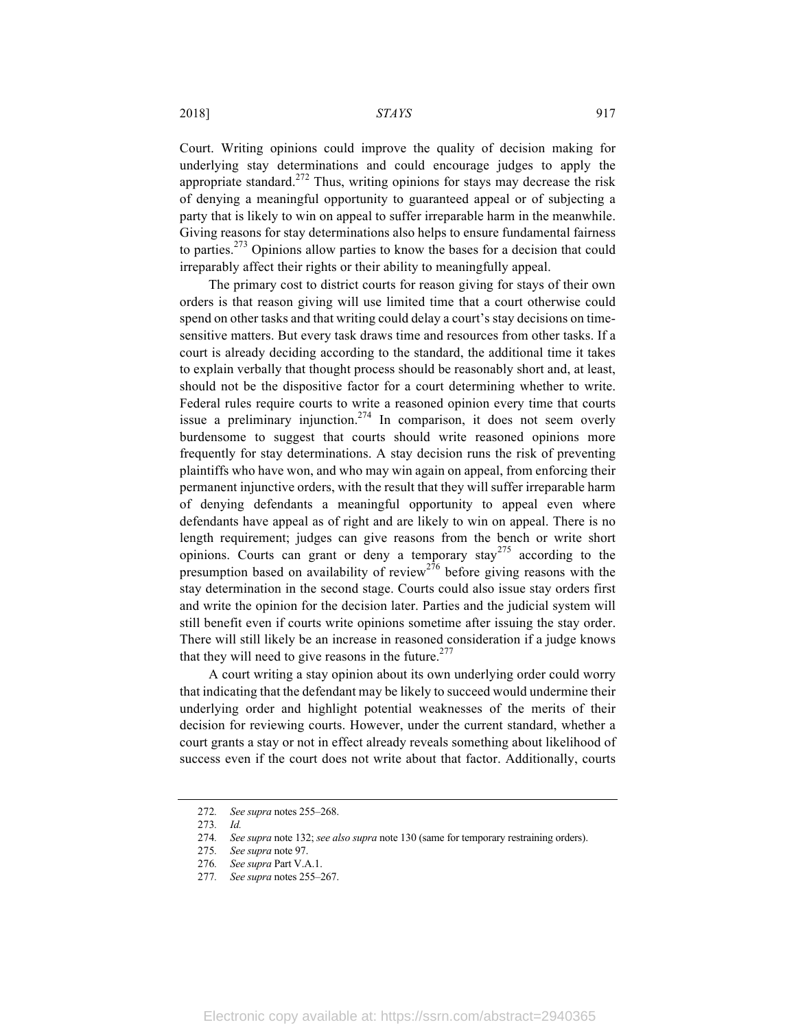Court. Writing opinions could improve the quality of decision making for underlying stay determinations and could encourage judges to apply the appropriate standard.[272] Thus, writing opinions for stays may decrease the risk of denying a meaningful opportunity to guaranteed appeal or of subjecting a party that is likely to win on appeal to suffer irreparable harm in the meanwhile. Giving reasons for stay determinations also helps to ensure fundamental fairness to parties.[273] Opinions allow parties to know the bases for a decision that could irreparably affect their rights or their ability to meaningfully appeal.

The primary cost to district courts for reason giving for stays of their own orders is that reason giving will use limited time that a court otherwise could spend on other tasks and that writing could delay a court's stay decisions on time-sensitive matters. But every task draws time and resources from other tasks. If a court is already deciding according to the standard, the additional time it takes to explain verbally that thought process should be reasonably short and, at least, should not be the dispositive factor for a court determining whether to write. Federal rules require courts to write a reasoned opinion every time that courts issue a preliminary injunction.[274] In comparison, it does not seem overly burdensome to suggest that courts should write reasoned opinions more frequently for stay determinations. A stay decision runs the risk of preventing plaintiffs who have won, and who may win again on appeal, from enforcing their permanent injunctive orders, with the result that they will suffer irreparable harm of denying defendants a meaningful opportunity to appeal even where defendants have appeal as of right and are likely to win on appeal. There is no length requirement; judges can give reasons from the bench or write short opinions. Courts can grant or deny a temporary stay[275] according to the presumption based on availability of review[276] before giving reasons with the stay determination in the second stage. Courts could also issue stay orders first and write the opinion for the decision later. Parties and the judicial system will still benefit even if courts write opinions sometime after issuing the stay order. There will still likely be an increase in reasoned consideration if a judge knows that they will need to give reasons in the future.[277]

A court writing a stay opinion about its own underlying order could worry that indicating that the defendant may be likely to succeed would undermine their underlying order and highlight potential weaknesses of the merits of their decision for reviewing courts. However, under the current standard, whether a court grants a stay or not in effect already reveals something about likelihood of success even if the court does not write about that factor. Additionally, courts

---

272. *See supra* notes 255–268.

273. *Id.*

274. *See supra* note 132; *see also supra* note 130 (same for temporary restraining orders).

275. *See supra* note 97.

276. *See supra* Part V.A.1.

277. *See supra* notes 255–267.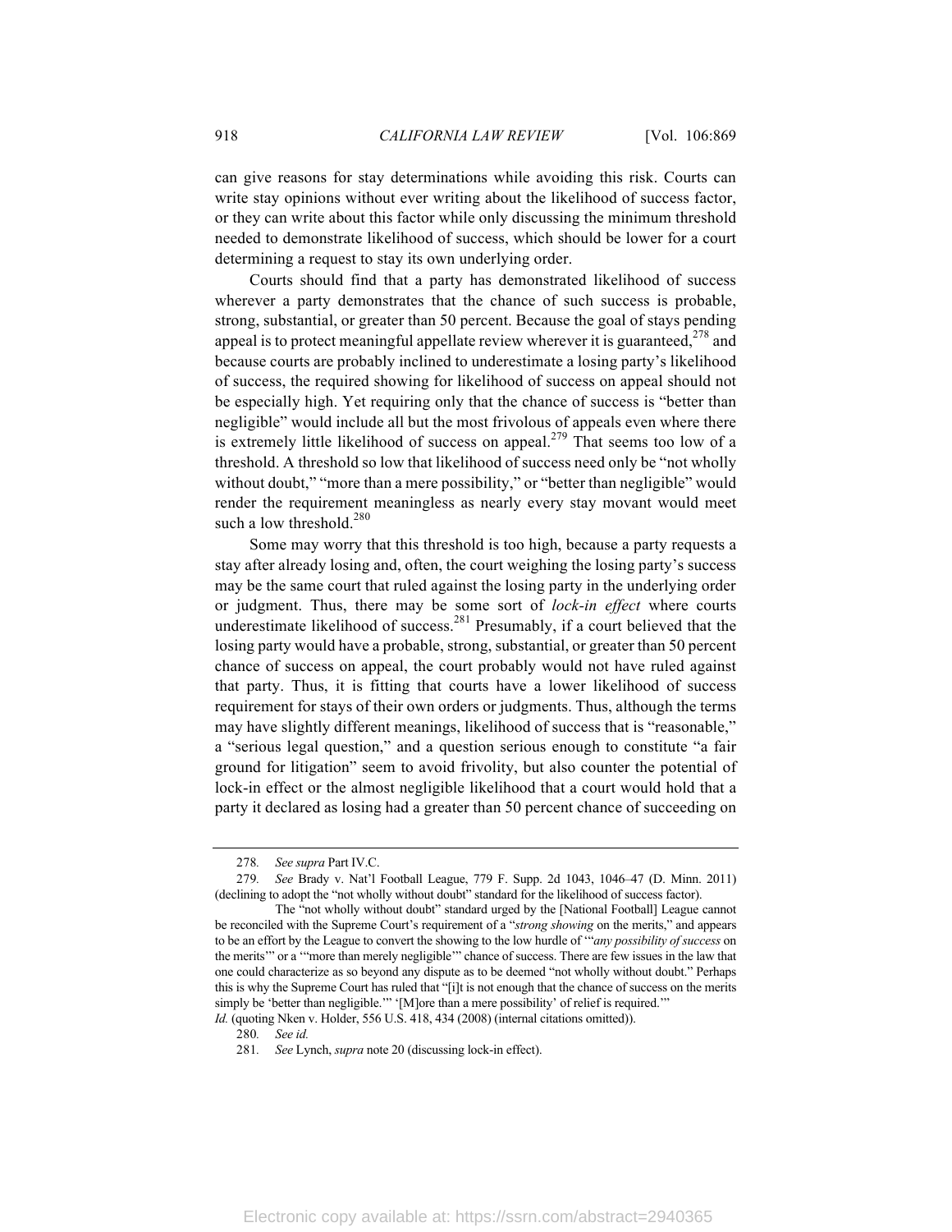can give reasons for stay determinations while avoiding this risk. Courts can write stay opinions without ever writing about the likelihood of success factor, or they can write about this factor while only discussing the minimum threshold needed to demonstrate likelihood of success, which should be lower for a court determining a request to stay its own underlying order.

Courts should find that a party has demonstrated likelihood of success wherever a party demonstrates that the chance of such success is probable, strong, substantial, or greater than 50 percent. Because the goal of stays pending appeal is to protect meaningful appellate review wherever it is guaranteed,[278] and because courts are probably inclined to underestimate a losing party's likelihood of success, the required showing for likelihood of success on appeal should not be especially high. Yet requiring only that the chance of success is "better than negligible" would include all but the most frivolous of appeals even where there is extremely little likelihood of success on appeal.[279] That seems too low of a threshold. A threshold so low that likelihood of success need only be "not wholly without doubt," "more than a mere possibility," or "better than negligible" would render the requirement meaningless as nearly every stay movant would meet such a low threshold.[280]

Some may worry that this threshold is too high, because a party requests a stay after already losing and, often, the court weighing the losing party's success may be the same court that ruled against the losing party in the underlying order or judgment. Thus, there may be some sort of *lock-in effect* where courts underestimate likelihood of success.[281] Presumably, if a court believed that the losing party would have a probable, strong, substantial, or greater than 50 percent chance of success on appeal, the court probably would not have ruled against that party. Thus, it is fitting that courts have a lower likelihood of success requirement for stays of their own orders or judgments. Thus, although the terms may have slightly different meanings, likelihood of success that is "reasonable," a "serious legal question," and a question serious enough to constitute "a fair ground for litigation" seem to avoid frivolity, but also counter the potential of lock-in effect or the almost negligible likelihood that a court would hold that a party it declared as losing had a greater than 50 percent chance of succeeding on

---

278. *See supra* Part IV.C.

279. *See* Brady v. Nat'l Football League, 779 F. Supp. 2d 1043, 1046–47 (D. Minn. 2011) (declining to adopt the "not wholly without doubt" standard for the likelihood of success factor).

> The "not wholly without doubt" standard urged by the [National Football] League cannot be reconciled with the Supreme Court's requirement of a "*strong showing* on the merits," and appears to be an effort by the League to convert the showing to the low hurdle of "'*any possibility of success* on the merits'" or a "'more than merely negligible'" chance of success. There are few issues in the law that one could characterize as so beyond any dispute as to be deemed "not wholly without doubt." Perhaps this is why the Supreme Court has ruled that "[i]t is not enough that the chance of success on the merits simply be 'better than negligible.'" '[M]ore than a mere possibility' of relief is required.'"

*Id.* (quoting Nken v. Holder, 556 U.S. 418, 434 (2008) (internal citations omitted)).

280. *See id.*

281. *See* Lynch, *supra* note 20 (discussing lock-in effect).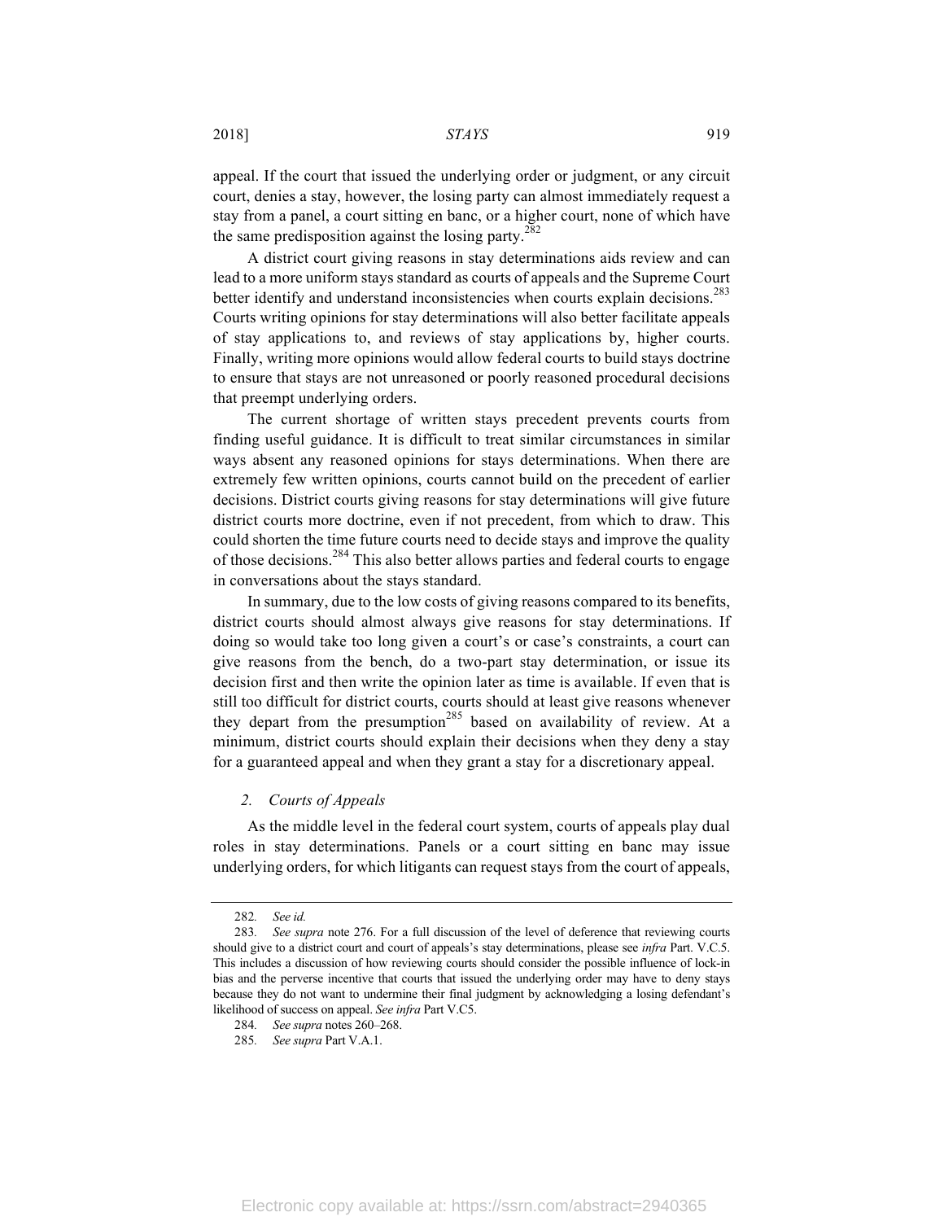appeal. If the court that issued the underlying order or judgment, or any circuit court, denies a stay, however, the losing party can almost immediately request a stay from a panel, a court sitting en banc, or a higher court, none of which have the same predisposition against the losing party.[282]

A district court giving reasons in stay determinations aids review and can lead to a more uniform stays standard as courts of appeals and the Supreme Court better identify and understand inconsistencies when courts explain decisions.[283] Courts writing opinions for stay determinations will also better facilitate appeals of stay applications to, and reviews of stay applications by, higher courts. Finally, writing more opinions would allow federal courts to build stays doctrine to ensure that stays are not unreasoned or poorly reasoned procedural decisions that preempt underlying orders.

The current shortage of written stays precedent prevents courts from finding useful guidance. It is difficult to treat similar circumstances in similar ways absent any reasoned opinions for stays determinations. When there are extremely few written opinions, courts cannot build on the precedent of earlier decisions. District courts giving reasons for stay determinations will give future district courts more doctrine, even if not precedent, from which to draw. This could shorten the time future courts need to decide stays and improve the quality of those decisions.[284] This also better allows parties and federal courts to engage in conversations about the stays standard.

In summary, due to the low costs of giving reasons compared to its benefits, district courts should almost always give reasons for stay determinations. If doing so would take too long given a court's or case's constraints, a court can give reasons from the bench, do a two-part stay determination, or issue its decision first and then write the opinion later as time is available. If even that is still too difficult for district courts, courts should at least give reasons whenever they depart from the presumption[285] based on availability of review. At a minimum, district courts should explain their decisions when they deny a stay for a guaranteed appeal and when they grant a stay for a discretionary appeal.

*2. Courts of Appeals*

As the middle level in the federal court system, courts of appeals play dual roles in stay determinations. Panels or a court sitting en banc may issue underlying orders, for which litigants can request stays from the court of appeals,

---

282. *See id.*

283. *See supra* note 276. For a full discussion of the level of deference that reviewing courts should give to a district court and court of appeals's stay determinations, please see *infra* Part. V.C.5. This includes a discussion of how reviewing courts should consider the possible influence of lock-in bias and the perverse incentive that courts that issued the underlying order may have to deny stays because they do not want to undermine their final judgment by acknowledging a losing defendant's likelihood of success on appeal. *See infra* Part V.C5.

284. *See supra* notes 260–268.

285. *See supra* Part V.A.1.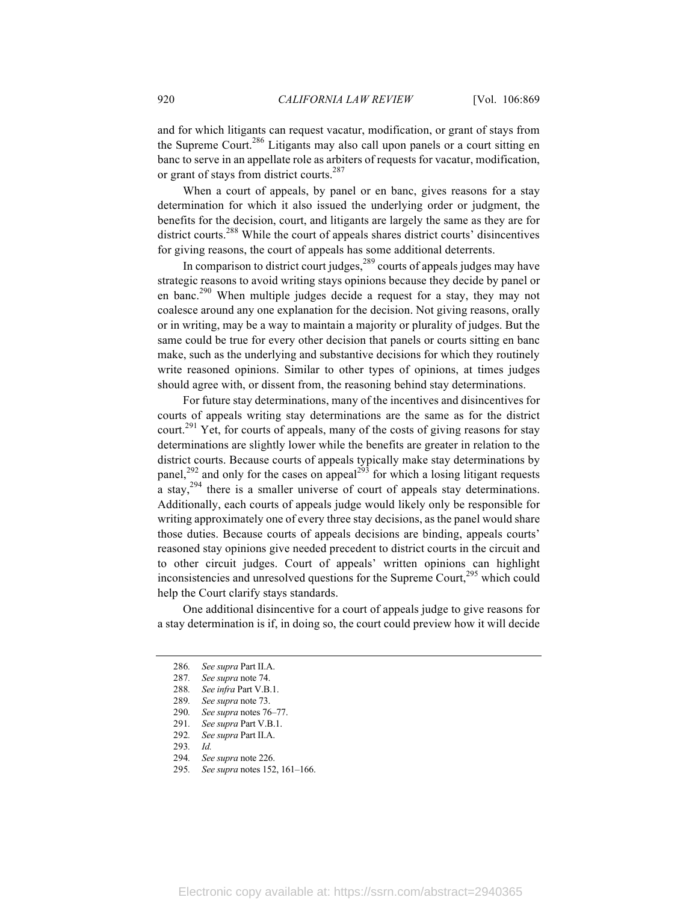and for which litigants can request vacatur, modification, or grant of stays from the Supreme Court.[286] Litigants may also call upon panels or a court sitting en banc to serve in an appellate role as arbiters of requests for vacatur, modification, or grant of stays from district courts.[287]

When a court of appeals, by panel or en banc, gives reasons for a stay determination for which it also issued the underlying order or judgment, the benefits for the decision, court, and litigants are largely the same as they are for district courts.[288] While the court of appeals shares district courts' disincentives for giving reasons, the court of appeals has some additional deterrents.

In comparison to district court judges,[289] courts of appeals judges may have strategic reasons to avoid writing stays opinions because they decide by panel or en banc.[290] When multiple judges decide a request for a stay, they may not coalesce around any one explanation for the decision. Not giving reasons, orally or in writing, may be a way to maintain a majority or plurality of judges. But the same could be true for every other decision that panels or courts sitting en banc make, such as the underlying and substantive decisions for which they routinely write reasoned opinions. Similar to other types of opinions, at times judges should agree with, or dissent from, the reasoning behind stay determinations.

For future stay determinations, many of the incentives and disincentives for courts of appeals writing stay determinations are the same as for the district court.[291] Yet, for courts of appeals, many of the costs of giving reasons for stay determinations are slightly lower while the benefits are greater in relation to the district courts. Because courts of appeals typically make stay determinations by panel,[292] and only for the cases on appeal[293] for which a losing litigant requests a stay,[294] there is a smaller universe of court of appeals stay determinations. Additionally, each courts of appeals judge would likely only be responsible for writing approximately one of every three stay decisions, as the panel would share those duties. Because courts of appeals decisions are binding, appeals courts' reasoned stay opinions give needed precedent to district courts in the circuit and to other circuit judges. Court of appeals' written opinions can highlight inconsistencies and unresolved questions for the Supreme Court,[295] which could help the Court clarify stays standards.

One additional disincentive for a court of appeals judge to give reasons for a stay determination is if, in doing so, the court could preview how it will decide

---

286. *See supra* Part II.A.
287. *See supra* note 74.
288. *See infra* Part V.B.1.
289. *See supra* note 73.
290. *See supra* notes 76–77.
291. *See supra* Part V.B.1.
292. *See supra* Part II.A.
293. *Id.*
294. *See supra* note 226.
295. *See supra* notes 152, 161–166.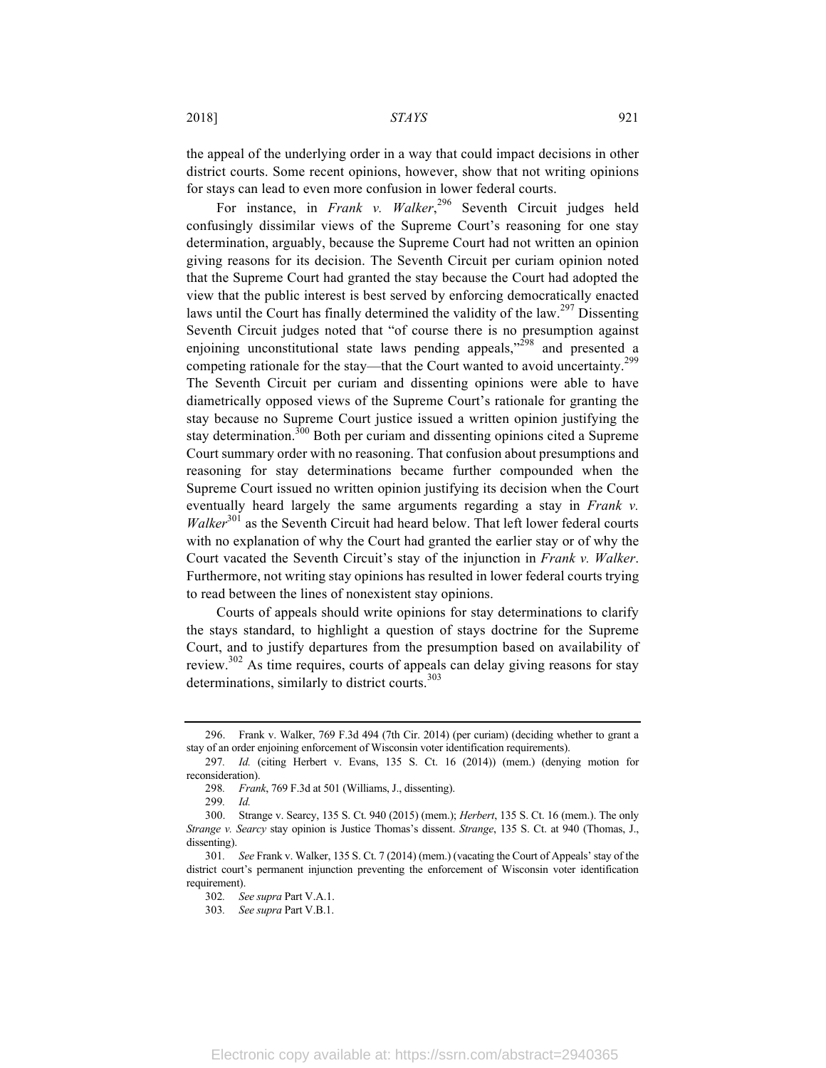the appeal of the underlying order in a way that could impact decisions in other district courts. Some recent opinions, however, show that not writing opinions for stays can lead to even more confusion in lower federal courts.

For instance, in *Frank v. Walker*,[296] Seventh Circuit judges held confusingly dissimilar views of the Supreme Court's reasoning for one stay determination, arguably, because the Supreme Court had not written an opinion giving reasons for its decision. The Seventh Circuit per curiam opinion noted that the Supreme Court had granted the stay because the Court had adopted the view that the public interest is best served by enforcing democratically enacted laws until the Court has finally determined the validity of the law.[297] Dissenting Seventh Circuit judges noted that "of course there is no presumption against enjoining unconstitutional state laws pending appeals,"[298] and presented a competing rationale for the stay—that the Court wanted to avoid uncertainty.[299] The Seventh Circuit per curiam and dissenting opinions were able to have diametrically opposed views of the Supreme Court's rationale for granting the stay because no Supreme Court justice issued a written opinion justifying the stay determination.[300] Both per curiam and dissenting opinions cited a Supreme Court summary order with no reasoning. That confusion about presumptions and reasoning for stay determinations became further compounded when the Supreme Court issued no written opinion justifying its decision when the Court eventually heard largely the same arguments regarding a stay in *Frank v. Walker*[301] as the Seventh Circuit had heard below. That left lower federal courts with no explanation of why the Court had granted the earlier stay or of why the Court vacated the Seventh Circuit's stay of the injunction in *Frank v. Walker*. Furthermore, not writing stay opinions has resulted in lower federal courts trying to read between the lines of nonexistent stay opinions.

Courts of appeals should write opinions for stay determinations to clarify the stays standard, to highlight a question of stays doctrine for the Supreme Court, and to justify departures from the presumption based on availability of review.[302] As time requires, courts of appeals can delay giving reasons for stay determinations, similarly to district courts.[303]

---

296. Frank v. Walker, 769 F.3d 494 (7th Cir. 2014) (per curiam) (deciding whether to grant a stay of an order enjoining enforcement of Wisconsin voter identification requirements).

297. *Id.* (citing Herbert v. Evans, 135 S. Ct. 16 (2014)) (mem.) (denying motion for reconsideration).

298. *Frank*, 769 F.3d at 501 (Williams, J., dissenting).

299. *Id.*

300. Strange v. Searcy, 135 S. Ct. 940 (2015) (mem.); *Herbert*, 135 S. Ct. 16 (mem.). The only *Strange v. Searcy* stay opinion is Justice Thomas's dissent. *Strange*, 135 S. Ct. at 940 (Thomas, J., dissenting).

301. *See* Frank v. Walker, 135 S. Ct. 7 (2014) (mem.) (vacating the Court of Appeals' stay of the district court's permanent injunction preventing the enforcement of Wisconsin voter identification requirement).

302. *See supra* Part V.A.1.

303. *See supra* Part V.B.1.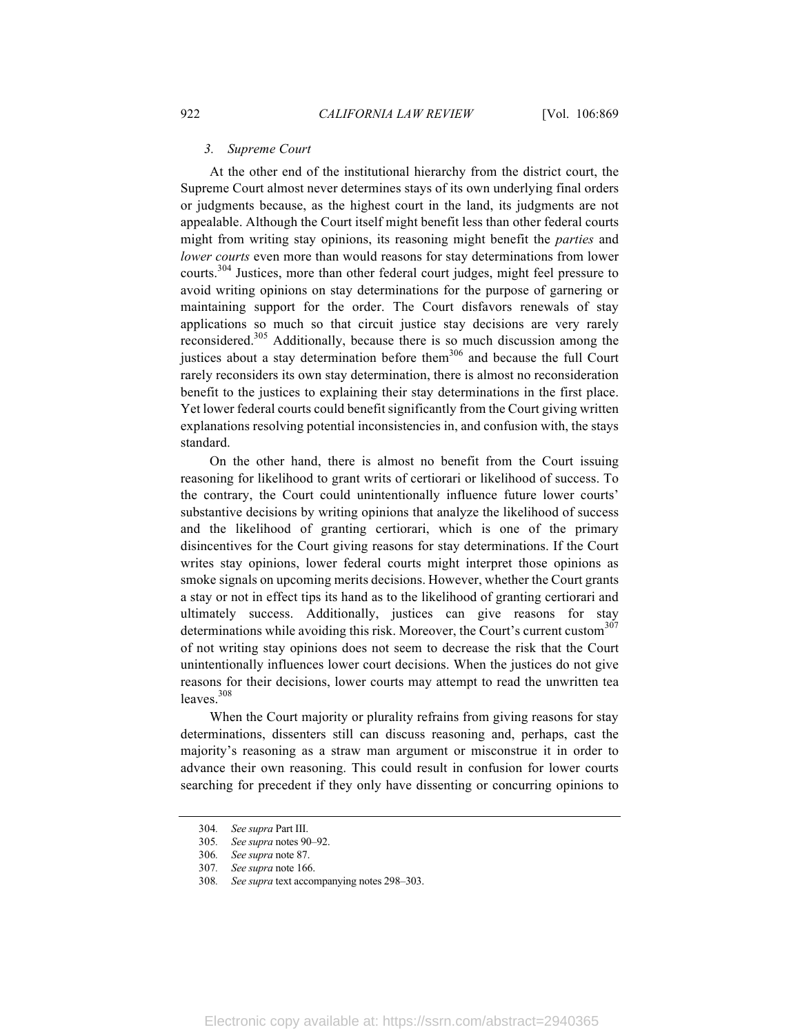### 3. *Supreme Court*

At the other end of the institutional hierarchy from the district court, the Supreme Court almost never determines stays of its own underlying final orders or judgments because, as the highest court in the land, its judgments are not appealable. Although the Court itself might benefit less than other federal courts might from writing stay opinions, its reasoning might benefit the *parties* and *lower courts* even more than would reasons for stay determinations from lower courts.[304] Justices, more than other federal court judges, might feel pressure to avoid writing opinions on stay determinations for the purpose of garnering or maintaining support for the order. The Court disfavors renewals of stay applications so much so that circuit justice stay decisions are very rarely reconsidered.[305] Additionally, because there is so much discussion among the justices about a stay determination before them[306] and because the full Court rarely reconsiders its own stay determination, there is almost no reconsideration benefit to the justices to explaining their stay determinations in the first place. Yet lower federal courts could benefit significantly from the Court giving written explanations resolving potential inconsistencies in, and confusion with, the stays standard.

On the other hand, there is almost no benefit from the Court issuing reasoning for likelihood to grant writs of certiorari or likelihood of success. To the contrary, the Court could unintentionally influence future lower courts' substantive decisions by writing opinions that analyze the likelihood of success and the likelihood of granting certiorari, which is one of the primary disincentives for the Court giving reasons for stay determinations. If the Court writes stay opinions, lower federal courts might interpret those opinions as smoke signals on upcoming merits decisions. However, whether the Court grants a stay or not in effect tips its hand as to the likelihood of granting certiorari and ultimately success. Additionally, justices can give reasons for stay determinations while avoiding this risk. Moreover, the Court's current custom[307] of not writing stay opinions does not seem to decrease the risk that the Court unintentionally influences lower court decisions. When the justices do not give reasons for their decisions, lower courts may attempt to read the unwritten tea leaves.[308]

When the Court majority or plurality refrains from giving reasons for stay determinations, dissenters still can discuss reasoning and, perhaps, cast the majority's reasoning as a straw man argument or misconstrue it in order to advance their own reasoning. This could result in confusion for lower courts searching for precedent if they only have dissenting or concurring opinions to

---

304. *See supra* Part III.

305. *See supra* notes 90–92.

306. *See supra* note 87.

307. *See supra* note 166.

308. *See supra* text accompanying notes 298–303.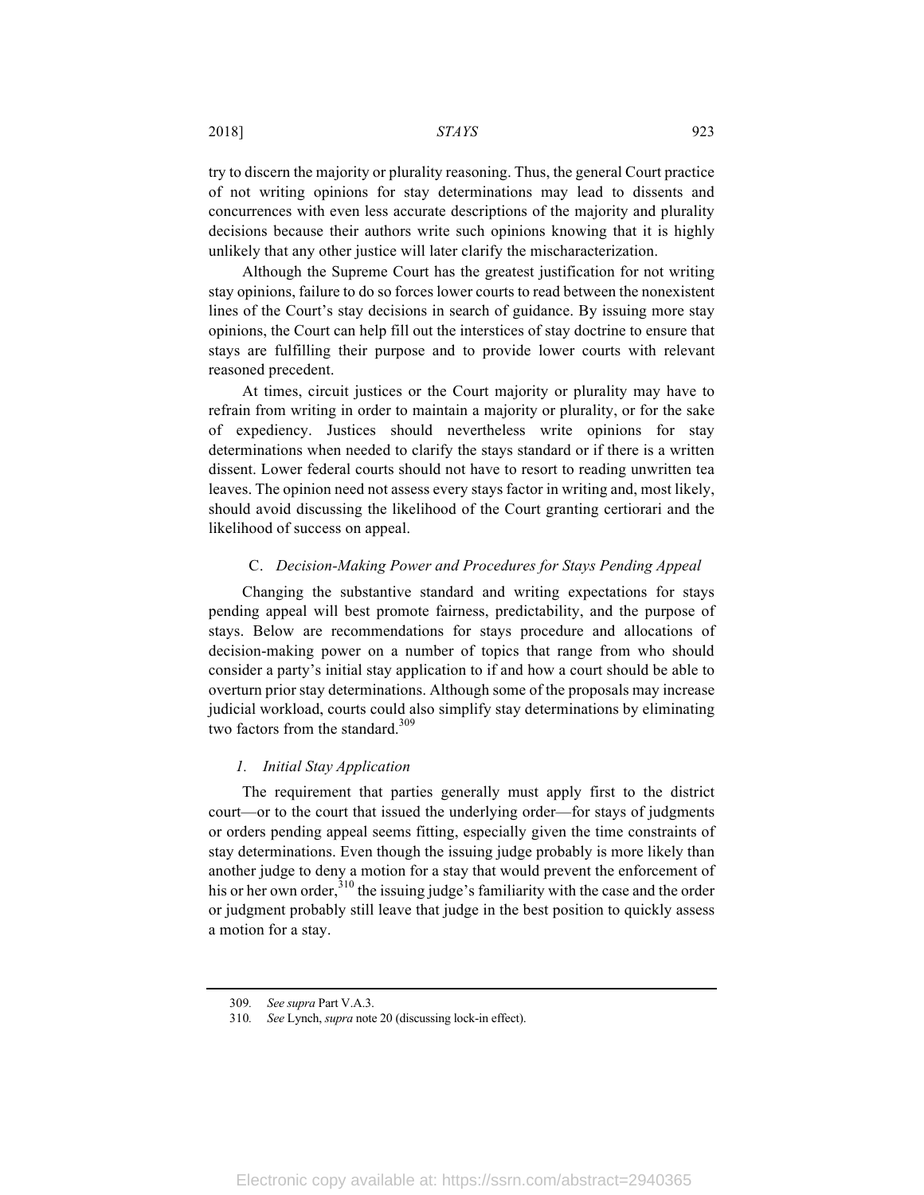try to discern the majority or plurality reasoning. Thus, the general Court practice of not writing opinions for stay determinations may lead to dissents and concurrences with even less accurate descriptions of the majority and plurality decisions because their authors write such opinions knowing that it is highly unlikely that any other justice will later clarify the mischaracterization.

Although the Supreme Court has the greatest justification for not writing stay opinions, failure to do so forces lower courts to read between the nonexistent lines of the Court's stay decisions in search of guidance. By issuing more stay opinions, the Court can help fill out the interstices of stay doctrine to ensure that stays are fulfilling their purpose and to provide lower courts with relevant reasoned precedent.

At times, circuit justices or the Court majority or plurality may have to refrain from writing in order to maintain a majority or plurality, or for the sake of expediency. Justices should nevertheless write opinions for stay determinations when needed to clarify the stays standard or if there is a written dissent. Lower federal courts should not have to resort to reading unwritten tea leaves. The opinion need not assess every stays factor in writing and, most likely, should avoid discussing the likelihood of the Court granting certiorari and the likelihood of success on appeal.

### C. *Decision-Making Power and Procedures for Stays Pending Appeal*

Changing the substantive standard and writing expectations for stays pending appeal will best promote fairness, predictability, and the purpose of stays. Below are recommendations for stays procedure and allocations of decision-making power on a number of topics that range from who should consider a party's initial stay application to if and how a court should be able to overturn prior stay determinations. Although some of the proposals may increase judicial workload, courts could also simplify stay determinations by eliminating two factors from the standard.[309]

#### *1. Initial Stay Application*

The requirement that parties generally must apply first to the district court—or to the court that issued the underlying order—for stays of judgments or orders pending appeal seems fitting, especially given the time constraints of stay determinations. Even though the issuing judge probably is more likely than another judge to deny a motion for a stay that would prevent the enforcement of his or her own order,[310] the issuing judge's familiarity with the case and the order or judgment probably still leave that judge in the best position to quickly assess a motion for a stay.

---

309. *See supra* Part V.A.3.

310. *See* Lynch, *supra* note 20 (discussing lock-in effect).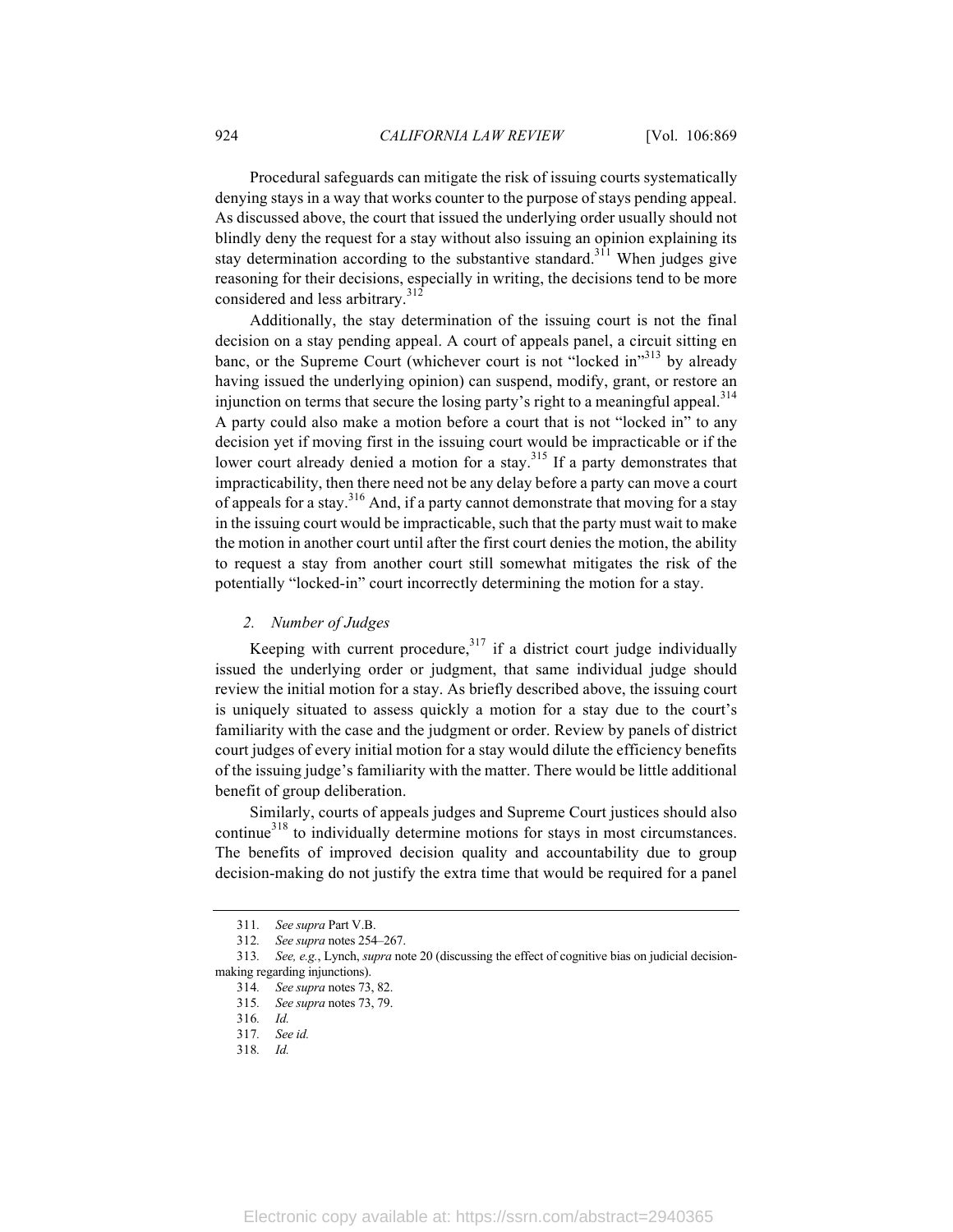Procedural safeguards can mitigate the risk of issuing courts systematically denying stays in a way that works counter to the purpose of stays pending appeal. As discussed above, the court that issued the underlying order usually should not blindly deny the request for a stay without also issuing an opinion explaining its stay determination according to the substantive standard.[311] When judges give reasoning for their decisions, especially in writing, the decisions tend to be more considered and less arbitrary.[312]

Additionally, the stay determination of the issuing court is not the final decision on a stay pending appeal. A court of appeals panel, a circuit sitting en banc, or the Supreme Court (whichever court is not "locked in"[313] by already having issued the underlying opinion) can suspend, modify, grant, or restore an injunction on terms that secure the losing party's right to a meaningful appeal.[314] A party could also make a motion before a court that is not "locked in" to any decision yet if moving first in the issuing court would be impracticable or if the lower court already denied a motion for a stay.[315] If a party demonstrates that impracticability, then there need not be any delay before a party can move a court of appeals for a stay.[316] And, if a party cannot demonstrate that moving for a stay in the issuing court would be impracticable, such that the party must wait to make the motion in another court until after the first court denies the motion, the ability to request a stay from another court still somewhat mitigates the risk of the potentially "locked-in" court incorrectly determining the motion for a stay.

### *2. Number of Judges*

Keeping with current procedure,[317] if a district court judge individually issued the underlying order or judgment, that same individual judge should review the initial motion for a stay. As briefly described above, the issuing court is uniquely situated to assess quickly a motion for a stay due to the court's familiarity with the case and the judgment or order. Review by panels of district court judges of every initial motion for a stay would dilute the efficiency benefits of the issuing judge's familiarity with the matter. There would be little additional benefit of group deliberation.

Similarly, courts of appeals judges and Supreme Court justices should also continue[318] to individually determine motions for stays in most circumstances. The benefits of improved decision quality and accountability due to group decision-making do not justify the extra time that would be required for a panel

---

311. *See supra* Part V.B.

312. *See supra* notes 254–267.

313. *See, e.g.*, Lynch, *supra* note 20 (discussing the effect of cognitive bias on judicial decision-making regarding injunctions).

314. *See supra* notes 73, 82.

315. *See supra* notes 73, 79.

316. *Id.*

317. *See id.*

318. *Id.*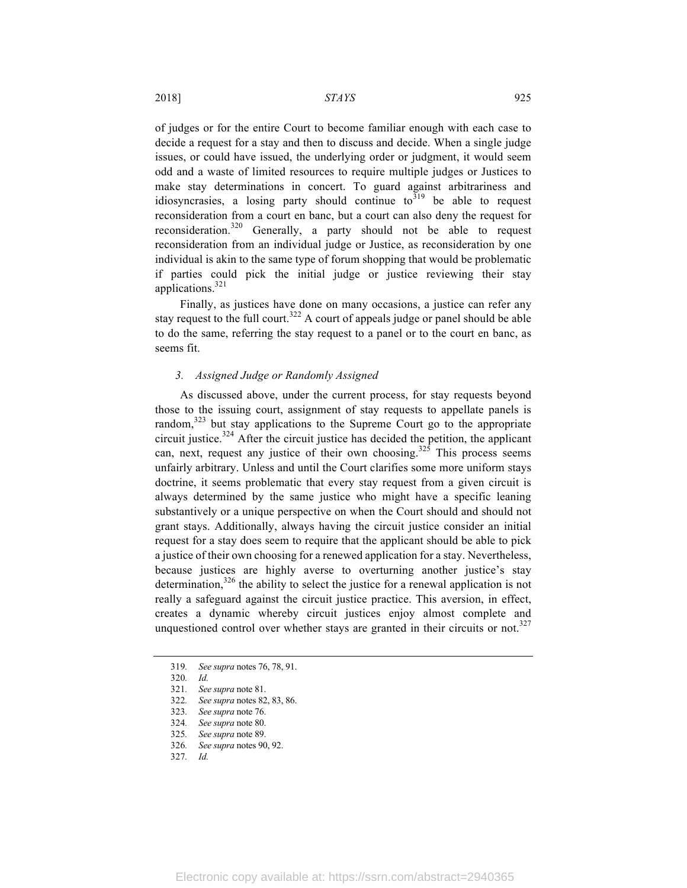of judges or for the entire Court to become familiar enough with each case to decide a request for a stay and then to discuss and decide. When a single judge issues, or could have issued, the underlying order or judgment, it would seem odd and a waste of limited resources to require multiple judges or Justices to make stay determinations in concert. To guard against arbitrariness and idiosyncrasies, a losing party should continue to[319] be able to request reconsideration from a court en banc, but a court can also deny the request for reconsideration.[320] Generally, a party should not be able to request reconsideration from an individual judge or Justice, as reconsideration by one individual is akin to the same type of forum shopping that would be problematic if parties could pick the initial judge or justice reviewing their stay applications.[321]

Finally, as justices have done on many occasions, a justice can refer any stay request to the full court.[322] A court of appeals judge or panel should be able to do the same, referring the stay request to a panel or to the court en banc, as seems fit.

### *3. Assigned Judge or Randomly Assigned*

As discussed above, under the current process, for stay requests beyond those to the issuing court, assignment of stay requests to appellate panels is random,[323] but stay applications to the Supreme Court go to the appropriate circuit justice.[324] After the circuit justice has decided the petition, the applicant can, next, request any justice of their own choosing.[325] This process seems unfairly arbitrary. Unless and until the Court clarifies some more uniform stays doctrine, it seems problematic that every stay request from a given circuit is always determined by the same justice who might have a specific leaning substantively or a unique perspective on when the Court should and should not grant stays. Additionally, always having the circuit justice consider an initial request for a stay does seem to require that the applicant should be able to pick a justice of their own choosing for a renewed application for a stay. Nevertheless, because justices are highly averse to overturning another justice's stay determination,[326] the ability to select the justice for a renewal application is not really a safeguard against the circuit justice practice. This aversion, in effect, creates a dynamic whereby circuit justices enjoy almost complete and unquestioned control over whether stays are granted in their circuits or not.[327]

---

319. *See supra* notes 76, 78, 91.
320. *Id.*
321. *See supra* note 81.
322. *See supra* notes 82, 83, 86.
323. *See supra* note 76.
324. *See supra* note 80.
325. *See supra* note 89.
326. *See supra* notes 90, 92.
327. *Id.*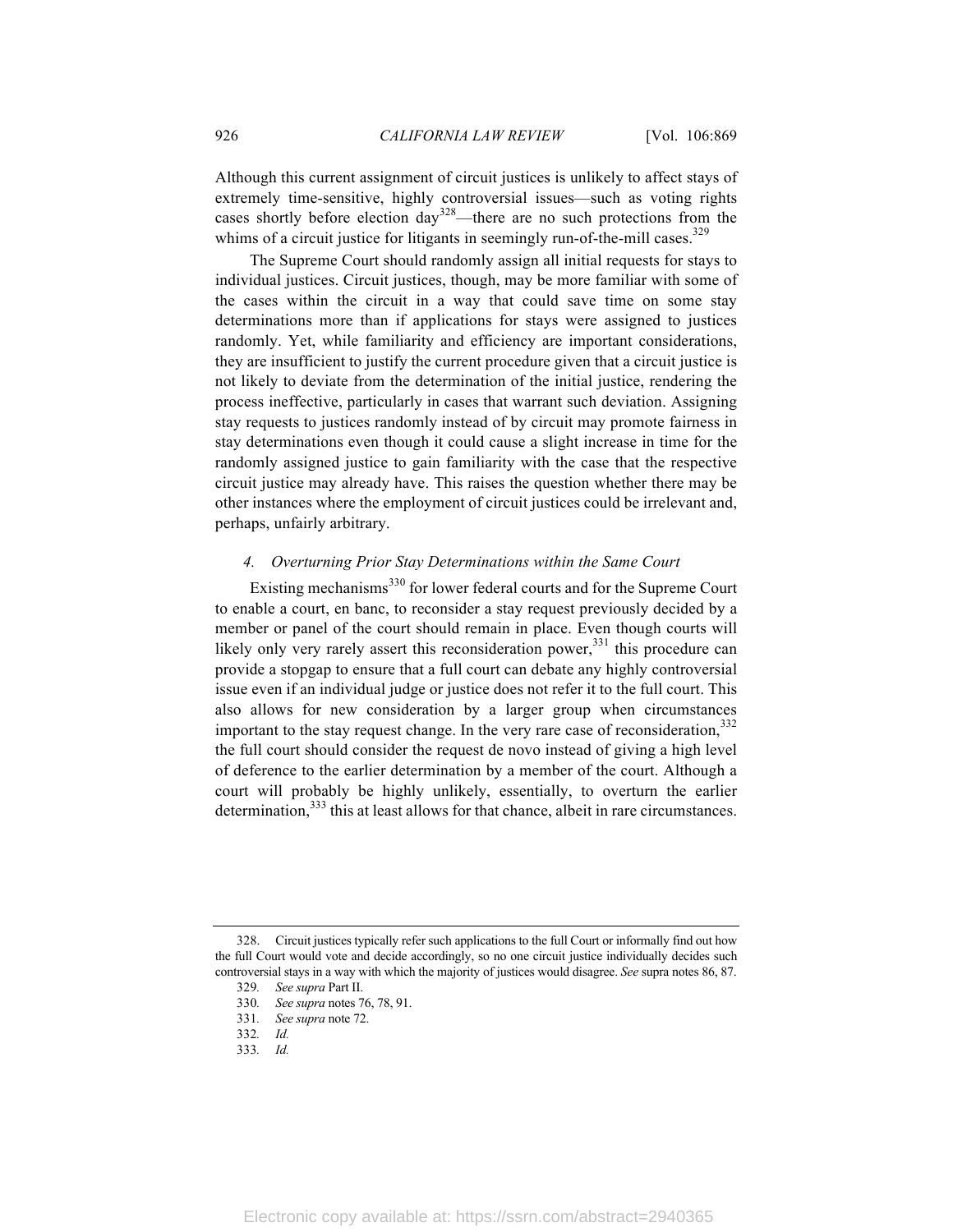Although this current assignment of circuit justices is unlikely to affect stays of extremely time-sensitive, highly controversial issues—such as voting rights cases shortly before election day[328]—there are no such protections from the whims of a circuit justice for litigants in seemingly run-of-the-mill cases.[329]

The Supreme Court should randomly assign all initial requests for stays to individual justices. Circuit justices, though, may be more familiar with some of the cases within the circuit in a way that could save time on some stay determinations more than if applications for stays were assigned to justices randomly. Yet, while familiarity and efficiency are important considerations, they are insufficient to justify the current procedure given that a circuit justice is not likely to deviate from the determination of the initial justice, rendering the process ineffective, particularly in cases that warrant such deviation. Assigning stay requests to justices randomly instead of by circuit may promote fairness in stay determinations even though it could cause a slight increase in time for the randomly assigned justice to gain familiarity with the case that the respective circuit justice may already have. This raises the question whether there may be other instances where the employment of circuit justices could be irrelevant and, perhaps, unfairly arbitrary.

#### *4. Overturning Prior Stay Determinations within the Same Court*

Existing mechanisms[330] for lower federal courts and for the Supreme Court to enable a court, en banc, to reconsider a stay request previously decided by a member or panel of the court should remain in place. Even though courts will likely only very rarely assert this reconsideration power,[331] this procedure can provide a stopgap to ensure that a full court can debate any highly controversial issue even if an individual judge or justice does not refer it to the full court. This also allows for new consideration by a larger group when circumstances important to the stay request change. In the very rare case of reconsideration,[332] the full court should consider the request de novo instead of giving a high level of deference to the earlier determination by a member of the court. Although a court will probably be highly unlikely, essentially, to overturn the earlier determination,[333] this at least allows for that chance, albeit in rare circumstances.

---

328. Circuit justices typically refer such applications to the full Court or informally find out how the full Court would vote and decide accordingly, so no one circuit justice individually decides such controversial stays in a way with which the majority of justices would disagree. *See* supra notes 86, 87.

329. *See supra* Part II.

330. *See supra* notes 76, 78, 91.

331. *See supra* note 72.

332. *Id.*

333. *Id.*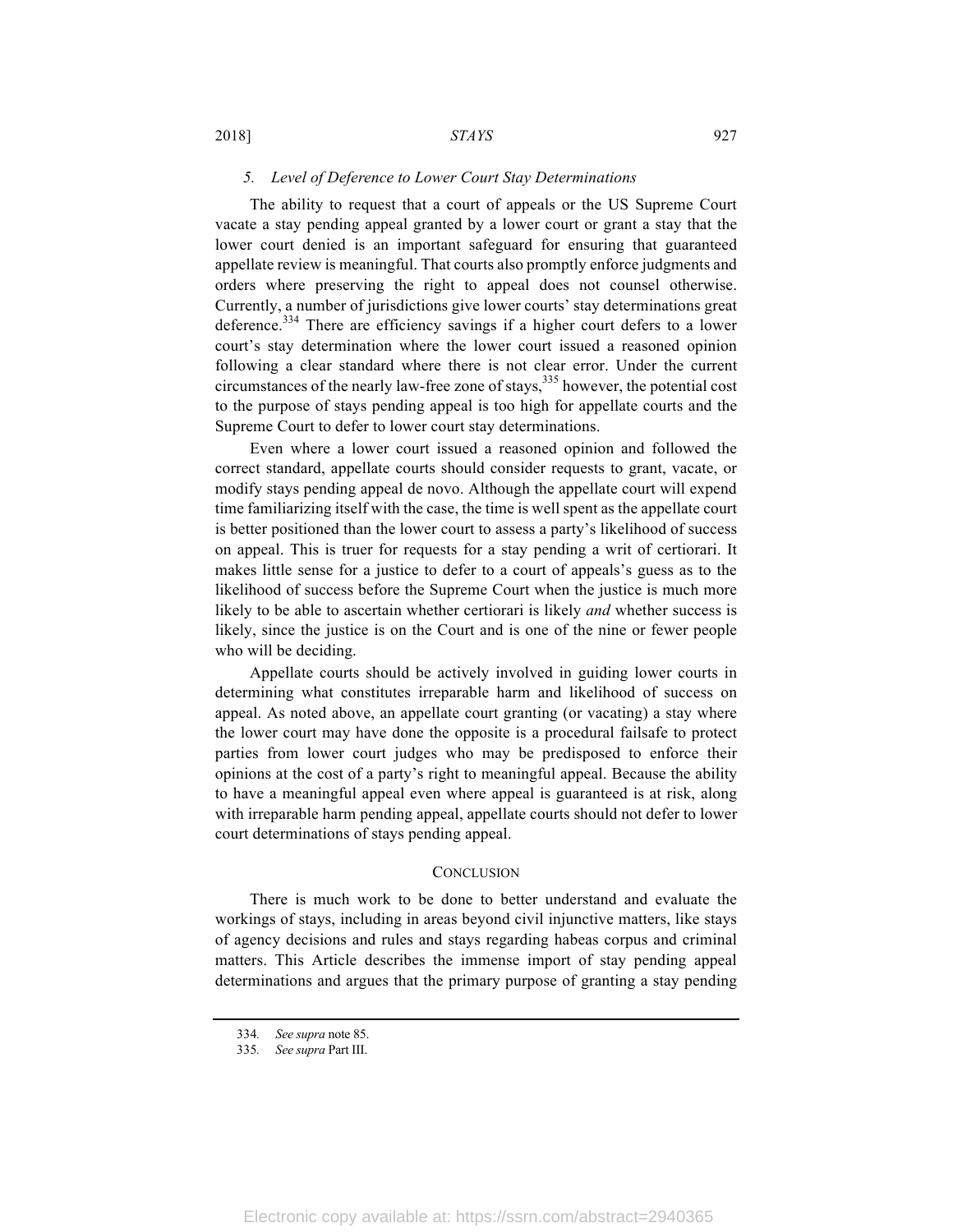### 5. *Level of Deference to Lower Court Stay Determinations*

The ability to request that a court of appeals or the US Supreme Court vacate a stay pending appeal granted by a lower court or grant a stay that the lower court denied is an important safeguard for ensuring that guaranteed appellate review is meaningful. That courts also promptly enforce judgments and orders where preserving the right to appeal does not counsel otherwise. Currently, a number of jurisdictions give lower courts' stay determinations great deference.[334] There are efficiency savings if a higher court defers to a lower court's stay determination where the lower court issued a reasoned opinion following a clear standard where there is not clear error. Under the current circumstances of the nearly law-free zone of stays,[335] however, the potential cost to the purpose of stays pending appeal is too high for appellate courts and the Supreme Court to defer to lower court stay determinations.

Even where a lower court issued a reasoned opinion and followed the correct standard, appellate courts should consider requests to grant, vacate, or modify stays pending appeal de novo. Although the appellate court will expend time familiarizing itself with the case, the time is well spent as the appellate court is better positioned than the lower court to assess a party's likelihood of success on appeal. This is truer for requests for a stay pending a writ of certiorari. It makes little sense for a justice to defer to a court of appeals's guess as to the likelihood of success before the Supreme Court when the justice is much more likely to be able to ascertain whether certiorari is likely *and* whether success is likely, since the justice is on the Court and is one of the nine or fewer people who will be deciding.

Appellate courts should be actively involved in guiding lower courts in determining what constitutes irreparable harm and likelihood of success on appeal. As noted above, an appellate court granting (or vacating) a stay where the lower court may have done the opposite is a procedural failsafe to protect parties from lower court judges who may be predisposed to enforce their opinions at the cost of a party's right to meaningful appeal. Because the ability to have a meaningful appeal even where appeal is guaranteed is at risk, along with irreparable harm pending appeal, appellate courts should not defer to lower court determinations of stays pending appeal.

## CONCLUSION

There is much work to be done to better understand and evaluate the workings of stays, including in areas beyond civil injunctive matters, like stays of agency decisions and rules and stays regarding habeas corpus and criminal matters. This Article describes the immense import of stay pending appeal determinations and argues that the primary purpose of granting a stay pending

---

334. *See supra* note 85.

335. *See supra* Part III.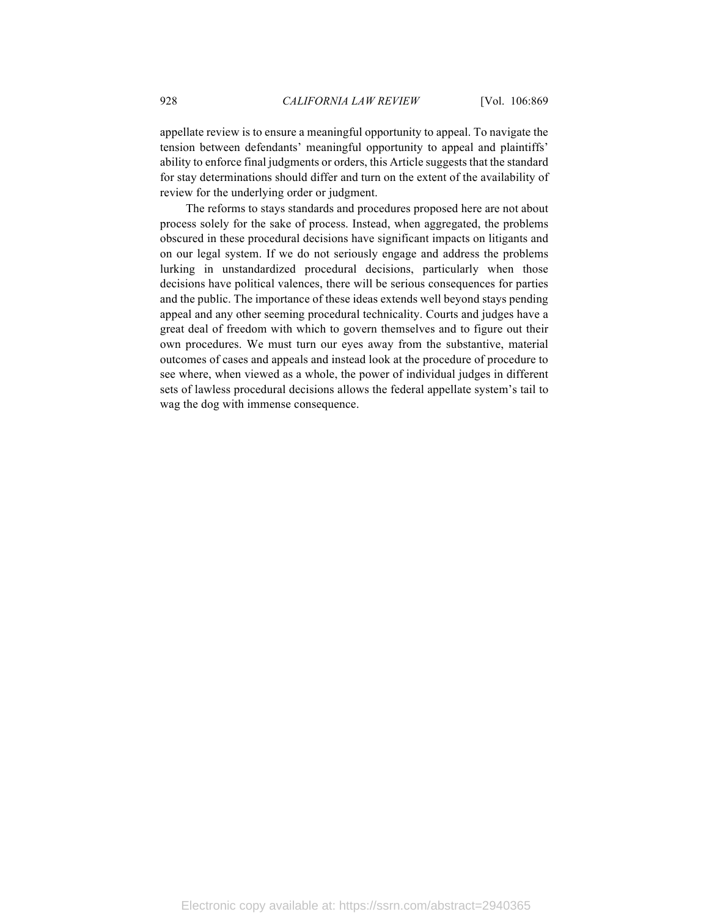appellate review is to ensure a meaningful opportunity to appeal. To navigate the tension between defendants' meaningful opportunity to appeal and plaintiffs' ability to enforce final judgments or orders, this Article suggests that the standard for stay determinations should differ and turn on the extent of the availability of review for the underlying order or judgment.

The reforms to stays standards and procedures proposed here are not about process solely for the sake of process. Instead, when aggregated, the problems obscured in these procedural decisions have significant impacts on litigants and on our legal system. If we do not seriously engage and address the problems lurking in unstandardized procedural decisions, particularly when those decisions have political valences, there will be serious consequences for parties and the public. The importance of these ideas extends well beyond stays pending appeal and any other seeming procedural technicality. Courts and judges have a great deal of freedom with which to govern themselves and to figure out their own procedures. We must turn our eyes away from the substantive, material outcomes of cases and appeals and instead look at the procedure of procedure to see where, when viewed as a whole, the power of individual judges in different sets of lawless procedural decisions allows the federal appellate system's tail to wag the dog with immense consequence.